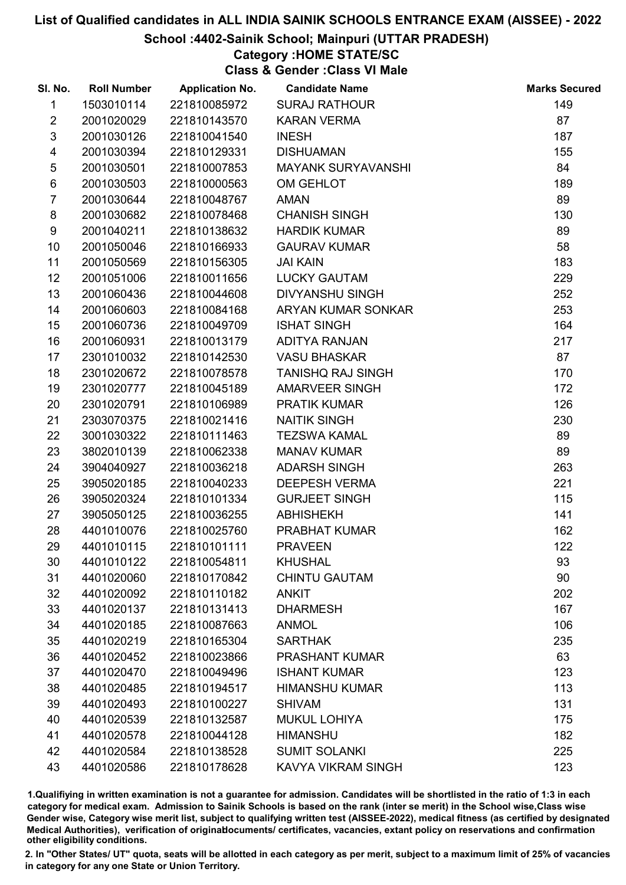# List of Qualified candidates in ALL INDIA SAINIK SCHOOLS ENTRANCE EXAM (AISSEE) - 2022

## School :4402-Sainik School; Mainpuri (UTTAR PRADESH)

### Category :HOME STATE/SC

### Class & Gender :Class VI Male

| Sl. No. | Roll Number | Application No. | Candidate Name | Marks Secured |
|---|---|---|---|---|
| 1 | 1503010114 | 221810085972 | SURAJ RATHOUR | 149 |
| 2 | 2001020029 | 221810143570 | KARAN VERMA | 87 |
| 3 | 2001030126 | 221810041540 | INESH | 187 |
| 4 | 2001030394 | 221810129331 | DISHUAMAN | 155 |
| 5 | 2001030501 | 221810007853 | MAYANK SURYAVANSHI | 84 |
| 6 | 2001030503 | 221810000563 | OM GEHLOT | 189 |
| 7 | 2001030644 | 221810048767 | AMAN | 89 |
| 8 | 2001030682 | 221810078468 | CHANISH SINGH | 130 |
| 9 | 2001040211 | 221810138632 | HARDIK KUMAR | 89 |
| 10 | 2001050046 | 221810166933 | GAURAV KUMAR | 58 |
| 11 | 2001050569 | 221810156305 | JAI KAIN | 183 |
| 12 | 2001051006 | 221810011656 | LUCKY GAUTAM | 229 |
| 13 | 2001060436 | 221810044608 | DIVYANSHU SINGH | 252 |
| 14 | 2001060603 | 221810084168 | ARYAN KUMAR SONKAR | 253 |
| 15 | 2001060736 | 221810049709 | ISHAT SINGH | 164 |
| 16 | 2001060931 | 221810013179 | ADITYA RANJAN | 217 |
| 17 | 2301010032 | 221810142530 | VASU BHASKAR | 87 |
| 18 | 2301020672 | 221810078578 | TANISHQ RAJ SINGH | 170 |
| 19 | 2301020777 | 221810045189 | AMARVEER SINGH | 172 |
| 20 | 2301020791 | 221810106989 | PRATIK KUMAR | 126 |
| 21 | 2303070375 | 221810021416 | NAITIK SINGH | 230 |
| 22 | 3001030322 | 221810111463 | TEZSWA KAMAL | 89 |
| 23 | 3802010139 | 221810062338 | MANAV KUMAR | 89 |
| 24 | 3904040927 | 221810036218 | ADARSH SINGH | 263 |
| 25 | 3905020185 | 221810040233 | DEEPESH VERMA | 221 |
| 26 | 3905020324 | 221810101334 | GURJEET SINGH | 115 |
| 27 | 3905050125 | 221810036255 | ABHISHEKH | 141 |
| 28 | 4401010076 | 221810025760 | PRABHAT KUMAR | 162 |
| 29 | 4401010115 | 221810101111 | PRAVEEN | 122 |
| 30 | 4401010122 | 221810054811 | KHUSHAL | 93 |
| 31 | 4401020060 | 221810170842 | CHINTU GAUTAM | 90 |
| 32 | 4401020092 | 221810110182 | ANKIT | 202 |
| 33 | 4401020137 | 221810131413 | DHARMESH | 167 |
| 34 | 4401020185 | 221810087663 | ANMOL | 106 |
| 35 | 4401020219 | 221810165304 | SARTHAK | 235 |
| 36 | 4401020452 | 221810023866 | PRASHANT KUMAR | 63 |
| 37 | 4401020470 | 221810049496 | ISHANT KUMAR | 123 |
| 38 | 4401020485 | 221810194517 | HIMANSHU KUMAR | 113 |
| 39 | 4401020493 | 221810100227 | SHIVAM | 131 |
| 40 | 4401020539 | 221810132587 | MUKUL LOHIYA | 175 |
| 41 | 4401020578 | 221810044128 | HIMANSHU | 182 |
| 42 | 4401020584 | 221810138528 | SUMIT SOLANKI | 225 |
| 43 | 4401020586 | 221810178628 | KAVYA VIKRAM SINGH | 123 |

1.Qualifying in written examination is not a guarantee for admission. Candidates will be shortlisted in the ratio of 1:3 in each category for medical exam. Admission to Sainik Schools is based on the rank (inter se merit) in the School wise,Class wise Gender wise, Category wise merit list, subject to qualifying written test (AISSEE-2022), medical fitness (as certified by designated Medical Authorities), verification of originaldocuments/ certificates, vacancies, extant policy on reservations and confirmation other eligibility conditions.

2. In "Other States/ UT" quota, seats will be allotted in each category as per merit, subject to a maximum limit of 25% of vacancies in category for any one State or Union Territory.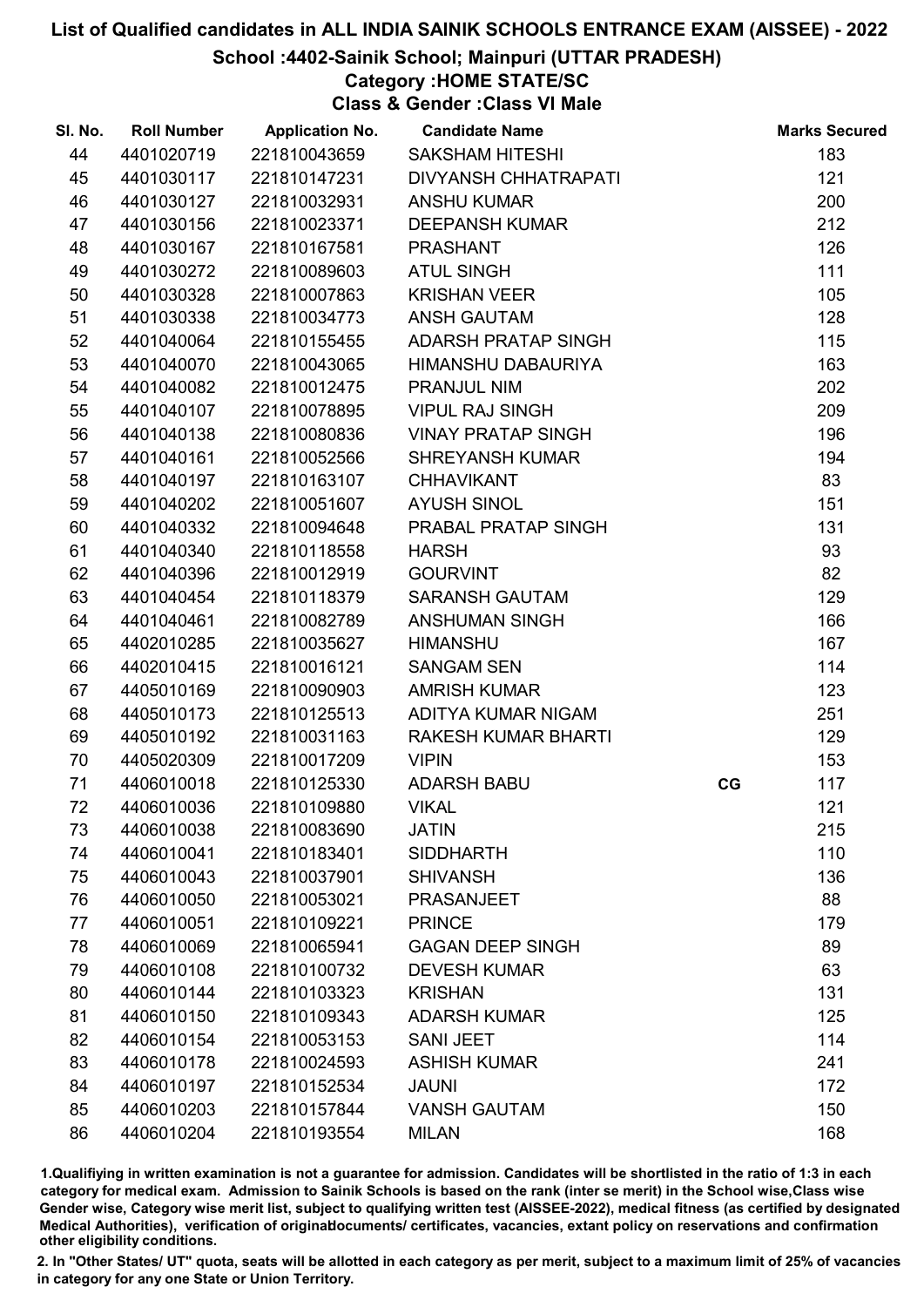# List of Qualified candidates in ALL INDIA SAINIK SCHOOLS ENTRANCE EXAM (AISSEE) - 2022

## School :4402-Sainik School; Mainpuri (UTTAR PRADESH)

### Category :HOME STATE/SC

### Class & Gender :Class VI Male

| Sl. No. | Roll Number | Application No. | Candidate Name | | Marks Secured |
|---|---|---|---|---|---|
| 44 | 4401020719 | 221810043659 | SAKSHAM HITESHI | | 183 |
| 45 | 4401030117 | 221810147231 | DIVYANSH CHHATRAPATI | | 121 |
| 46 | 4401030127 | 221810032931 | ANSHU KUMAR | | 200 |
| 47 | 4401030156 | 221810023371 | DEEPANSH KUMAR | | 212 |
| 48 | 4401030167 | 221810167581 | PRASHANT | | 126 |
| 49 | 4401030272 | 221810089603 | ATUL SINGH | | 111 |
| 50 | 4401030328 | 221810007863 | KRISHAN VEER | | 105 |
| 51 | 4401030338 | 221810034773 | ANSH GAUTAM | | 128 |
| 52 | 4401040064 | 221810155455 | ADARSH PRATAP SINGH | | 115 |
| 53 | 4401040070 | 221810043065 | HIMANSHU DABAURIYA | | 163 |
| 54 | 4401040082 | 221810012475 | PRANJUL NIM | | 202 |
| 55 | 4401040107 | 221810078895 | VIPUL RAJ SINGH | | 209 |
| 56 | 4401040138 | 221810080836 | VINAY PRATAP SINGH | | 196 |
| 57 | 4401040161 | 221810052566 | SHREYANSH KUMAR | | 194 |
| 58 | 4401040197 | 221810163107 | CHHAVIKANT | | 83 |
| 59 | 4401040202 | 221810051607 | AYUSH SINOL | | 151 |
| 60 | 4401040332 | 221810094648 | PRABAL PRATAP SINGH | | 131 |
| 61 | 4401040340 | 221810118558 | HARSH | | 93 |
| 62 | 4401040396 | 221810012919 | GOURVINT | | 82 |
| 63 | 4401040454 | 221810118379 | SARANSH GAUTAM | | 129 |
| 64 | 4401040461 | 221810082789 | ANSHUMAN SINGH | | 166 |
| 65 | 4402010285 | 221810035627 | HIMANSHU | | 167 |
| 66 | 4402010415 | 221810016121 | SANGAM SEN | | 114 |
| 67 | 4405010169 | 221810090903 | AMRISH KUMAR | | 123 |
| 68 | 4405010173 | 221810125513 | ADITYA KUMAR NIGAM | | 251 |
| 69 | 4405010192 | 221810031163 | RAKESH KUMAR BHARTI | | 129 |
| 70 | 4405020309 | 221810017209 | VIPIN | | 153 |
| 71 | 4406010018 | 221810125330 | ADARSH BABU | CG | 117 |
| 72 | 4406010036 | 221810109880 | VIKAL | | 121 |
| 73 | 4406010038 | 221810083690 | JATIN | | 215 |
| 74 | 4406010041 | 221810183401 | SIDDHARTH | | 110 |
| 75 | 4406010043 | 221810037901 | SHIVANSH | | 136 |
| 76 | 4406010050 | 221810053021 | PRASANJEET | | 88 |
| 77 | 4406010051 | 221810109221 | PRINCE | | 179 |
| 78 | 4406010069 | 221810065941 | GAGAN DEEP SINGH | | 89 |
| 79 | 4406010108 | 221810100732 | DEVESH KUMAR | | 63 |
| 80 | 4406010144 | 221810103323 | KRISHAN | | 131 |
| 81 | 4406010150 | 221810109343 | ADARSH KUMAR | | 125 |
| 82 | 4406010154 | 221810053153 | SANI JEET | | 114 |
| 83 | 4406010178 | 221810024593 | ASHISH KUMAR | | 241 |
| 84 | 4406010197 | 221810152534 | JAUNI | | 172 |
| 85 | 4406010203 | 221810157844 | VANSH GAUTAM | | 150 |
| 86 | 4406010204 | 221810193554 | MILAN | | 168 |

1.Qualifying in written examination is not a guarantee for admission. Candidates will be shortlisted in the ratio of 1:3 in each category for medical exam. Admission to Sainik Schools is based on the rank (inter se merit) in the School wise,Class wise Gender wise, Category wise merit list, subject to qualifying written test (AISSEE-2022), medical fitness (as certified by designated Medical Authorities), verification of originaldocuments/ certificates, vacancies, extant policy on reservations and confirmation other eligibility conditions.

2. In "Other States/ UT" quota, seats will be allotted in each category as per merit, subject to a maximum limit of 25% of vacancies in category for any one State or Union Territory.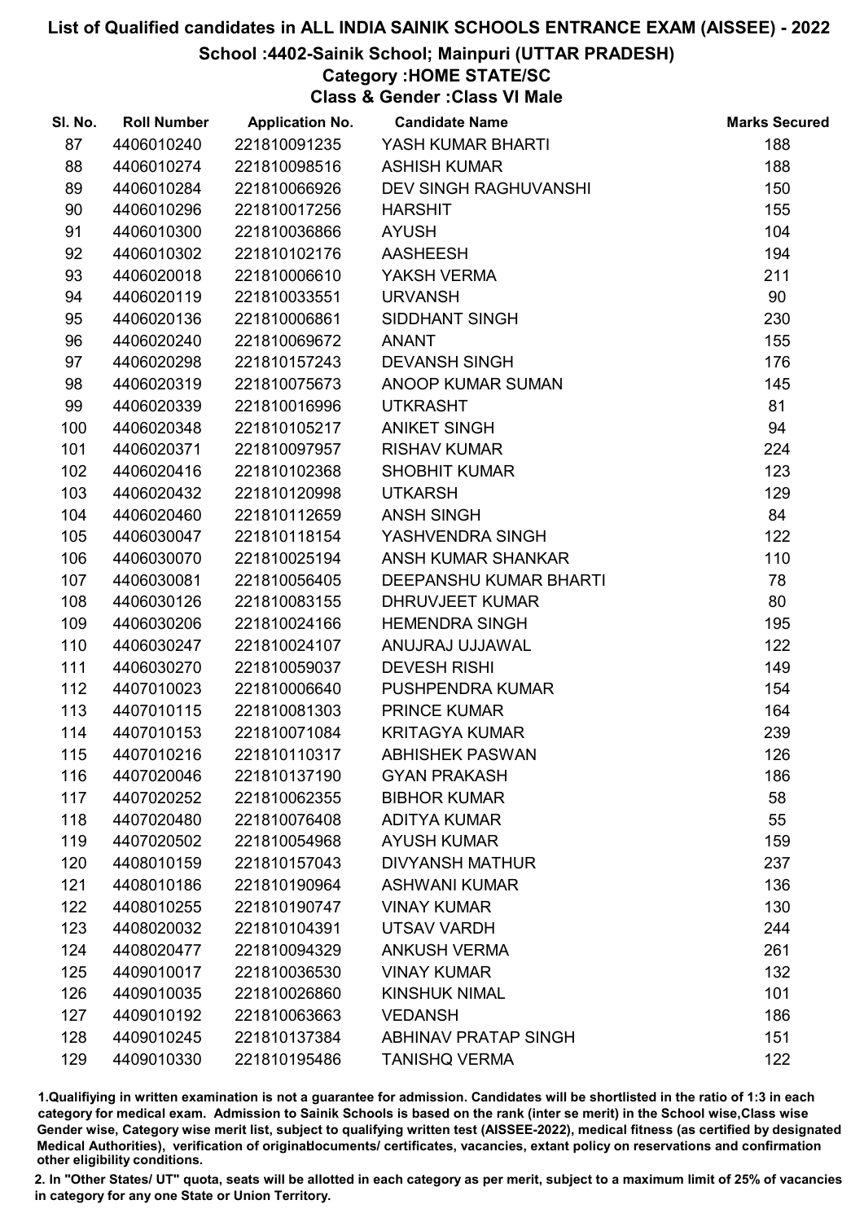# List of Qualified candidates in ALL INDIA SAINIK SCHOOLS ENTRANCE EXAM (AISSEE) - 2022

## School :4402-Sainik School; Mainpuri (UTTAR PRADESH)

### Category :HOME STATE/SC

### Class & Gender :Class VI Male

| Sl. No. | Roll Number | Application No. | Candidate Name | Marks Secured |
|---|---|---|---|---|
| 87 | 4406010240 | 221810091235 | YASH KUMAR BHARTI | 188 |
| 88 | 4406010274 | 221810098516 | ASHISH KUMAR | 188 |
| 89 | 4406010284 | 221810066926 | DEV SINGH RAGHUVANSHI | 150 |
| 90 | 4406010296 | 221810017256 | HARSHIT | 155 |
| 91 | 4406010300 | 221810036866 | AYUSH | 104 |
| 92 | 4406010302 | 221810102176 | AASHEESH | 194 |
| 93 | 4406020018 | 221810006610 | YAKSH VERMA | 211 |
| 94 | 4406020119 | 221810033551 | URVANSH | 90 |
| 95 | 4406020136 | 221810006861 | SIDDHANT SINGH | 230 |
| 96 | 4406020240 | 221810069672 | ANANT | 155 |
| 97 | 4406020298 | 221810157243 | DEVANSH SINGH | 176 |
| 98 | 4406020319 | 221810075673 | ANOOP KUMAR SUMAN | 145 |
| 99 | 4406020339 | 221810016996 | UTKRASHT | 81 |
| 100 | 4406020348 | 221810105217 | ANIKET SINGH | 94 |
| 101 | 4406020371 | 221810097957 | RISHAV KUMAR | 224 |
| 102 | 4406020416 | 221810102368 | SHOBHIT KUMAR | 123 |
| 103 | 4406020432 | 221810120998 | UTKARSH | 129 |
| 104 | 4406020460 | 221810112659 | ANSH SINGH | 84 |
| 105 | 4406030047 | 221810118154 | YASHVENDRA SINGH | 122 |
| 106 | 4406030070 | 221810025194 | ANSH KUMAR SHANKAR | 110 |
| 107 | 4406030081 | 221810056405 | DEEPANSHU KUMAR BHARTI | 78 |
| 108 | 4406030126 | 221810083155 | DHRUVJEET KUMAR | 80 |
| 109 | 4406030206 | 221810024166 | HEMENDRA SINGH | 195 |
| 110 | 4406030247 | 221810024107 | ANUJRAJ UJJAWAL | 122 |
| 111 | 4406030270 | 221810059037 | DEVESH RISHI | 149 |
| 112 | 4407010023 | 221810006640 | PUSHPENDRA KUMAR | 154 |
| 113 | 4407010115 | 221810081303 | PRINCE KUMAR | 164 |
| 114 | 4407010153 | 221810071084 | KRITAGYA KUMAR | 239 |
| 115 | 4407010216 | 221810110317 | ABHISHEK PASWAN | 126 |
| 116 | 4407020046 | 221810137190 | GYAN PRAKASH | 186 |
| 117 | 4407020252 | 221810062355 | BIBHOR KUMAR | 58 |
| 118 | 4407020480 | 221810076408 | ADITYA KUMAR | 55 |
| 119 | 4407020502 | 221810054968 | AYUSH KUMAR | 159 |
| 120 | 4408010159 | 221810157043 | DIVYANSH MATHUR | 237 |
| 121 | 4408010186 | 221810190964 | ASHWANI KUMAR | 136 |
| 122 | 4408010255 | 221810190747 | VINAY KUMAR | 130 |
| 123 | 4408020032 | 221810104391 | UTSAV VARDH | 244 |
| 124 | 4408020477 | 221810094329 | ANKUSH VERMA | 261 |
| 125 | 4409010017 | 221810036530 | VINAY KUMAR | 132 |
| 126 | 4409010035 | 221810026860 | KINSHUK NIMAL | 101 |
| 127 | 4409010192 | 221810063663 | VEDANSH | 186 |
| 128 | 4409010245 | 221810137384 | ABHINAV PRATAP SINGH | 151 |
| 129 | 4409010330 | 221810195486 | TANISHQ VERMA | 122 |

1.Qualifying in written examination is not a guarantee for admission. Candidates will be shortlisted in the ratio of 1:3 in each category for medical exam. Admission to Sainik Schools is based on the rank (inter se merit) in the School wise,Class wise Gender wise, Category wise merit list, subject to qualifying written test (AISSEE-2022), medical fitness (as certified by designated Medical Authorities), verification of originaldocuments/ certificates, vacancies, extant policy on reservations and confirmation other eligibility conditions.

2. In "Other States/ UT" quota, seats will be allotted in each category as per merit, subject to a maximum limit of 25% of vacancies in category for any one State or Union Territory.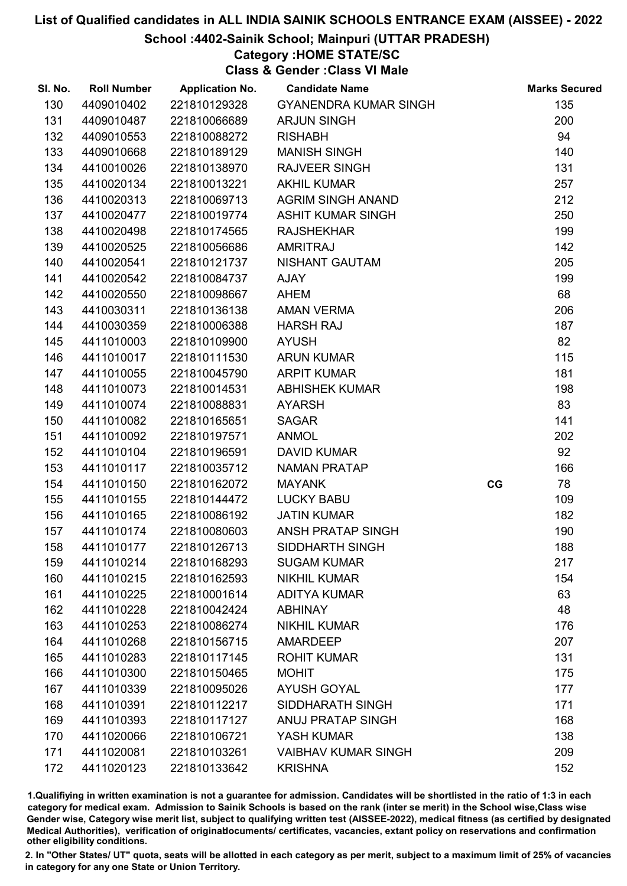# List of Qualified candidates in ALL INDIA SAINIK SCHOOLS ENTRANCE EXAM (AISSEE) - 2022

## School :4402-Sainik School; Mainpuri (UTTAR PRADESH)

### Category :HOME STATE/SC

### Class & Gender :Class VI Male

| Sl. No. | Roll Number | Application No. | Candidate Name | | Marks Secured |
|---|---|---|---|---|---|
| 130 | 4409010402 | 221810129328 | GYANENDRA KUMAR SINGH | | 135 |
| 131 | 4409010487 | 221810066689 | ARJUN SINGH | | 200 |
| 132 | 4409010553 | 221810088272 | RISHABH | | 94 |
| 133 | 4409010668 | 221810189129 | MANISH SINGH | | 140 |
| 134 | 4410010026 | 221810138970 | RAJVEER SINGH | | 131 |
| 135 | 4410020134 | 221810013221 | AKHIL KUMAR | | 257 |
| 136 | 4410020313 | 221810069713 | AGRIM SINGH ANAND | | 212 |
| 137 | 4410020477 | 221810019774 | ASHIT KUMAR SINGH | | 250 |
| 138 | 4410020498 | 221810174565 | RAJSHEKHAR | | 199 |
| 139 | 4410020525 | 221810056686 | AMRITRAJ | | 142 |
| 140 | 4410020541 | 221810121737 | NISHANT GAUTAM | | 205 |
| 141 | 4410020542 | 221810084737 | AJAY | | 199 |
| 142 | 4410020550 | 221810098667 | AHEM | | 68 |
| 143 | 4410030311 | 221810136138 | AMAN VERMA | | 206 |
| 144 | 4410030359 | 221810006388 | HARSH RAJ | | 187 |
| 145 | 4411010003 | 221810109900 | AYUSH | | 82 |
| 146 | 4411010017 | 221810111530 | ARUN KUMAR | | 115 |
| 147 | 4411010055 | 221810045790 | ARPIT KUMAR | | 181 |
| 148 | 4411010073 | 221810014531 | ABHISHEK KUMAR | | 198 |
| 149 | 4411010074 | 221810088831 | AYARSH | | 83 |
| 150 | 4411010082 | 221810165651 | SAGAR | | 141 |
| 151 | 4411010092 | 221810197571 | ANMOL | | 202 |
| 152 | 4411010104 | 221810196591 | DAVID KUMAR | | 92 |
| 153 | 4411010117 | 221810035712 | NAMAN PRATAP | | 166 |
| 154 | 4411010150 | 221810162072 | MAYANK | CG | 78 |
| 155 | 4411010155 | 221810144472 | LUCKY BABU | | 109 |
| 156 | 4411010165 | 221810086192 | JATIN KUMAR | | 182 |
| 157 | 4411010174 | 221810080603 | ANSH PRATAP SINGH | | 190 |
| 158 | 4411010177 | 221810126713 | SIDDHARTH SINGH | | 188 |
| 159 | 4411010214 | 221810168293 | SUGAM KUMAR | | 217 |
| 160 | 4411010215 | 221810162593 | NIKHIL KUMAR | | 154 |
| 161 | 4411010225 | 221810001614 | ADITYA KUMAR | | 63 |
| 162 | 4411010228 | 221810042424 | ABHINAY | | 48 |
| 163 | 4411010253 | 221810086274 | NIKHIL KUMAR | | 176 |
| 164 | 4411010268 | 221810156715 | AMARDEEP | | 207 |
| 165 | 4411010283 | 221810117145 | ROHIT KUMAR | | 131 |
| 166 | 4411010300 | 221810150465 | MOHIT | | 175 |
| 167 | 4411010339 | 221810095026 | AYUSH GOYAL | | 177 |
| 168 | 4411010391 | 221810112217 | SIDDHARATH SINGH | | 171 |
| 169 | 4411010393 | 221810117127 | ANUJ PRATAP SINGH | | 168 |
| 170 | 4411020066 | 221810106721 | YASH KUMAR | | 138 |
| 171 | 4411020081 | 221810103261 | VAIBHAV KUMAR SINGH | | 209 |
| 172 | 4411020123 | 221810133642 | KRISHNA | | 152 |

1.Qualifiying in written examination is not a guarantee for admission. Candidates will be shortlisted in the ratio of 1:3 in each category for medical exam. Admission to Sainik Schools is based on the rank (inter se merit) in the School wise,Class wise Gender wise, Category wise merit list, subject to qualifying written test (AISSEE-2022), medical fitness (as certified by designated Medical Authorities), verification of originaldocuments/ certificates, vacancies, extant policy on reservations and confirmation other eligibility conditions.

2. In "Other States/ UT" quota, seats will be allotted in each category as per merit, subject to a maximum limit of 25% of vacancies in category for any one State or Union Territory.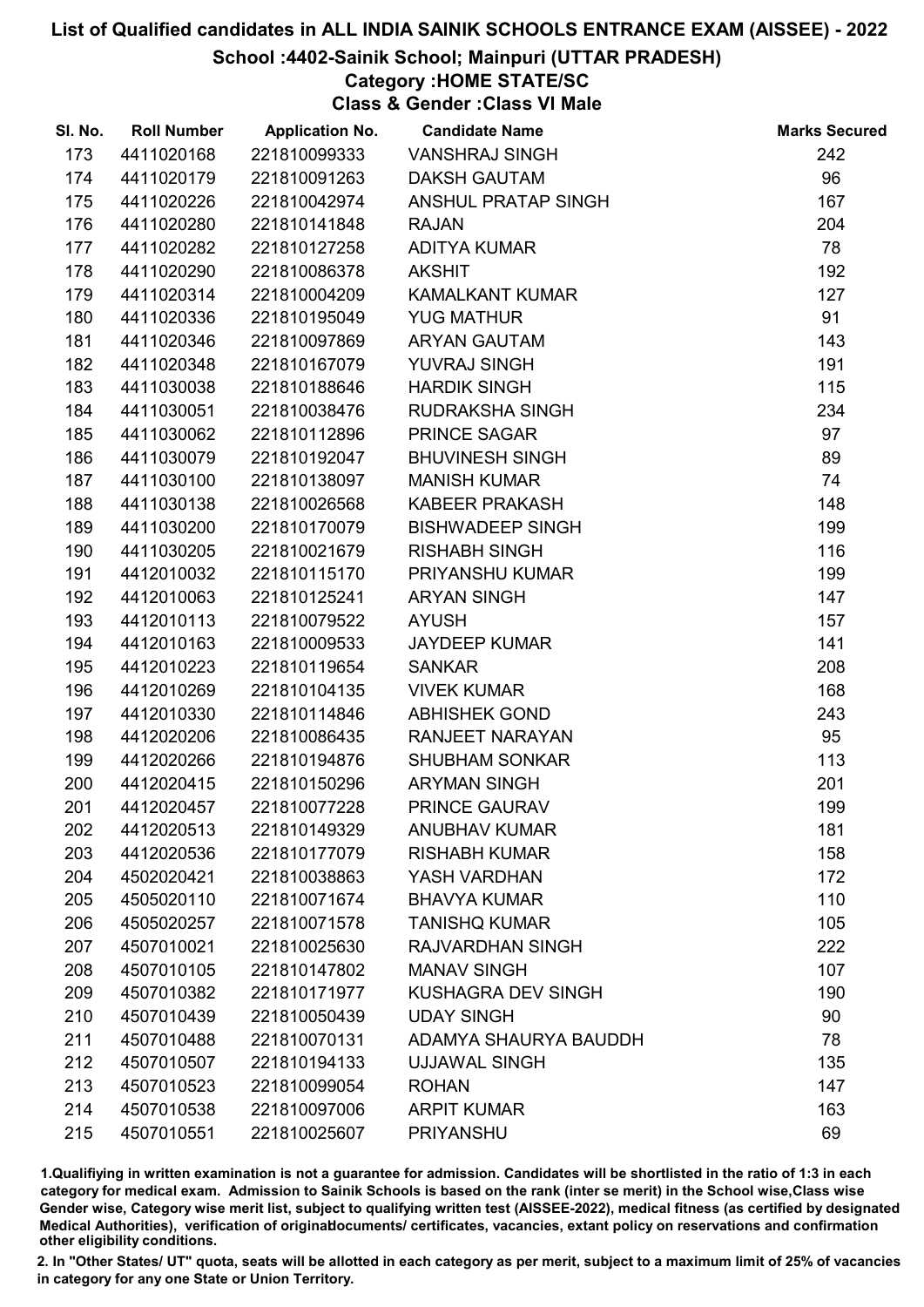# List of Qualified candidates in ALL INDIA SAINIK SCHOOLS ENTRANCE EXAM (AISSEE) - 2022

## School :4402-Sainik School; Mainpuri (UTTAR PRADESH)

### Category :HOME STATE/SC

### Class & Gender :Class VI Male

| Sl. No. | Roll Number | Application No. | Candidate Name | Marks Secured |
|---|---|---|---|---|
| 173 | 4411020168 | 221810099333 | VANSHRAJ SINGH | 242 |
| 174 | 4411020179 | 221810091263 | DAKSH GAUTAM | 96 |
| 175 | 4411020226 | 221810042974 | ANSHUL PRATAP SINGH | 167 |
| 176 | 4411020280 | 221810141848 | RAJAN | 204 |
| 177 | 4411020282 | 221810127258 | ADITYA KUMAR | 78 |
| 178 | 4411020290 | 221810086378 | AKSHIT | 192 |
| 179 | 4411020314 | 221810004209 | KAMALKANT KUMAR | 127 |
| 180 | 4411020336 | 221810195049 | YUG MATHUR | 91 |
| 181 | 4411020346 | 221810097869 | ARYAN GAUTAM | 143 |
| 182 | 4411020348 | 221810167079 | YUVRAJ SINGH | 191 |
| 183 | 4411030038 | 221810188646 | HARDIK SINGH | 115 |
| 184 | 4411030051 | 221810038476 | RUDRAKSHA SINGH | 234 |
| 185 | 4411030062 | 221810112896 | PRINCE SAGAR | 97 |
| 186 | 4411030079 | 221810192047 | BHUVINESH SINGH | 89 |
| 187 | 4411030100 | 221810138097 | MANISH KUMAR | 74 |
| 188 | 4411030138 | 221810026568 | KABEER PRAKASH | 148 |
| 189 | 4411030200 | 221810170079 | BISHWADEEP SINGH | 199 |
| 190 | 4411030205 | 221810021679 | RISHABH SINGH | 116 |
| 191 | 4412010032 | 221810115170 | PRIYANSHU KUMAR | 199 |
| 192 | 4412010063 | 221810125241 | ARYAN SINGH | 147 |
| 193 | 4412010113 | 221810079522 | AYUSH | 157 |
| 194 | 4412010163 | 221810009533 | JAYDEEP KUMAR | 141 |
| 195 | 4412010223 | 221810119654 | SANKAR | 208 |
| 196 | 4412010269 | 221810104135 | VIVEK KUMAR | 168 |
| 197 | 4412010330 | 221810114846 | ABHISHEK GOND | 243 |
| 198 | 4412020206 | 221810086435 | RANJEET NARAYAN | 95 |
| 199 | 4412020266 | 221810194876 | SHUBHAM SONKAR | 113 |
| 200 | 4412020415 | 221810150296 | ARYMAN SINGH | 201 |
| 201 | 4412020457 | 221810077228 | PRINCE GAURAV | 199 |
| 202 | 4412020513 | 221810149329 | ANUBHAV KUMAR | 181 |
| 203 | 4412020536 | 221810177079 | RISHABH KUMAR | 158 |
| 204 | 4502020421 | 221810038863 | YASH VARDHAN | 172 |
| 205 | 4505020110 | 221810071674 | BHAVYA KUMAR | 110 |
| 206 | 4505020257 | 221810071578 | TANISHQ KUMAR | 105 |
| 207 | 4507010021 | 221810025630 | RAJVARDHAN SINGH | 222 |
| 208 | 4507010105 | 221810147802 | MANAV SINGH | 107 |
| 209 | 4507010382 | 221810171977 | KUSHAGRA DEV SINGH | 190 |
| 210 | 4507010439 | 221810050439 | UDAY SINGH | 90 |
| 211 | 4507010488 | 221810070131 | ADAMYA SHAURYA BAUDDH | 78 |
| 212 | 4507010507 | 221810194133 | UJJAWAL SINGH | 135 |
| 213 | 4507010523 | 221810099054 | ROHAN | 147 |
| 214 | 4507010538 | 221810097006 | ARPIT KUMAR | 163 |
| 215 | 4507010551 | 221810025607 | PRIYANSHU | 69 |

1.Qualifiying in written examination is not a guarantee for admission. Candidates will be shortlisted in the ratio of 1:3 in each category for medical exam. Admission to Sainik Schools is based on the rank (inter se merit) in the School wise,Class wise Gender wise, Category wise merit list, subject to qualifying written test (AISSEE-2022), medical fitness (as certified by designated Medical Authorities), verification of originaldocuments/ certificates, vacancies, extant policy on reservations and confirmation other eligibility conditions.

2. In "Other States/ UT" quota, seats will be allotted in each category as per merit, subject to a maximum limit of 25% of vacancies in category for any one State or Union Territory.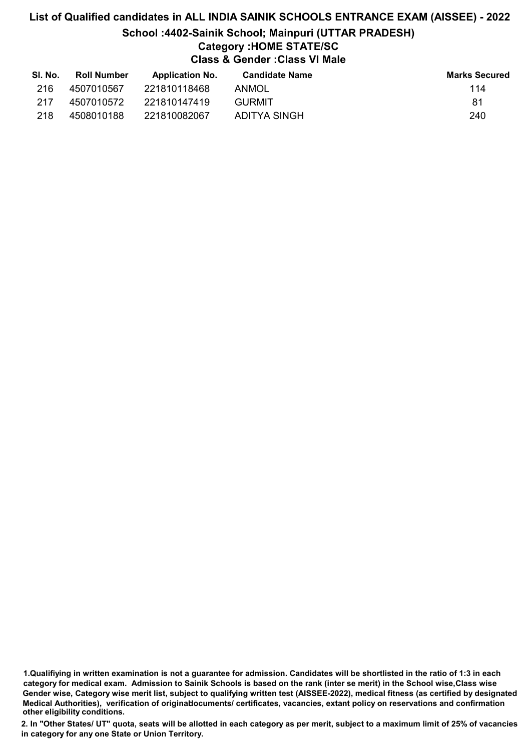# List of Qualified candidates in ALL INDIA SAINIK SCHOOLS ENTRANCE EXAM (AISSEE) - 2022

## School :4402-Sainik School; Mainpuri (UTTAR PRADESH)

### Category :HOME STATE/SC

### Class & Gender :Class VI Male

| Sl. No. | Roll Number | Application No. | Candidate Name | Marks Secured |
|---|---|---|---|---|
| 216 | 4507010567 | 221810118468 | ANMOL | 114 |
| 217 | 4507010572 | 221810147419 | GURMIT | 81 |
| 218 | 4508010188 | 221810082067 | ADITYA SINGH | 240 |

**1.Qualifiying in written examination is not a guarantee for admission. Candidates will be shortlisted in the ratio of 1:3 in each category for medical exam. Admission to Sainik Schools is based on the rank (inter se merit) in the School wise,Class wise Gender wise, Category wise merit list, subject to qualifying written test (AISSEE-2022), medical fitness (as certified by designated Medical Authorities), verification of originaldocuments/ certificates, vacancies, extant policy on reservations and confirmation other eligibility conditions.**

**2. In "Other States/ UT" quota, seats will be allotted in each category as per merit, subject to a maximum limit of 25% of vacancies in category for any one State or Union Territory.**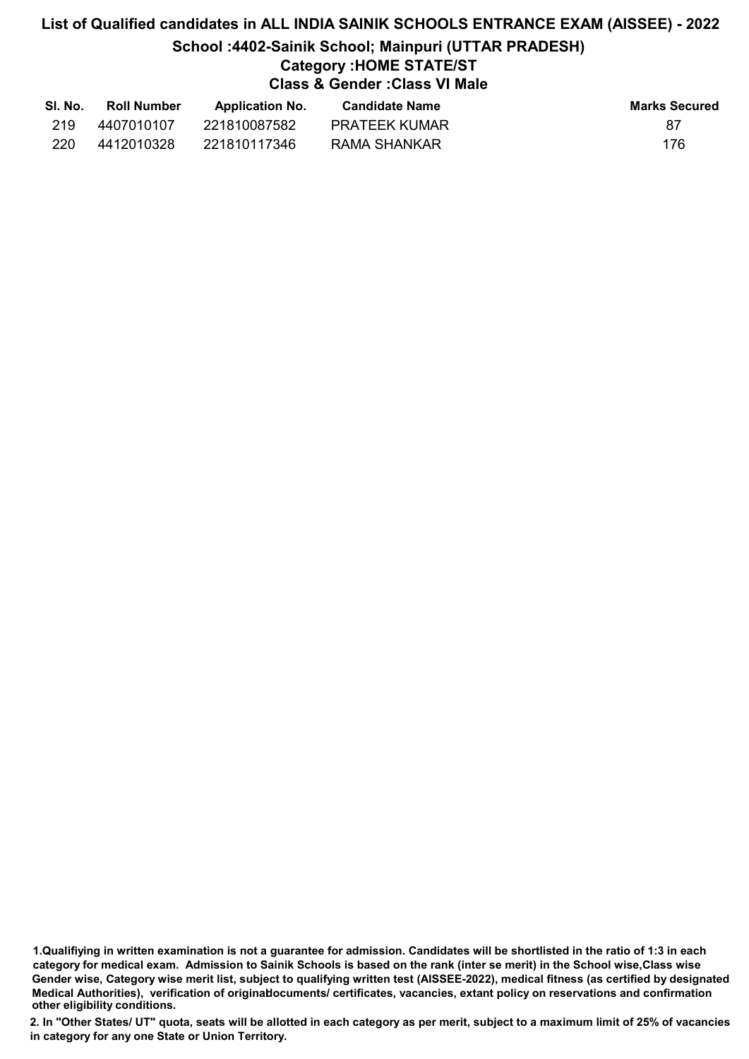# List of Qualified candidates in ALL INDIA SAINIK SCHOOLS ENTRANCE EXAM (AISSEE) - 2022

## School :4402-Sainik School; Mainpuri (UTTAR PRADESH)

### Category :HOME STATE/ST

### Class & Gender :Class VI Male

| Sl. No. | Roll Number | Application No. | Candidate Name | Marks Secured |
|---|---|---|---|---|
| 219 | 4407010107 | 221810087582 | PRATEEK KUMAR | 87 |
| 220 | 4412010328 | 221810117346 | RAMA SHANKAR | 176 |

**1.Qualifiying in written examination is not a guarantee for admission. Candidates will be shortlisted in the ratio of 1:3 in each category for medical exam. Admission to Sainik Schools is based on the rank (inter se merit) in the School wise,Class wise Gender wise, Category wise merit list, subject to qualifying written test (AISSEE-2022), medical fitness (as certified by designated Medical Authorities), verification of originaldocuments/ certificates, vacancies, extant policy on reservations and confirmation other eligibility conditions.**

**2. In "Other States/ UT" quota, seats will be allotted in each category as per merit, subject to a maximum limit of 25% of vacancies in category for any one State or Union Territory.**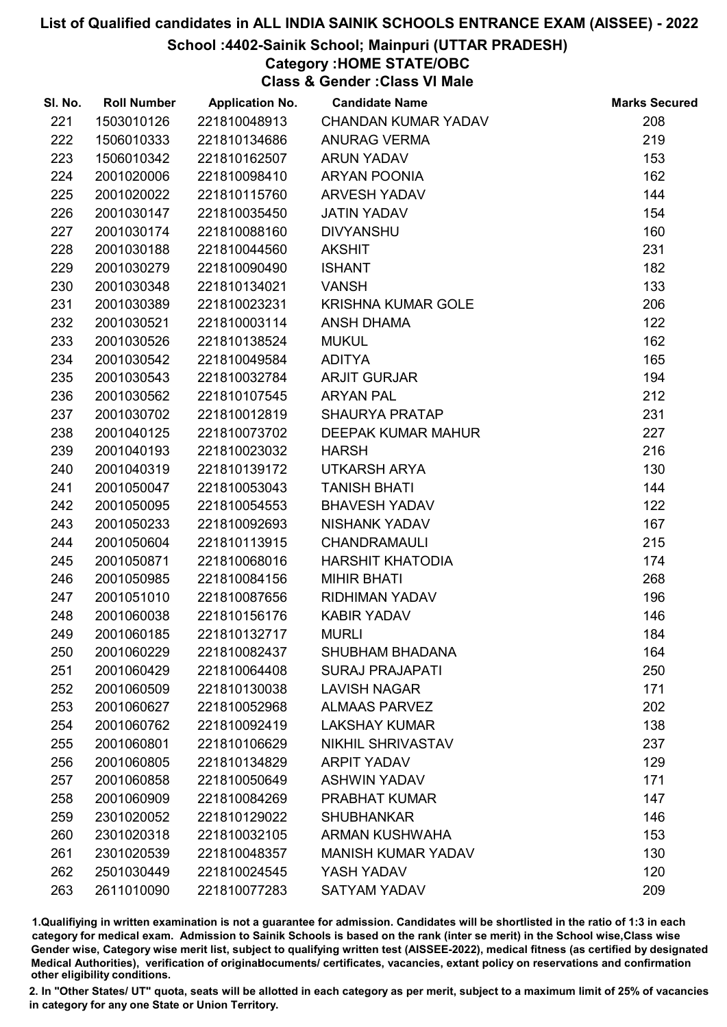# List of Qualified candidates in ALL INDIA SAINIK SCHOOLS ENTRANCE EXAM (AISSEE) - 2022

## School :4402-Sainik School; Mainpuri (UTTAR PRADESH)

### Category :HOME STATE/OBC

### Class & Gender :Class VI Male

| Sl. No. | Roll Number | Application No. | Candidate Name | Marks Secured |
|---|---|---|---|---|
| 221 | 1503010126 | 221810048913 | CHANDAN KUMAR YADAV | 208 |
| 222 | 1506010333 | 221810134686 | ANURAG VERMA | 219 |
| 223 | 1506010342 | 221810162507 | ARUN YADAV | 153 |
| 224 | 2001020006 | 221810098410 | ARYAN POONIA | 162 |
| 225 | 2001020022 | 221810115760 | ARVESH YADAV | 144 |
| 226 | 2001030147 | 221810035450 | JATIN YADAV | 154 |
| 227 | 2001030174 | 221810088160 | DIVYANSHU | 160 |
| 228 | 2001030188 | 221810044560 | AKSHIT | 231 |
| 229 | 2001030279 | 221810090490 | ISHANT | 182 |
| 230 | 2001030348 | 221810134021 | VANSH | 133 |
| 231 | 2001030389 | 221810023231 | KRISHNA KUMAR GOLE | 206 |
| 232 | 2001030521 | 221810003114 | ANSH DHAMA | 122 |
| 233 | 2001030526 | 221810138524 | MUKUL | 162 |
| 234 | 2001030542 | 221810049584 | ADITYA | 165 |
| 235 | 2001030543 | 221810032784 | ARJIT GURJAR | 194 |
| 236 | 2001030562 | 221810107545 | ARYAN PAL | 212 |
| 237 | 2001030702 | 221810012819 | SHAURYA PRATAP | 231 |
| 238 | 2001040125 | 221810073702 | DEEPAK KUMAR MAHUR | 227 |
| 239 | 2001040193 | 221810023032 | HARSH | 216 |
| 240 | 2001040319 | 221810139172 | UTKARSH ARYA | 130 |
| 241 | 2001050047 | 221810053043 | TANISH BHATI | 144 |
| 242 | 2001050095 | 221810054553 | BHAVESH YADAV | 122 |
| 243 | 2001050233 | 221810092693 | NISHANK YADAV | 167 |
| 244 | 2001050604 | 221810113915 | CHANDRAMAULI | 215 |
| 245 | 2001050871 | 221810068016 | HARSHIT KHATODIA | 174 |
| 246 | 2001050985 | 221810084156 | MIHIR BHATI | 268 |
| 247 | 2001051010 | 221810087656 | RIDHIMAN YADAV | 196 |
| 248 | 2001060038 | 221810156176 | KABIR YADAV | 146 |
| 249 | 2001060185 | 221810132717 | MURLI | 184 |
| 250 | 2001060229 | 221810082437 | SHUBHAM BHADANA | 164 |
| 251 | 2001060429 | 221810064408 | SURAJ PRAJAPATI | 250 |
| 252 | 2001060509 | 221810130038 | LAVISH NAGAR | 171 |
| 253 | 2001060627 | 221810052968 | ALMAAS PARVEZ | 202 |
| 254 | 2001060762 | 221810092419 | LAKSHAY KUMAR | 138 |
| 255 | 2001060801 | 221810106629 | NIKHIL SHRIVASTAV | 237 |
| 256 | 2001060805 | 221810134829 | ARPIT YADAV | 129 |
| 257 | 2001060858 | 221810050649 | ASHWIN YADAV | 171 |
| 258 | 2001060909 | 221810084269 | PRABHAT KUMAR | 147 |
| 259 | 2301020052 | 221810129022 | SHUBHANKAR | 146 |
| 260 | 2301020318 | 221810032105 | ARMAN KUSHWAHA | 153 |
| 261 | 2301020539 | 221810048357 | MANISH KUMAR YADAV | 130 |
| 262 | 2501030449 | 221810024545 | YASH YADAV | 120 |
| 263 | 2611010090 | 221810077283 | SATYAM YADAV | 209 |

1.Qualifying in written examination is not a guarantee for admission. Candidates will be shortlisted in the ratio of 1:3 in each category for medical exam. Admission to Sainik Schools is based on the rank (inter se merit) in the School wise,Class wise Gender wise, Category wise merit list, subject to qualifying written test (AISSEE-2022), medical fitness (as certified by designated Medical Authorities), verification of originaldocuments/ certificates, vacancies, extant policy on reservations and confirmation other eligibility conditions.

2. In "Other States/ UT" quota, seats will be allotted in each category as per merit, subject to a maximum limit of 25% of vacancies in category for any one State or Union Territory.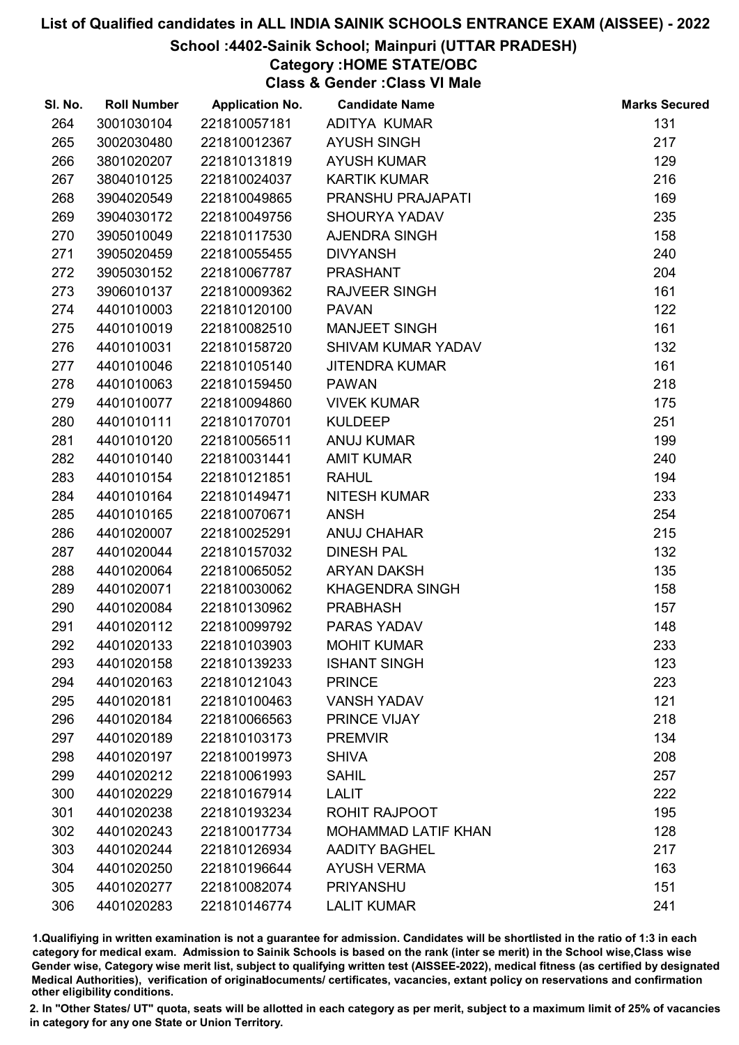# List of Qualified candidates in ALL INDIA SAINIK SCHOOLS ENTRANCE EXAM (AISSEE) - 2022

## School :4402-Sainik School; Mainpuri (UTTAR PRADESH)

### Category :HOME STATE/OBC

### Class & Gender :Class VI Male

| Sl. No. | Roll Number | Application No. | Candidate Name | Marks Secured |
|---|---|---|---|---|
| 264 | 3001030104 | 221810057181 | ADITYA KUMAR | 131 |
| 265 | 3002030480 | 221810012367 | AYUSH SINGH | 217 |
| 266 | 3801020207 | 221810131819 | AYUSH KUMAR | 129 |
| 267 | 3804010125 | 221810024037 | KARTIK KUMAR | 216 |
| 268 | 3904020549 | 221810049865 | PRANSHU PRAJAPATI | 169 |
| 269 | 3904030172 | 221810049756 | SHOURYA YADAV | 235 |
| 270 | 3905010049 | 221810117530 | AJENDRA SINGH | 158 |
| 271 | 3905020459 | 221810055455 | DIVYANSH | 240 |
| 272 | 3905030152 | 221810067787 | PRASHANT | 204 |
| 273 | 3906010137 | 221810009362 | RAJVEER SINGH | 161 |
| 274 | 4401010003 | 221810120100 | PAVAN | 122 |
| 275 | 4401010019 | 221810082510 | MANJEET SINGH | 161 |
| 276 | 4401010031 | 221810158720 | SHIVAM KUMAR YADAV | 132 |
| 277 | 4401010046 | 221810105140 | JITENDRA KUMAR | 161 |
| 278 | 4401010063 | 221810159450 | PAWAN | 218 |
| 279 | 4401010077 | 221810094860 | VIVEK KUMAR | 175 |
| 280 | 4401010111 | 221810170701 | KULDEEP | 251 |
| 281 | 4401010120 | 221810056511 | ANUJ KUMAR | 199 |
| 282 | 4401010140 | 221810031441 | AMIT KUMAR | 240 |
| 283 | 4401010154 | 221810121851 | RAHUL | 194 |
| 284 | 4401010164 | 221810149471 | NITESH KUMAR | 233 |
| 285 | 4401010165 | 221810070671 | ANSH | 254 |
| 286 | 4401020007 | 221810025291 | ANUJ CHAHAR | 215 |
| 287 | 4401020044 | 221810157032 | DINESH PAL | 132 |
| 288 | 4401020064 | 221810065052 | ARYAN DAKSH | 135 |
| 289 | 4401020071 | 221810030062 | KHAGENDRA SINGH | 158 |
| 290 | 4401020084 | 221810130962 | PRABHASH | 157 |
| 291 | 4401020112 | 221810099792 | PARAS YADAV | 148 |
| 292 | 4401020133 | 221810103903 | MOHIT KUMAR | 233 |
| 293 | 4401020158 | 221810139233 | ISHANT SINGH | 123 |
| 294 | 4401020163 | 221810121043 | PRINCE | 223 |
| 295 | 4401020181 | 221810100463 | VANSH YADAV | 121 |
| 296 | 4401020184 | 221810066563 | PRINCE VIJAY | 218 |
| 297 | 4401020189 | 221810103173 | PREMVIR | 134 |
| 298 | 4401020197 | 221810019973 | SHIVA | 208 |
| 299 | 4401020212 | 221810061993 | SAHIL | 257 |
| 300 | 4401020229 | 221810167914 | LALIT | 222 |
| 301 | 4401020238 | 221810193234 | ROHIT RAJPOOT | 195 |
| 302 | 4401020243 | 221810017734 | MOHAMMAD LATIF KHAN | 128 |
| 303 | 4401020244 | 221810126934 | AADITY BAGHEL | 217 |
| 304 | 4401020250 | 221810196644 | AYUSH VERMA | 163 |
| 305 | 4401020277 | 221810082074 | PRIYANSHU | 151 |
| 306 | 4401020283 | 221810146774 | LALIT KUMAR | 241 |

1.Qualifiying in written examination is not a guarantee for admission. Candidates will be shortlisted in the ratio of 1:3 in each category for medical exam. Admission to Sainik Schools is based on the rank (inter se merit) in the School wise,Class wise Gender wise, Category wise merit list, subject to qualifying written test (AISSEE-2022), medical fitness (as certified by designated Medical Authorities), verification of originaldocuments/ certificates, vacancies, extant policy on reservations and confirmation other eligibility conditions.

2. In "Other States/ UT" quota, seats will be allotted in each category as per merit, subject to a maximum limit of 25% of vacancies in category for any one State or Union Territory.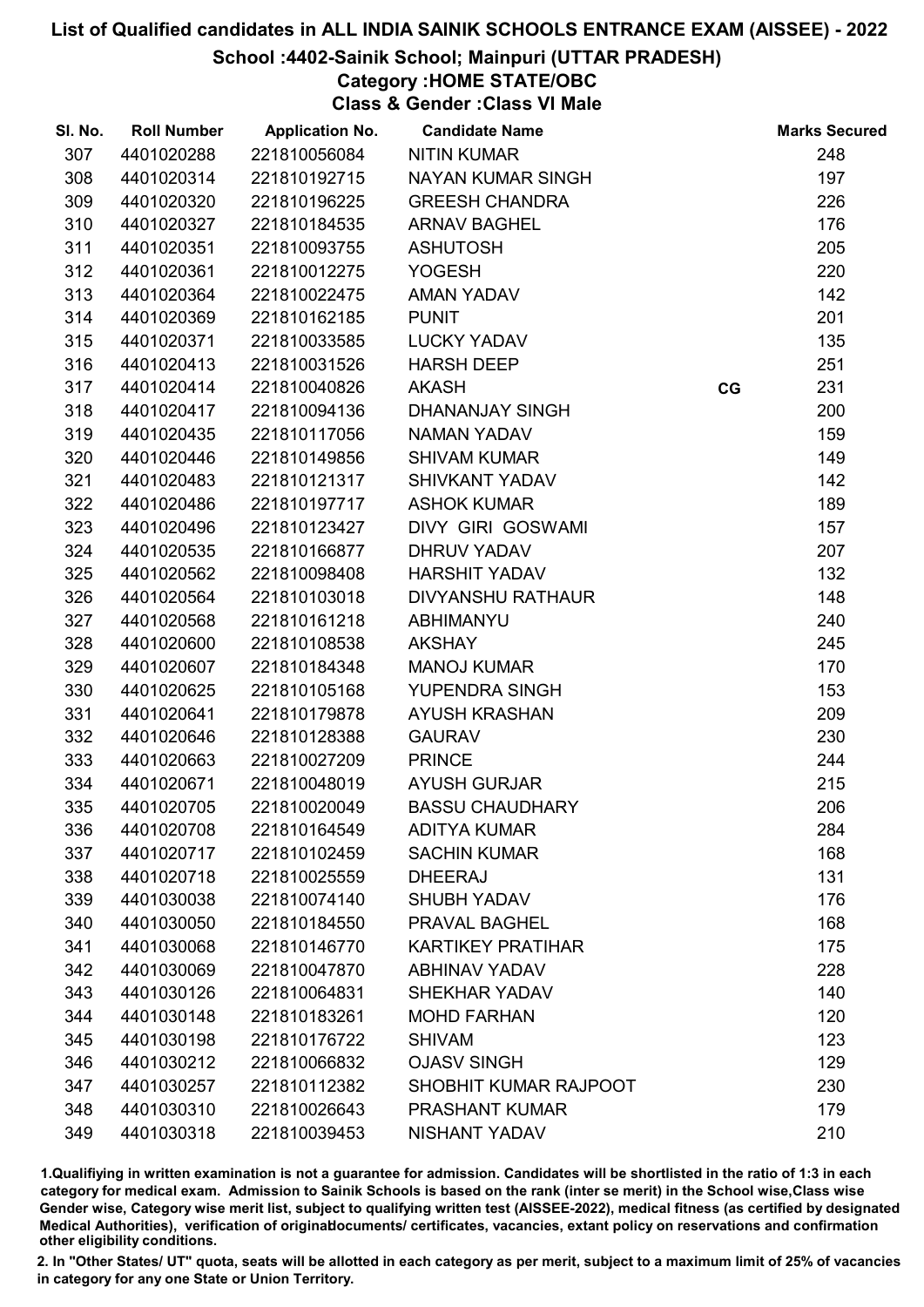# List of Qualified candidates in ALL INDIA SAINIK SCHOOLS ENTRANCE EXAM (AISSEE) - 2022

## School :4402-Sainik School; Mainpuri (UTTAR PRADESH)

### Category :HOME STATE/OBC

### Class & Gender :Class VI Male

| Sl. No. | Roll Number | Application No. | Candidate Name | | Marks Secured |
|---|---|---|---|---|---|
| 307 | 4401020288 | 221810056084 | NITIN KUMAR | | 248 |
| 308 | 4401020314 | 221810192715 | NAYAN KUMAR SINGH | | 197 |
| 309 | 4401020320 | 221810196225 | GREESH CHANDRA | | 226 |
| 310 | 4401020327 | 221810184535 | ARNAV BAGHEL | | 176 |
| 311 | 4401020351 | 221810093755 | ASHUTOSH | | 205 |
| 312 | 4401020361 | 221810012275 | YOGESH | | 220 |
| 313 | 4401020364 | 221810022475 | AMAN YADAV | | 142 |
| 314 | 4401020369 | 221810162185 | PUNIT | | 201 |
| 315 | 4401020371 | 221810033585 | LUCKY YADAV | | 135 |
| 316 | 4401020413 | 221810031526 | HARSH DEEP | | 251 |
| 317 | 4401020414 | 221810040826 | AKASH | CG | 231 |
| 318 | 4401020417 | 221810094136 | DHANANJAY SINGH | | 200 |
| 319 | 4401020435 | 221810117056 | NAMAN YADAV | | 159 |
| 320 | 4401020446 | 221810149856 | SHIVAM KUMAR | | 149 |
| 321 | 4401020483 | 221810121317 | SHIVKANT YADAV | | 142 |
| 322 | 4401020486 | 221810197717 | ASHOK KUMAR | | 189 |
| 323 | 4401020496 | 221810123427 | DIVY GIRI GOSWAMI | | 157 |
| 324 | 4401020535 | 221810166877 | DHRUV YADAV | | 207 |
| 325 | 4401020562 | 221810098408 | HARSHIT YADAV | | 132 |
| 326 | 4401020564 | 221810103018 | DIVYANSHU RATHAUR | | 148 |
| 327 | 4401020568 | 221810161218 | ABHIMANYU | | 240 |
| 328 | 4401020600 | 221810108538 | AKSHAY | | 245 |
| 329 | 4401020607 | 221810184348 | MANOJ KUMAR | | 170 |
| 330 | 4401020625 | 221810105168 | YUPENDRA SINGH | | 153 |
| 331 | 4401020641 | 221810179878 | AYUSH KRASHAN | | 209 |
| 332 | 4401020646 | 221810128388 | GAURAV | | 230 |
| 333 | 4401020663 | 221810027209 | PRINCE | | 244 |
| 334 | 4401020671 | 221810048019 | AYUSH GURJAR | | 215 |
| 335 | 4401020705 | 221810020049 | BASSU CHAUDHARY | | 206 |
| 336 | 4401020708 | 221810164549 | ADITYA KUMAR | | 284 |
| 337 | 4401020717 | 221810102459 | SACHIN KUMAR | | 168 |
| 338 | 4401020718 | 221810025559 | DHEERAJ | | 131 |
| 339 | 4401030038 | 221810074140 | SHUBH YADAV | | 176 |
| 340 | 4401030050 | 221810184550 | PRAVAL BAGHEL | | 168 |
| 341 | 4401030068 | 221810146770 | KARTIKEY PRATIHAR | | 175 |
| 342 | 4401030069 | 221810047870 | ABHINAV YADAV | | 228 |
| 343 | 4401030126 | 221810064831 | SHEKHAR YADAV | | 140 |
| 344 | 4401030148 | 221810183261 | MOHD FARHAN | | 120 |
| 345 | 4401030198 | 221810176722 | SHIVAM | | 123 |
| 346 | 4401030212 | 221810066832 | OJASV SINGH | | 129 |
| 347 | 4401030257 | 221810112382 | SHOBHIT KUMAR RAJPOOT | | 230 |
| 348 | 4401030310 | 221810026643 | PRASHANT KUMAR | | 179 |
| 349 | 4401030318 | 221810039453 | NISHANT YADAV | | 210 |

1.Qualifiying in written examination is not a guarantee for admission. Candidates will be shortlisted in the ratio of 1:3 in each category for medical exam. Admission to Sainik Schools is based on the rank (inter se merit) in the School wise,Class wise Gender wise, Category wise merit list, subject to qualifying written test (AISSEE-2022), medical fitness (as certified by designated Medical Authorities), verification of originaldocuments/ certificates, vacancies, extant policy on reservations and confirmation other eligibility conditions.

2. In "Other States/ UT" quota, seats will be allotted in each category as per merit, subject to a maximum limit of 25% of vacancies in category for any one State or Union Territory.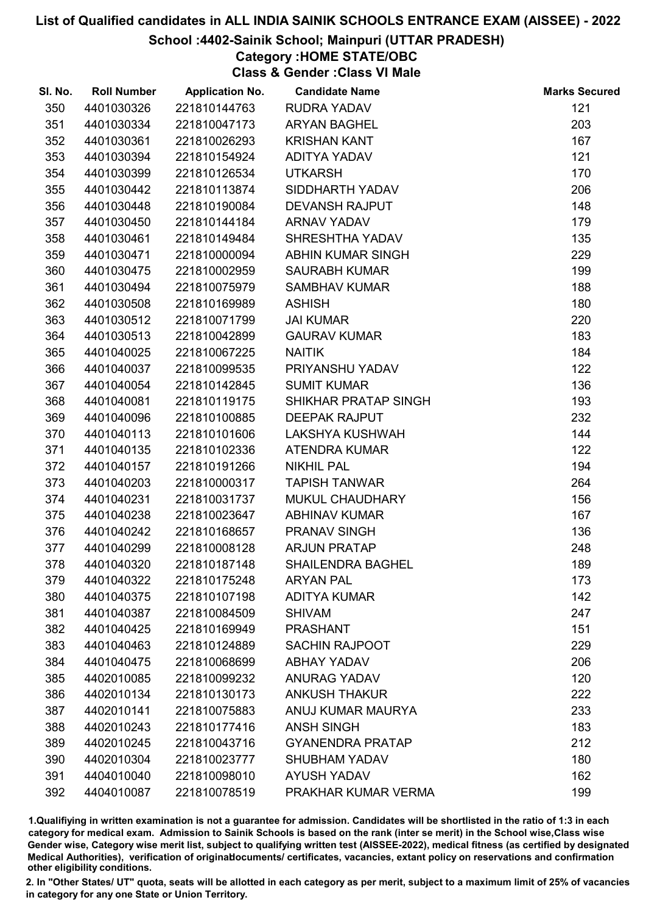# List of Qualified candidates in ALL INDIA SAINIK SCHOOLS ENTRANCE EXAM (AISSEE) - 2022

## School :4402-Sainik School; Mainpuri (UTTAR PRADESH)

### Category :HOME STATE/OBC

### Class & Gender :Class VI Male

| Sl. No. | Roll Number | Application No. | Candidate Name | Marks Secured |
|---|---|---|---|---|
| 350 | 4401030326 | 221810144763 | RUDRA YADAV | 121 |
| 351 | 4401030334 | 221810047173 | ARYAN BAGHEL | 203 |
| 352 | 4401030361 | 221810026293 | KRISHAN KANT | 167 |
| 353 | 4401030394 | 221810154924 | ADITYA YADAV | 121 |
| 354 | 4401030399 | 221810126534 | UTKARSH | 170 |
| 355 | 4401030442 | 221810113874 | SIDDHARTH YADAV | 206 |
| 356 | 4401030448 | 221810190084 | DEVANSH RAJPUT | 148 |
| 357 | 4401030450 | 221810144184 | ARNAV YADAV | 179 |
| 358 | 4401030461 | 221810149484 | SHRESHTHA YADAV | 135 |
| 359 | 4401030471 | 221810000094 | ABHIN KUMAR SINGH | 229 |
| 360 | 4401030475 | 221810002959 | SAURABH KUMAR | 199 |
| 361 | 4401030494 | 221810075979 | SAMBHAV KUMAR | 188 |
| 362 | 4401030508 | 221810169989 | ASHISH | 180 |
| 363 | 4401030512 | 221810071799 | JAI KUMAR | 220 |
| 364 | 4401030513 | 221810042899 | GAURAV KUMAR | 183 |
| 365 | 4401040025 | 221810067225 | NAITIK | 184 |
| 366 | 4401040037 | 221810099535 | PRIYANSHU YADAV | 122 |
| 367 | 4401040054 | 221810142845 | SUMIT KUMAR | 136 |
| 368 | 4401040081 | 221810119175 | SHIKHAR PRATAP SINGH | 193 |
| 369 | 4401040096 | 221810100885 | DEEPAK RAJPUT | 232 |
| 370 | 4401040113 | 221810101606 | LAKSHYA KUSHWAH | 144 |
| 371 | 4401040135 | 221810102336 | ATENDRA KUMAR | 122 |
| 372 | 4401040157 | 221810191266 | NIKHIL PAL | 194 |
| 373 | 4401040203 | 221810000317 | TAPISH TANWAR | 264 |
| 374 | 4401040231 | 221810031737 | MUKUL CHAUDHARY | 156 |
| 375 | 4401040238 | 221810023647 | ABHINAV KUMAR | 167 |
| 376 | 4401040242 | 221810168657 | PRANAV SINGH | 136 |
| 377 | 4401040299 | 221810008128 | ARJUN PRATAP | 248 |
| 378 | 4401040320 | 221810187148 | SHAILENDRA BAGHEL | 189 |
| 379 | 4401040322 | 221810175248 | ARYAN PAL | 173 |
| 380 | 4401040375 | 221810107198 | ADITYA KUMAR | 142 |
| 381 | 4401040387 | 221810084509 | SHIVAM | 247 |
| 382 | 4401040425 | 221810169949 | PRASHANT | 151 |
| 383 | 4401040463 | 221810124889 | SACHIN RAJPOOT | 229 |
| 384 | 4401040475 | 221810068699 | ABHAY YADAV | 206 |
| 385 | 4402010085 | 221810099232 | ANURAG YADAV | 120 |
| 386 | 4402010134 | 221810130173 | ANKUSH THAKUR | 222 |
| 387 | 4402010141 | 221810075883 | ANUJ KUMAR MAURYA | 233 |
| 388 | 4402010243 | 221810177416 | ANSH SINGH | 183 |
| 389 | 4402010245 | 221810043716 | GYANENDRA PRATAP | 212 |
| 390 | 4402010304 | 221810023777 | SHUBHAM YADAV | 180 |
| 391 | 4404010040 | 221810098010 | AYUSH YADAV | 162 |
| 392 | 4404010087 | 221810078519 | PRAKHAR KUMAR VERMA | 199 |

1.Qualifying in written examination is not a guarantee for admission. Candidates will be shortlisted in the ratio of 1:3 in each category for medical exam. Admission to Sainik Schools is based on the rank (inter se merit) in the School wise,Class wise Gender wise, Category wise merit list, subject to qualifying written test (AISSEE-2022), medical fitness (as certified by designated Medical Authorities), verification of originaldocuments/ certificates, vacancies, extant policy on reservations and confirmation other eligibility conditions.

2. In "Other States/ UT" quota, seats will be allotted in each category as per merit, subject to a maximum limit of 25% of vacancies in category for any one State or Union Territory.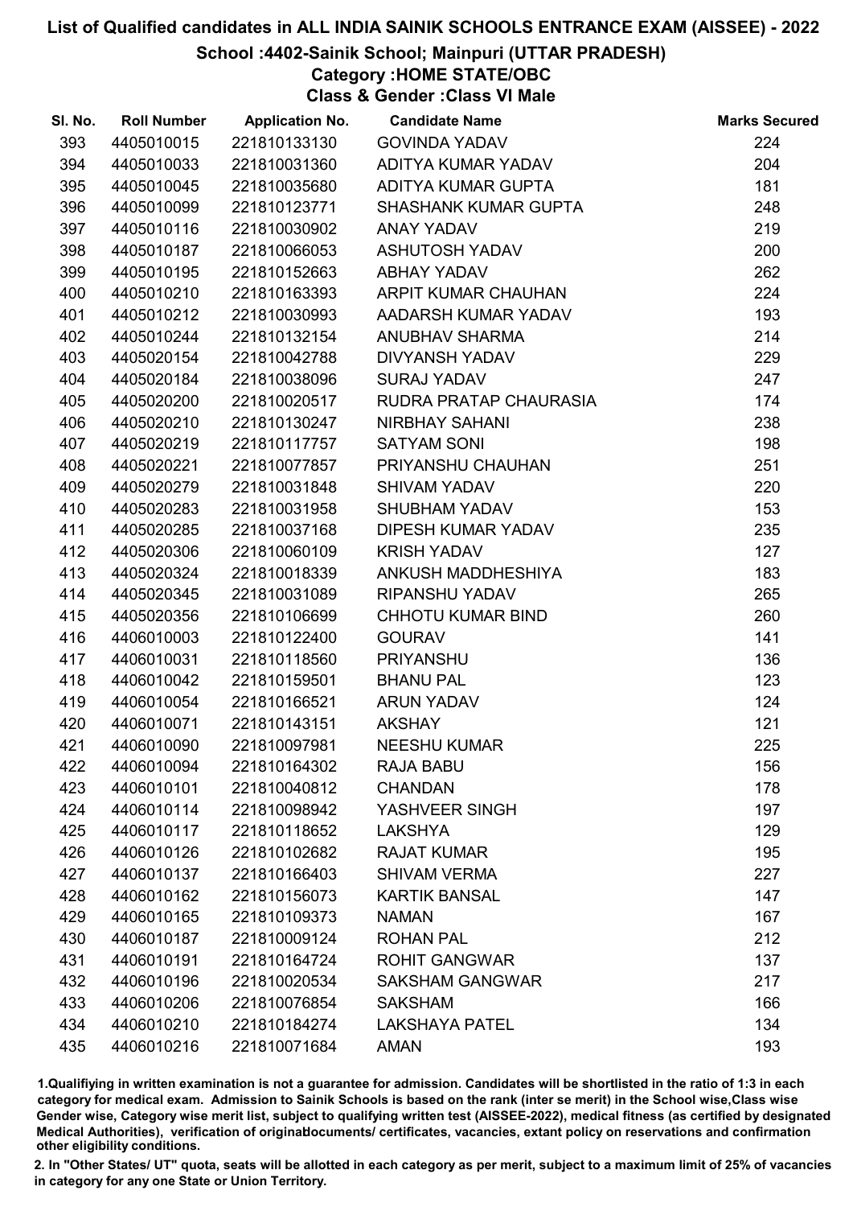# List of Qualified candidates in ALL INDIA SAINIK SCHOOLS ENTRANCE EXAM (AISSEE) - 2022

## School :4402-Sainik School; Mainpuri (UTTAR PRADESH)

### Category :HOME STATE/OBC

### Class & Gender :Class VI Male

| Sl. No. | Roll Number | Application No. | Candidate Name | Marks Secured |
|---|---|---|---|---|
| 393 | 4405010015 | 221810133130 | GOVINDA YADAV | 224 |
| 394 | 4405010033 | 221810031360 | ADITYA KUMAR YADAV | 204 |
| 395 | 4405010045 | 221810035680 | ADITYA KUMAR GUPTA | 181 |
| 396 | 4405010099 | 221810123771 | SHASHANK KUMAR GUPTA | 248 |
| 397 | 4405010116 | 221810030902 | ANAY YADAV | 219 |
| 398 | 4405010187 | 221810066053 | ASHUTOSH YADAV | 200 |
| 399 | 4405010195 | 221810152663 | ABHAY YADAV | 262 |
| 400 | 4405010210 | 221810163393 | ARPIT KUMAR CHAUHAN | 224 |
| 401 | 4405010212 | 221810030993 | AADARSH KUMAR YADAV | 193 |
| 402 | 4405010244 | 221810132154 | ANUBHAV SHARMA | 214 |
| 403 | 4405020154 | 221810042788 | DIVYANSH YADAV | 229 |
| 404 | 4405020184 | 221810038096 | SURAJ YADAV | 247 |
| 405 | 4405020200 | 221810020517 | RUDRA PRATAP CHAURASIA | 174 |
| 406 | 4405020210 | 221810130247 | NIRBHAY SAHANI | 238 |
| 407 | 4405020219 | 221810117757 | SATYAM SONI | 198 |
| 408 | 4405020221 | 221810077857 | PRIYANSHU CHAUHAN | 251 |
| 409 | 4405020279 | 221810031848 | SHIVAM YADAV | 220 |
| 410 | 4405020283 | 221810031958 | SHUBHAM YADAV | 153 |
| 411 | 4405020285 | 221810037168 | DIPESH KUMAR YADAV | 235 |
| 412 | 4405020306 | 221810060109 | KRISH YADAV | 127 |
| 413 | 4405020324 | 221810018339 | ANKUSH MADDHESHIYA | 183 |
| 414 | 4405020345 | 221810031089 | RIPANSHU YADAV | 265 |
| 415 | 4405020356 | 221810106699 | CHHOTU KUMAR BIND | 260 |
| 416 | 4406010003 | 221810122400 | GOURAV | 141 |
| 417 | 4406010031 | 221810118560 | PRIYANSHU | 136 |
| 418 | 4406010042 | 221810159501 | BHANU PAL | 123 |
| 419 | 4406010054 | 221810166521 | ARUN YADAV | 124 |
| 420 | 4406010071 | 221810143151 | AKSHAY | 121 |
| 421 | 4406010090 | 221810097981 | NEESHU KUMAR | 225 |
| 422 | 4406010094 | 221810164302 | RAJA BABU | 156 |
| 423 | 4406010101 | 221810040812 | CHANDAN | 178 |
| 424 | 4406010114 | 221810098942 | YASHVEER SINGH | 197 |
| 425 | 4406010117 | 221810118652 | LAKSHYA | 129 |
| 426 | 4406010126 | 221810102682 | RAJAT KUMAR | 195 |
| 427 | 4406010137 | 221810166403 | SHIVAM VERMA | 227 |
| 428 | 4406010162 | 221810156073 | KARTIK BANSAL | 147 |
| 429 | 4406010165 | 221810109373 | NAMAN | 167 |
| 430 | 4406010187 | 221810009124 | ROHAN PAL | 212 |
| 431 | 4406010191 | 221810164724 | ROHIT GANGWAR | 137 |
| 432 | 4406010196 | 221810020534 | SAKSHAM GANGWAR | 217 |
| 433 | 4406010206 | 221810076854 | SAKSHAM | 166 |
| 434 | 4406010210 | 221810184274 | LAKSHAYA PATEL | 134 |
| 435 | 4406010216 | 221810071684 | AMAN | 193 |

1.Qualifiying in written examination is not a guarantee for admission. Candidates will be shortlisted in the ratio of 1:3 in each category for medical exam. Admission to Sainik Schools is based on the rank (inter se merit) in the School wise,Class wise Gender wise, Category wise merit list, subject to qualifying written test (AISSEE-2022), medical fitness (as certified by designated Medical Authorities), verification of originaldocuments/ certificates, vacancies, extant policy on reservations and confirmation other eligibility conditions.

2. In "Other States/ UT" quota, seats will be allotted in each category as per merit, subject to a maximum limit of 25% of vacancies in category for any one State or Union Territory.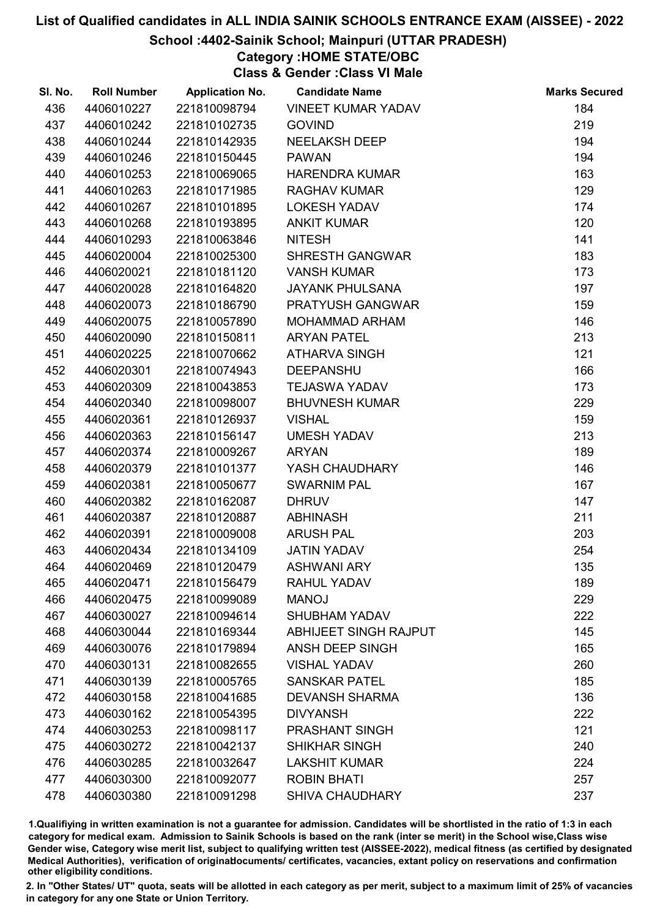# List of Qualified candidates in ALL INDIA SAINIK SCHOOLS ENTRANCE EXAM (AISSEE) - 2022

## School :4402-Sainik School; Mainpuri (UTTAR PRADESH)

### Category :HOME STATE/OBC

### Class & Gender :Class VI Male

| Sl. No. | Roll Number | Application No. | Candidate Name | Marks Secured |
|---|---|---|---|---|
| 436 | 4406010227 | 221810098794 | VINEET KUMAR YADAV | 184 |
| 437 | 4406010242 | 221810102735 | GOVIND | 219 |
| 438 | 4406010244 | 221810142935 | NEELAKSH DEEP | 194 |
| 439 | 4406010246 | 221810150445 | PAWAN | 194 |
| 440 | 4406010253 | 221810069065 | HARENDRA KUMAR | 163 |
| 441 | 4406010263 | 221810171985 | RAGHAV KUMAR | 129 |
| 442 | 4406010267 | 221810101895 | LOKESH YADAV | 174 |
| 443 | 4406010268 | 221810193895 | ANKIT KUMAR | 120 |
| 444 | 4406010293 | 221810063846 | NITESH | 141 |
| 445 | 4406020004 | 221810025300 | SHRESTH GANGWAR | 183 |
| 446 | 4406020021 | 221810181120 | VANSH KUMAR | 173 |
| 447 | 4406020028 | 221810164820 | JAYANK PHULSANA | 197 |
| 448 | 4406020073 | 221810186790 | PRATYUSH GANGWAR | 159 |
| 449 | 4406020075 | 221810057890 | MOHAMMAD ARHAM | 146 |
| 450 | 4406020090 | 221810150811 | ARYAN PATEL | 213 |
| 451 | 4406020225 | 221810070662 | ATHARVA SINGH | 121 |
| 452 | 4406020301 | 221810074943 | DEEPANSHU | 166 |
| 453 | 4406020309 | 221810043853 | TEJASWA YADAV | 173 |
| 454 | 4406020340 | 221810098007 | BHUVNESH KUMAR | 229 |
| 455 | 4406020361 | 221810126937 | VISHAL | 159 |
| 456 | 4406020363 | 221810156147 | UMESH YADAV | 213 |
| 457 | 4406020374 | 221810009267 | ARYAN | 189 |
| 458 | 4406020379 | 221810101377 | YASH CHAUDHARY | 146 |
| 459 | 4406020381 | 221810050677 | SWARNIM PAL | 167 |
| 460 | 4406020382 | 221810162087 | DHRUV | 147 |
| 461 | 4406020387 | 221810120887 | ABHINASH | 211 |
| 462 | 4406020391 | 221810009008 | ARUSH PAL | 203 |
| 463 | 4406020434 | 221810134109 | JATIN YADAV | 254 |
| 464 | 4406020469 | 221810120479 | ASHWANI ARY | 135 |
| 465 | 4406020471 | 221810156479 | RAHUL YADAV | 189 |
| 466 | 4406020475 | 221810099089 | MANOJ | 229 |
| 467 | 4406030027 | 221810094614 | SHUBHAM YADAV | 222 |
| 468 | 4406030044 | 221810169344 | ABHIJEET SINGH RAJPUT | 145 |
| 469 | 4406030076 | 221810179894 | ANSH DEEP SINGH | 165 |
| 470 | 4406030131 | 221810082655 | VISHAL YADAV | 260 |
| 471 | 4406030139 | 221810005765 | SANSKAR PATEL | 185 |
| 472 | 4406030158 | 221810041685 | DEVANSH SHARMA | 136 |
| 473 | 4406030162 | 221810054395 | DIVYANSH | 222 |
| 474 | 4406030253 | 221810098117 | PRASHANT SINGH | 121 |
| 475 | 4406030272 | 221810042137 | SHIKHAR SINGH | 240 |
| 476 | 4406030285 | 221810032647 | LAKSHIT KUMAR | 224 |
| 477 | 4406030300 | 221810092077 | ROBIN BHATI | 257 |
| 478 | 4406030380 | 221810091298 | SHIVA CHAUDHARY | 237 |

1.Qualifiying in written examination is not a guarantee for admission. Candidates will be shortlisted in the ratio of 1:3 in each category for medical exam. Admission to Sainik Schools is based on the rank (inter se merit) in the School wise,Class wise Gender wise, Category wise merit list, subject to qualifying written test (AISSEE-2022), medical fitness (as certified by designated Medical Authorities), verification of originaldocuments/ certificates, vacancies, extant policy on reservations and confirmation other eligibility conditions.

2. In "Other States/ UT" quota, seats will be allotted in each category as per merit, subject to a maximum limit of 25% of vacancies in category for any one State or Union Territory.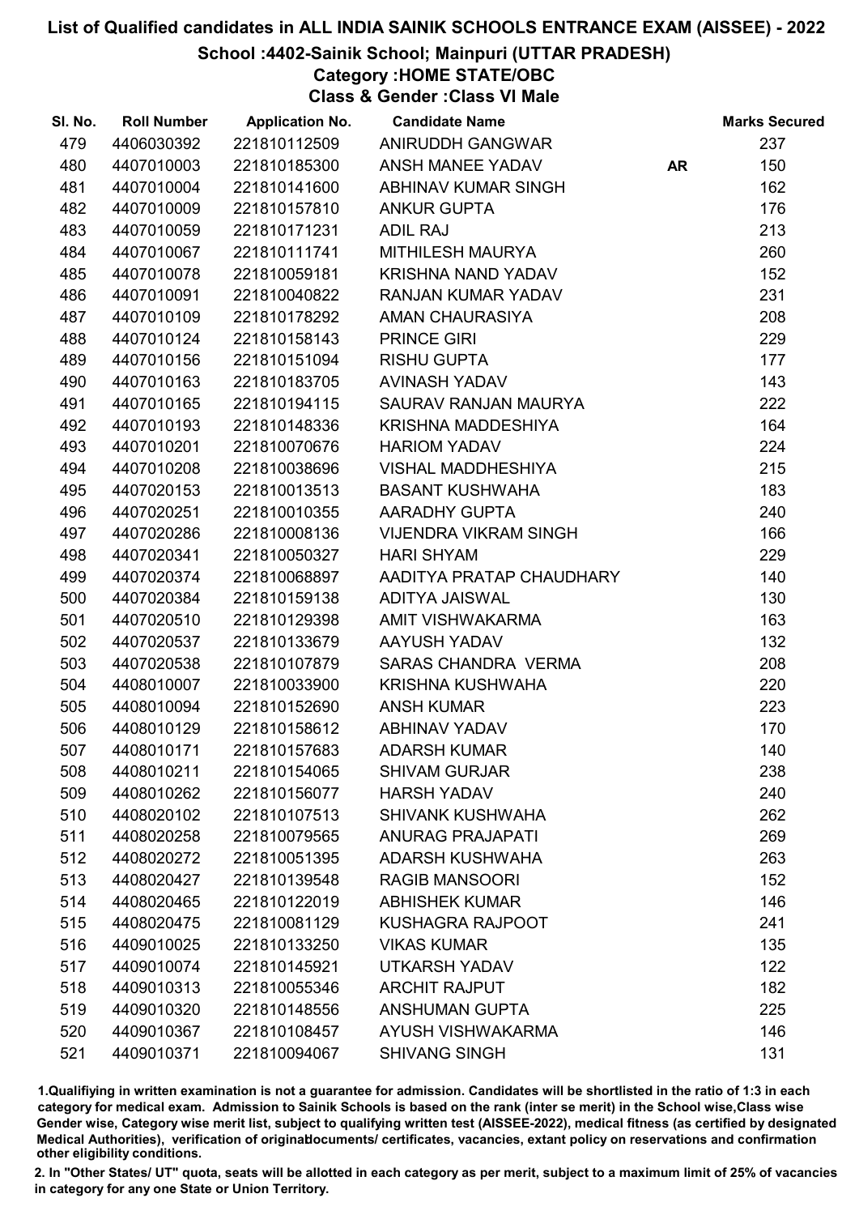# List of Qualified candidates in ALL INDIA SAINIK SCHOOLS ENTRANCE EXAM (AISSEE) - 2022

## School :4402-Sainik School; Mainpuri (UTTAR PRADESH)

### Category :HOME STATE/OBC

### Class & Gender :Class VI Male

| Sl. No. | Roll Number | Application No. | Candidate Name | | Marks Secured |
|---|---|---|---|---|---|
| 479 | 4406030392 | 221810112509 | ANIRUDDH GANGWAR | | 237 |
| 480 | 4407010003 | 221810185300 | ANSH MANEE YADAV | AR | 150 |
| 481 | 4407010004 | 221810141600 | ABHINAV KUMAR SINGH | | 162 |
| 482 | 4407010009 | 221810157810 | ANKUR GUPTA | | 176 |
| 483 | 4407010059 | 221810171231 | ADIL RAJ | | 213 |
| 484 | 4407010067 | 221810111741 | MITHILESH MAURYA | | 260 |
| 485 | 4407010078 | 221810059181 | KRISHNA NAND YADAV | | 152 |
| 486 | 4407010091 | 221810040822 | RANJAN KUMAR YADAV | | 231 |
| 487 | 4407010109 | 221810178292 | AMAN CHAURASIYA | | 208 |
| 488 | 4407010124 | 221810158143 | PRINCE GIRI | | 229 |
| 489 | 4407010156 | 221810151094 | RISHU GUPTA | | 177 |
| 490 | 4407010163 | 221810183705 | AVINASH YADAV | | 143 |
| 491 | 4407010165 | 221810194115 | SAURAV RANJAN MAURYA | | 222 |
| 492 | 4407010193 | 221810148336 | KRISHNA MADDESHIYA | | 164 |
| 493 | 4407010201 | 221810070676 | HARIOM YADAV | | 224 |
| 494 | 4407010208 | 221810038696 | VISHAL MADDHESHIYA | | 215 |
| 495 | 4407020153 | 221810013513 | BASANT KUSHWAHA | | 183 |
| 496 | 4407020251 | 221810010355 | AARADHY GUPTA | | 240 |
| 497 | 4407020286 | 221810008136 | VIJENDRA VIKRAM SINGH | | 166 |
| 498 | 4407020341 | 221810050327 | HARI SHYAM | | 229 |
| 499 | 4407020374 | 221810068897 | AADITYA PRATAP CHAUDHARY | | 140 |
| 500 | 4407020384 | 221810159138 | ADITYA JAISWAL | | 130 |
| 501 | 4407020510 | 221810129398 | AMIT VISHWAKARMA | | 163 |
| 502 | 4407020537 | 221810133679 | AAYUSH YADAV | | 132 |
| 503 | 4407020538 | 221810107879 | SARAS CHANDRA VERMA | | 208 |
| 504 | 4408010007 | 221810033900 | KRISHNA KUSHWAHA | | 220 |
| 505 | 4408010094 | 221810152690 | ANSH KUMAR | | 223 |
| 506 | 4408010129 | 221810158612 | ABHINAV YADAV | | 170 |
| 507 | 4408010171 | 221810157683 | ADARSH KUMAR | | 140 |
| 508 | 4408010211 | 221810154065 | SHIVAM GURJAR | | 238 |
| 509 | 4408010262 | 221810156077 | HARSH YADAV | | 240 |
| 510 | 4408020102 | 221810107513 | SHIVANK KUSHWAHA | | 262 |
| 511 | 4408020258 | 221810079565 | ANURAG PRAJAPATI | | 269 |
| 512 | 4408020272 | 221810051395 | ADARSH KUSHWAHA | | 263 |
| 513 | 4408020427 | 221810139548 | RAGIB MANSOORI | | 152 |
| 514 | 4408020465 | 221810122019 | ABHISHEK KUMAR | | 146 |
| 515 | 4408020475 | 221810081129 | KUSHAGRA RAJPOOT | | 241 |
| 516 | 4409010025 | 221810133250 | VIKAS KUMAR | | 135 |
| 517 | 4409010074 | 221810145921 | UTKARSH YADAV | | 122 |
| 518 | 4409010313 | 221810055346 | ARCHIT RAJPUT | | 182 |
| 519 | 4409010320 | 221810148556 | ANSHUMAN GUPTA | | 225 |
| 520 | 4409010367 | 221810108457 | AYUSH VISHWAKARMA | | 146 |
| 521 | 4409010371 | 221810094067 | SHIVANG SINGH | | 131 |

1.Qualifiying in written examination is not a guarantee for admission. Candidates will be shortlisted in the ratio of 1:3 in each category for medical exam. Admission to Sainik Schools is based on the rank (inter se merit) in the School wise,Class wise Gender wise, Category wise merit list, subject to qualifying written test (AISSEE-2022), medical fitness (as certified by designated Medical Authorities), verification of originaldocuments/ certificates, vacancies, extant policy on reservations and confirmation other eligibility conditions.

2. In "Other States/ UT" quota, seats will be allotted in each category as per merit, subject to a maximum limit of 25% of vacancies in category for any one State or Union Territory.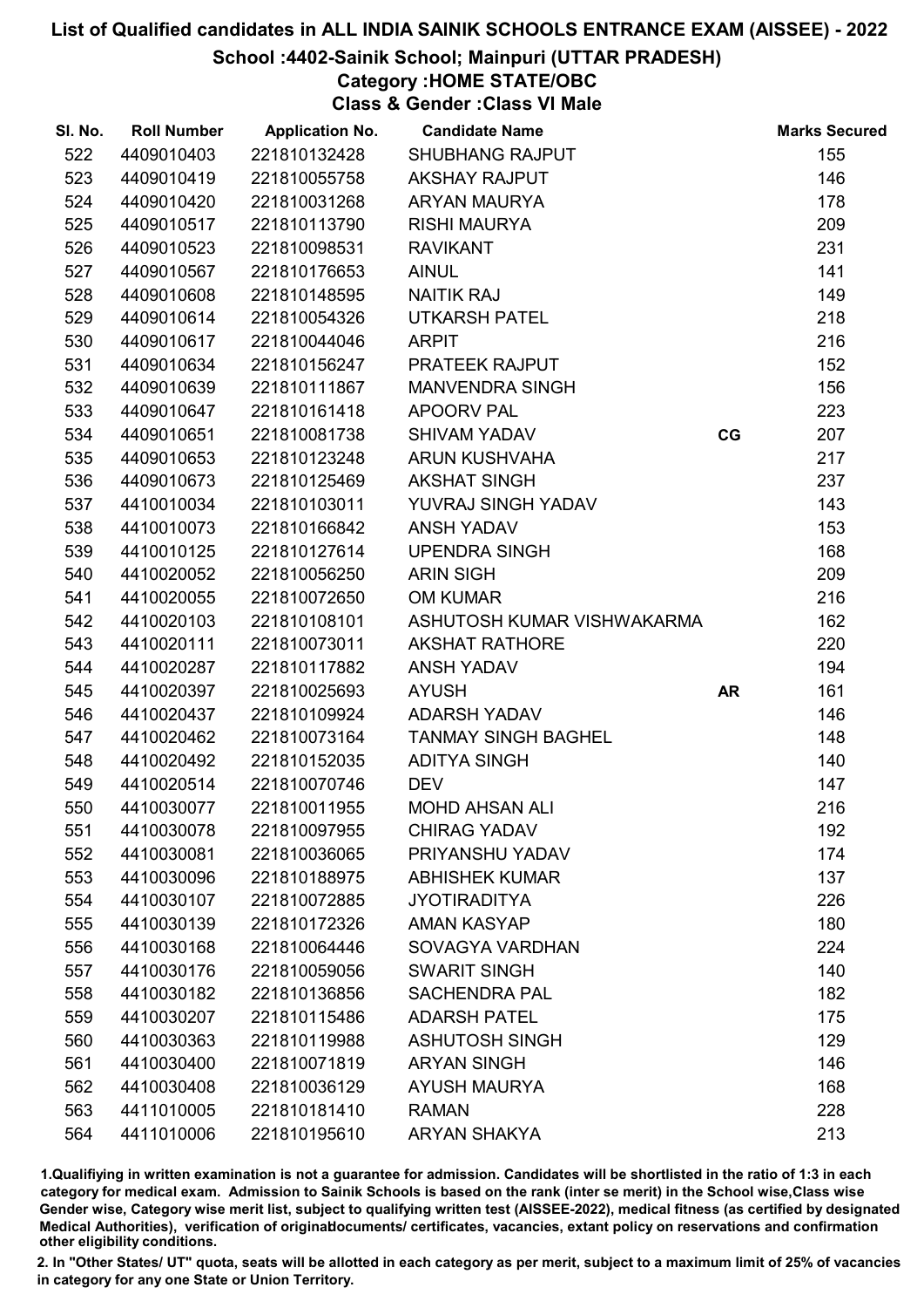# List of Qualified candidates in ALL INDIA SAINIK SCHOOLS ENTRANCE EXAM (AISSEE) - 2022

## School :4402-Sainik School; Mainpuri (UTTAR PRADESH)

### Category :HOME STATE/OBC

### Class & Gender :Class VI Male

| Sl. No. | Roll Number | Application No. | Candidate Name | | Marks Secured |
|---|---|---|---|---|---|
| 522 | 4409010403 | 221810132428 | SHUBHANG RAJPUT | | 155 |
| 523 | 4409010419 | 221810055758 | AKSHAY RAJPUT | | 146 |
| 524 | 4409010420 | 221810031268 | ARYAN MAURYA | | 178 |
| 525 | 4409010517 | 221810113790 | RISHI MAURYA | | 209 |
| 526 | 4409010523 | 221810098531 | RAVIKANT | | 231 |
| 527 | 4409010567 | 221810176653 | AINUL | | 141 |
| 528 | 4409010608 | 221810148595 | NAITIK RAJ | | 149 |
| 529 | 4409010614 | 221810054326 | UTKARSH PATEL | | 218 |
| 530 | 4409010617 | 221810044046 | ARPIT | | 216 |
| 531 | 4409010634 | 221810156247 | PRATEEK RAJPUT | | 152 |
| 532 | 4409010639 | 221810111867 | MANVENDRA SINGH | | 156 |
| 533 | 4409010647 | 221810161418 | APOORV PAL | | 223 |
| 534 | 4409010651 | 221810081738 | SHIVAM YADAV | CG | 207 |
| 535 | 4409010653 | 221810123248 | ARUN KUSHVAHA | | 217 |
| 536 | 4409010673 | 221810125469 | AKSHAT SINGH | | 237 |
| 537 | 4410010034 | 221810103011 | YUVRAJ SINGH YADAV | | 143 |
| 538 | 4410010073 | 221810166842 | ANSH YADAV | | 153 |
| 539 | 4410010125 | 221810127614 | UPENDRA SINGH | | 168 |
| 540 | 4410020052 | 221810056250 | ARIN SIGH | | 209 |
| 541 | 4410020055 | 221810072650 | OM KUMAR | | 216 |
| 542 | 4410020103 | 221810108101 | ASHUTOSH KUMAR VISHWAKARMA | | 162 |
| 543 | 4410020111 | 221810073011 | AKSHAT RATHORE | | 220 |
| 544 | 4410020287 | 221810117882 | ANSH YADAV | | 194 |
| 545 | 4410020397 | 221810025693 | AYUSH | AR | 161 |
| 546 | 4410020437 | 221810109924 | ADARSH YADAV | | 146 |
| 547 | 4410020462 | 221810073164 | TANMAY SINGH BAGHEL | | 148 |
| 548 | 4410020492 | 221810152035 | ADITYA SINGH | | 140 |
| 549 | 4410020514 | 221810070746 | DEV | | 147 |
| 550 | 4410030077 | 221810011955 | MOHD AHSAN ALI | | 216 |
| 551 | 4410030078 | 221810097955 | CHIRAG YADAV | | 192 |
| 552 | 4410030081 | 221810036065 | PRIYANSHU YADAV | | 174 |
| 553 | 4410030096 | 221810188975 | ABHISHEK KUMAR | | 137 |
| 554 | 4410030107 | 221810072885 | JYOTIRADITYA | | 226 |
| 555 | 4410030139 | 221810172326 | AMAN KASYAP | | 180 |
| 556 | 4410030168 | 221810064446 | SOVAGYA VARDHAN | | 224 |
| 557 | 4410030176 | 221810059056 | SWARIT SINGH | | 140 |
| 558 | 4410030182 | 221810136856 | SACHENDRA PAL | | 182 |
| 559 | 4410030207 | 221810115486 | ADARSH PATEL | | 175 |
| 560 | 4410030363 | 221810119988 | ASHUTOSH SINGH | | 129 |
| 561 | 4410030400 | 221810071819 | ARYAN SINGH | | 146 |
| 562 | 4410030408 | 221810036129 | AYUSH MAURYA | | 168 |
| 563 | 4411010005 | 221810181410 | RAMAN | | 228 |
| 564 | 4411010006 | 221810195610 | ARYAN SHAKYA | | 213 |

1.Qualifying in written examination is not a guarantee for admission. Candidates will be shortlisted in the ratio of 1:3 in each category for medical exam. Admission to Sainik Schools is based on the rank (inter se merit) in the School wise,Class wise Gender wise, Category wise merit list, subject to qualifying written test (AISSEE-2022), medical fitness (as certified by designated Medical Authorities), verification of originaldocuments/ certificates, vacancies, extant policy on reservations and confirmation other eligibility conditions.

2. In "Other States/ UT" quota, seats will be allotted in each category as per merit, subject to a maximum limit of 25% of vacancies in category for any one State or Union Territory.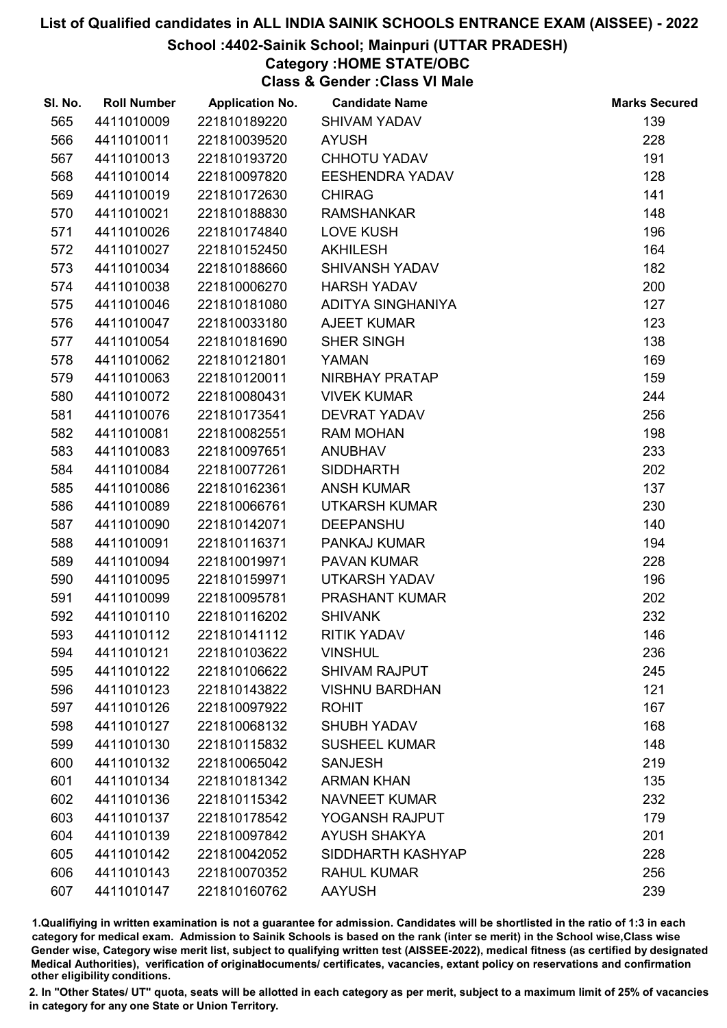# List of Qualified candidates in ALL INDIA SAINIK SCHOOLS ENTRANCE EXAM (AISSEE) - 2022

## School :4402-Sainik School; Mainpuri (UTTAR PRADESH)

### Category :HOME STATE/OBC

### Class & Gender :Class VI Male

| Sl. No. | Roll Number | Application No. | Candidate Name | Marks Secured |
|---|---|---|---|---|
| 565 | 4411010009 | 221810189220 | SHIVAM YADAV | 139 |
| 566 | 4411010011 | 221810039520 | AYUSH | 228 |
| 567 | 4411010013 | 221810193720 | CHHOTU YADAV | 191 |
| 568 | 4411010014 | 221810097820 | EESHENDRA YADAV | 128 |
| 569 | 4411010019 | 221810172630 | CHIRAG | 141 |
| 570 | 4411010021 | 221810188830 | RAMSHANKAR | 148 |
| 571 | 4411010026 | 221810174840 | LOVE KUSH | 196 |
| 572 | 4411010027 | 221810152450 | AKHILESH | 164 |
| 573 | 4411010034 | 221810188660 | SHIVANSH YADAV | 182 |
| 574 | 4411010038 | 221810006270 | HARSH YADAV | 200 |
| 575 | 4411010046 | 221810181080 | ADITYA SINGHANIYA | 127 |
| 576 | 4411010047 | 221810033180 | AJEET KUMAR | 123 |
| 577 | 4411010054 | 221810181690 | SHER SINGH | 138 |
| 578 | 4411010062 | 221810121801 | YAMAN | 169 |
| 579 | 4411010063 | 221810120011 | NIRBHAY PRATAP | 159 |
| 580 | 4411010072 | 221810080431 | VIVEK KUMAR | 244 |
| 581 | 4411010076 | 221810173541 | DEVRAT YADAV | 256 |
| 582 | 4411010081 | 221810082551 | RAM MOHAN | 198 |
| 583 | 4411010083 | 221810097651 | ANUBHAV | 233 |
| 584 | 4411010084 | 221810077261 | SIDDHARTH | 202 |
| 585 | 4411010086 | 221810162361 | ANSH KUMAR | 137 |
| 586 | 4411010089 | 221810066761 | UTKARSH KUMAR | 230 |
| 587 | 4411010090 | 221810142071 | DEEPANSHU | 140 |
| 588 | 4411010091 | 221810116371 | PANKAJ KUMAR | 194 |
| 589 | 4411010094 | 221810019971 | PAVAN KUMAR | 228 |
| 590 | 4411010095 | 221810159971 | UTKARSH YADAV | 196 |
| 591 | 4411010099 | 221810095781 | PRASHANT KUMAR | 202 |
| 592 | 4411010110 | 221810116202 | SHIVANK | 232 |
| 593 | 4411010112 | 221810141112 | RITIK YADAV | 146 |
| 594 | 4411010121 | 221810103622 | VINSHUL | 236 |
| 595 | 4411010122 | 221810106622 | SHIVAM RAJPUT | 245 |
| 596 | 4411010123 | 221810143822 | VISHNU BARDHAN | 121 |
| 597 | 4411010126 | 221810097922 | ROHIT | 167 |
| 598 | 4411010127 | 221810068132 | SHUBH YADAV | 168 |
| 599 | 4411010130 | 221810115832 | SUSHEEL KUMAR | 148 |
| 600 | 4411010132 | 221810065042 | SANJESH | 219 |
| 601 | 4411010134 | 221810181342 | ARMAN KHAN | 135 |
| 602 | 4411010136 | 221810115342 | NAVNEET KUMAR | 232 |
| 603 | 4411010137 | 221810178542 | YOGANSH RAJPUT | 179 |
| 604 | 4411010139 | 221810097842 | AYUSH SHAKYA | 201 |
| 605 | 4411010142 | 221810042052 | SIDDHARTH KASHYAP | 228 |
| 606 | 4411010143 | 221810070352 | RAHUL KUMAR | 256 |
| 607 | 4411010147 | 221810160762 | AAYUSH | 239 |

1.Qualifying in written examination is not a guarantee for admission. Candidates will be shortlisted in the ratio of 1:3 in each category for medical exam. Admission to Sainik Schools is based on the rank (inter se merit) in the School wise,Class wise Gender wise, Category wise merit list, subject to qualifying written test (AISSEE-2022), medical fitness (as certified by designated Medical Authorities), verification of originaldocuments/ certificates, vacancies, extant policy on reservations and confirmation other eligibility conditions.

2. In "Other States/ UT" quota, seats will be allotted in each category as per merit, subject to a maximum limit of 25% of vacancies in category for any one State or Union Territory.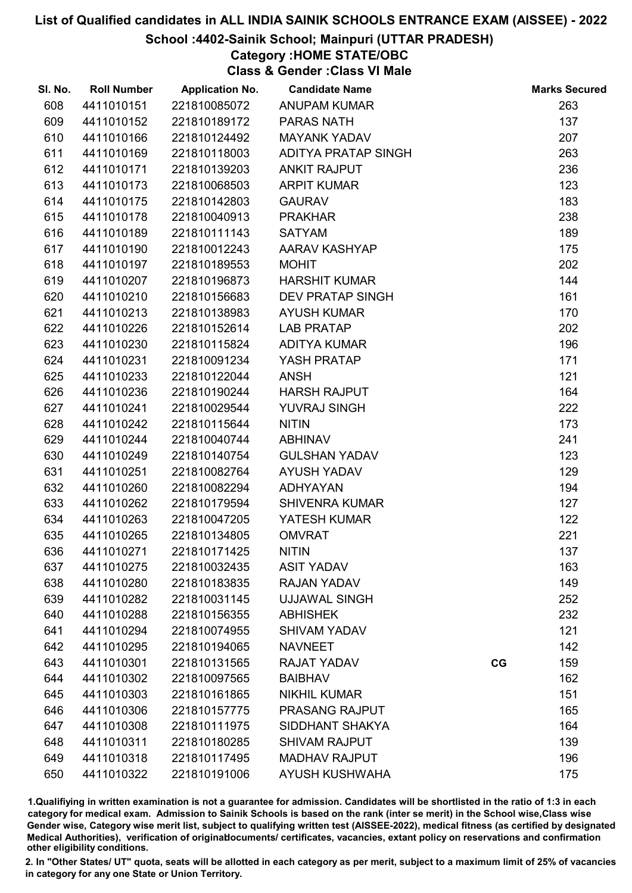# List of Qualified candidates in ALL INDIA SAINIK SCHOOLS ENTRANCE EXAM (AISSEE) - 2022

## School :4402-Sainik School; Mainpuri (UTTAR PRADESH)

### Category :HOME STATE/OBC

### Class & Gender :Class VI Male

| Sl. No. | Roll Number | Application No. | Candidate Name | | Marks Secured |
|---|---|---|---|---|---|
| 608 | 4411010151 | 221810085072 | ANUPAM KUMAR | | 263 |
| 609 | 4411010152 | 221810189172 | PARAS NATH | | 137 |
| 610 | 4411010166 | 221810124492 | MAYANK YADAV | | 207 |
| 611 | 4411010169 | 221810118003 | ADITYA PRATAP SINGH | | 263 |
| 612 | 4411010171 | 221810139203 | ANKIT RAJPUT | | 236 |
| 613 | 4411010173 | 221810068503 | ARPIT KUMAR | | 123 |
| 614 | 4411010175 | 221810142803 | GAURAV | | 183 |
| 615 | 4411010178 | 221810040913 | PRAKHAR | | 238 |
| 616 | 4411010189 | 221810111143 | SATYAM | | 189 |
| 617 | 4411010190 | 221810012243 | AARAV KASHYAP | | 175 |
| 618 | 4411010197 | 221810189553 | MOHIT | | 202 |
| 619 | 4411010207 | 221810196873 | HARSHIT KUMAR | | 144 |
| 620 | 4411010210 | 221810156683 | DEV PRATAP SINGH | | 161 |
| 621 | 4411010213 | 221810138983 | AYUSH KUMAR | | 170 |
| 622 | 4411010226 | 221810152614 | LAB PRATAP | | 202 |
| 623 | 4411010230 | 221810115824 | ADITYA KUMAR | | 196 |
| 624 | 4411010231 | 221810091234 | YASH PRATAP | | 171 |
| 625 | 4411010233 | 221810122044 | ANSH | | 121 |
| 626 | 4411010236 | 221810190244 | HARSH RAJPUT | | 164 |
| 627 | 4411010241 | 221810029544 | YUVRAJ SINGH | | 222 |
| 628 | 4411010242 | 221810115644 | NITIN | | 173 |
| 629 | 4411010244 | 221810040744 | ABHINAV | | 241 |
| 630 | 4411010249 | 221810140754 | GULSHAN YADAV | | 123 |
| 631 | 4411010251 | 221810082764 | AYUSH YADAV | | 129 |
| 632 | 4411010260 | 221810082294 | ADHYAYAN | | 194 |
| 633 | 4411010262 | 221810179594 | SHIVENRA KUMAR | | 127 |
| 634 | 4411010263 | 221810047205 | YATESH KUMAR | | 122 |
| 635 | 4411010265 | 221810134805 | OMVRAT | | 221 |
| 636 | 4411010271 | 221810171425 | NITIN | | 137 |
| 637 | 4411010275 | 221810032435 | ASIT YADAV | | 163 |
| 638 | 4411010280 | 221810183835 | RAJAN YADAV | | 149 |
| 639 | 4411010282 | 221810031145 | UJJAWAL SINGH | | 252 |
| 640 | 4411010288 | 221810156355 | ABHISHEK | | 232 |
| 641 | 4411010294 | 221810074955 | SHIVAM YADAV | | 121 |
| 642 | 4411010295 | 221810194065 | NAVNEET | | 142 |
| 643 | 4411010301 | 221810131565 | RAJAT YADAV | CG | 159 |
| 644 | 4411010302 | 221810097565 | BAIBHAV | | 162 |
| 645 | 4411010303 | 221810161865 | NIKHIL KUMAR | | 151 |
| 646 | 4411010306 | 221810157775 | PRASANG RAJPUT | | 165 |
| 647 | 4411010308 | 221810111975 | SIDDHANT SHAKYA | | 164 |
| 648 | 4411010311 | 221810180285 | SHIVAM RAJPUT | | 139 |
| 649 | 4411010318 | 221810117495 | MADHAV RAJPUT | | 196 |
| 650 | 4411010322 | 221810191006 | AYUSH KUSHWAHA | | 175 |

1.Qualifiying in written examination is not a guarantee for admission. Candidates will be shortlisted in the ratio of 1:3 in each category for medical exam. Admission to Sainik Schools is based on the rank (inter se merit) in the School wise,Class wise Gender wise, Category wise merit list, subject to qualifying written test (AISSEE-2022), medical fitness (as certified by designated Medical Authorities), verification of originaldocuments/ certificates, vacancies, extant policy on reservations and confirmation other eligibility conditions.

2. In "Other States/ UT" quota, seats will be allotted in each category as per merit, subject to a maximum limit of 25% of vacancies in category for any one State or Union Territory.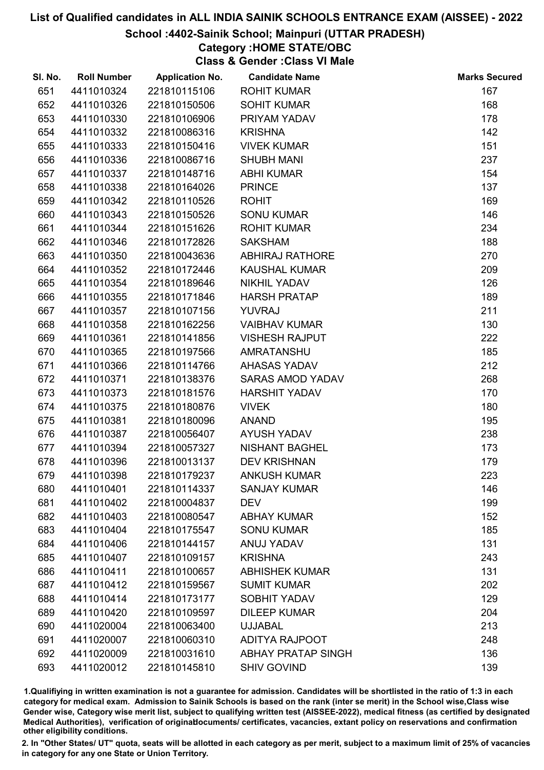# List of Qualified candidates in ALL INDIA SAINIK SCHOOLS ENTRANCE EXAM (AISSEE) - 2022

## School :4402-Sainik School; Mainpuri (UTTAR PRADESH)

### Category :HOME STATE/OBC

### Class & Gender :Class VI Male

| Sl. No. | Roll Number | Application No. | Candidate Name | Marks Secured |
|---|---|---|---|---|
| 651 | 4411010324 | 221810115106 | ROHIT KUMAR | 167 |
| 652 | 4411010326 | 221810150506 | SOHIT KUMAR | 168 |
| 653 | 4411010330 | 221810106906 | PRIYAM YADAV | 178 |
| 654 | 4411010332 | 221810086316 | KRISHNA | 142 |
| 655 | 4411010333 | 221810150416 | VIVEK KUMAR | 151 |
| 656 | 4411010336 | 221810086716 | SHUBH MANI | 237 |
| 657 | 4411010337 | 221810148716 | ABHI KUMAR | 154 |
| 658 | 4411010338 | 221810164026 | PRINCE | 137 |
| 659 | 4411010342 | 221810110526 | ROHIT | 169 |
| 660 | 4411010343 | 221810150526 | SONU KUMAR | 146 |
| 661 | 4411010344 | 221810151626 | ROHIT KUMAR | 234 |
| 662 | 4411010346 | 221810172826 | SAKSHAM | 188 |
| 663 | 4411010350 | 221810043636 | ABHIRAJ RATHORE | 270 |
| 664 | 4411010352 | 221810172446 | KAUSHAL KUMAR | 209 |
| 665 | 4411010354 | 221810189646 | NIKHIL YADAV | 126 |
| 666 | 4411010355 | 221810171846 | HARSH PRATAP | 189 |
| 667 | 4411010357 | 221810107156 | YUVRAJ | 211 |
| 668 | 4411010358 | 221810162256 | VAIBHAV KUMAR | 130 |
| 669 | 4411010361 | 221810141856 | VISHESH RAJPUT | 222 |
| 670 | 4411010365 | 221810197566 | AMRATANSHU | 185 |
| 671 | 4411010366 | 221810114766 | AHASAS YADAV | 212 |
| 672 | 4411010371 | 221810138376 | SARAS AMOD YADAV | 268 |
| 673 | 4411010373 | 221810181576 | HARSHIT YADAV | 170 |
| 674 | 4411010375 | 221810180876 | VIVEK | 180 |
| 675 | 4411010381 | 221810180096 | ANAND | 195 |
| 676 | 4411010387 | 221810056407 | AYUSH YADAV | 238 |
| 677 | 4411010394 | 221810057327 | NISHANT BAGHEL | 173 |
| 678 | 4411010396 | 221810013137 | DEV KRISHNAN | 179 |
| 679 | 4411010398 | 221810179237 | ANKUSH KUMAR | 223 |
| 680 | 4411010401 | 221810114337 | SANJAY KUMAR | 146 |
| 681 | 4411010402 | 221810004837 | DEV | 199 |
| 682 | 4411010403 | 221810080547 | ABHAY KUMAR | 152 |
| 683 | 4411010404 | 221810175547 | SONU KUMAR | 185 |
| 684 | 4411010406 | 221810144157 | ANUJ YADAV | 131 |
| 685 | 4411010407 | 221810109157 | KRISHNA | 243 |
| 686 | 4411010411 | 221810100657 | ABHISHEK KUMAR | 131 |
| 687 | 4411010412 | 221810159567 | SUMIT KUMAR | 202 |
| 688 | 4411010414 | 221810173177 | SOBHIT YADAV | 129 |
| 689 | 4411010420 | 221810109597 | DILEEP KUMAR | 204 |
| 690 | 4411020004 | 221810063400 | UJJABAL | 213 |
| 691 | 4411020007 | 221810060310 | ADITYA RAJPOOT | 248 |
| 692 | 4411020009 | 221810031610 | ABHAY PRATAP SINGH | 136 |
| 693 | 4411020012 | 221810145810 | SHIV GOVIND | 139 |

1.Qualifiying in written examination is not a guarantee for admission. Candidates will be shortlisted in the ratio of 1:3 in each category for medical exam. Admission to Sainik Schools is based on the rank (inter se merit) in the School wise,Class wise Gender wise, Category wise merit list, subject to qualifying written test (AISSEE-2022), medical fitness (as certified by designated Medical Authorities), verification of originaldocuments/ certificates, vacancies, extant policy on reservations and confirmation other eligibility conditions.

2. In "Other States/ UT" quota, seats will be allotted in each category as per merit, subject to a maximum limit of 25% of vacancies in category for any one State or Union Territory.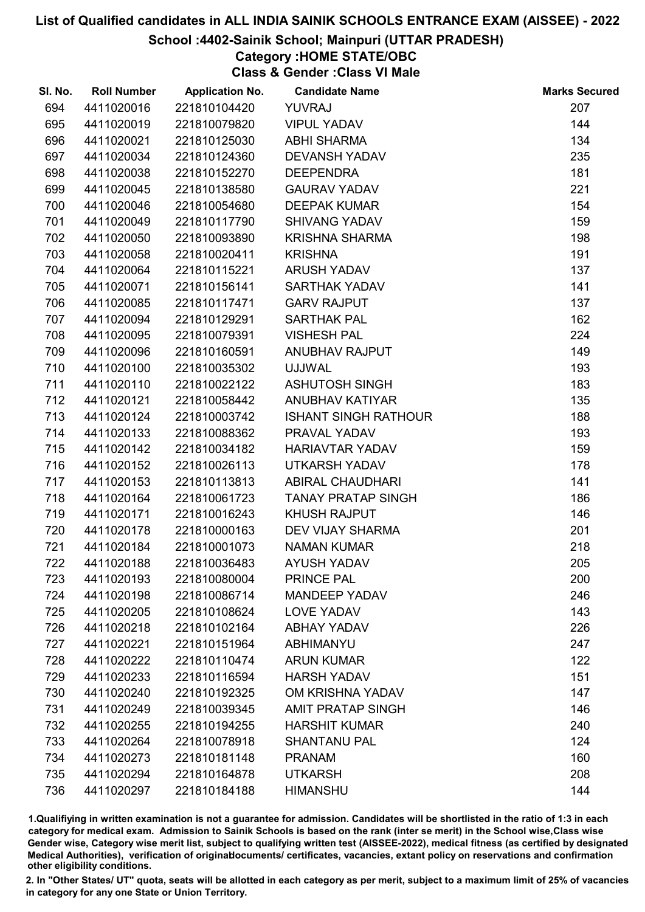# List of Qualified candidates in ALL INDIA SAINIK SCHOOLS ENTRANCE EXAM (AISSEE) - 2022

## School :4402-Sainik School; Mainpuri (UTTAR PRADESH)

### Category :HOME STATE/OBC

### Class & Gender :Class VI Male

| Sl. No. | Roll Number | Application No. | Candidate Name | Marks Secured |
|---|---|---|---|---|
| 694 | 4411020016 | 221810104420 | YUVRAJ | 207 |
| 695 | 4411020019 | 221810079820 | VIPUL YADAV | 144 |
| 696 | 4411020021 | 221810125030 | ABHI SHARMA | 134 |
| 697 | 4411020034 | 221810124360 | DEVANSH YADAV | 235 |
| 698 | 4411020038 | 221810152270 | DEEPENDRA | 181 |
| 699 | 4411020045 | 221810138580 | GAURAV YADAV | 221 |
| 700 | 4411020046 | 221810054680 | DEEPAK KUMAR | 154 |
| 701 | 4411020049 | 221810117790 | SHIVANG YADAV | 159 |
| 702 | 4411020050 | 221810093890 | KRISHNA SHARMA | 198 |
| 703 | 4411020058 | 221810020411 | KRISHNA | 191 |
| 704 | 4411020064 | 221810115221 | ARUSH YADAV | 137 |
| 705 | 4411020071 | 221810156141 | SARTHAK YADAV | 141 |
| 706 | 4411020085 | 221810117471 | GARV RAJPUT | 137 |
| 707 | 4411020094 | 221810129291 | SARTHAK PAL | 162 |
| 708 | 4411020095 | 221810079391 | VISHESH PAL | 224 |
| 709 | 4411020096 | 221810160591 | ANUBHAV RAJPUT | 149 |
| 710 | 4411020100 | 221810035302 | UJJWAL | 193 |
| 711 | 4411020110 | 221810022122 | ASHUTOSH SINGH | 183 |
| 712 | 4411020121 | 221810058442 | ANUBHAV KATIYAR | 135 |
| 713 | 4411020124 | 221810003742 | ISHANT SINGH RATHOUR | 188 |
| 714 | 4411020133 | 221810088362 | PRAVAL YADAV | 193 |
| 715 | 4411020142 | 221810034182 | HARIAVTAR YADAV | 159 |
| 716 | 4411020152 | 221810026113 | UTKARSH YADAV | 178 |
| 717 | 4411020153 | 221810113813 | ABIRAL CHAUDHARI | 141 |
| 718 | 4411020164 | 221810061723 | TANAY PRATAP SINGH | 186 |
| 719 | 4411020171 | 221810016243 | KHUSH RAJPUT | 146 |
| 720 | 4411020178 | 221810000163 | DEV VIJAY SHARMA | 201 |
| 721 | 4411020184 | 221810001073 | NAMAN KUMAR | 218 |
| 722 | 4411020188 | 221810036483 | AYUSH YADAV | 205 |
| 723 | 4411020193 | 221810080004 | PRINCE PAL | 200 |
| 724 | 4411020198 | 221810086714 | MANDEEP YADAV | 246 |
| 725 | 4411020205 | 221810108624 | LOVE YADAV | 143 |
| 726 | 4411020218 | 221810102164 | ABHAY YADAV | 226 |
| 727 | 4411020221 | 221810151964 | ABHIMANYU | 247 |
| 728 | 4411020222 | 221810110474 | ARUN KUMAR | 122 |
| 729 | 4411020233 | 221810116594 | HARSH YADAV | 151 |
| 730 | 4411020240 | 221810192325 | OM KRISHNA YADAV | 147 |
| 731 | 4411020249 | 221810039345 | AMIT PRATAP SINGH | 146 |
| 732 | 4411020255 | 221810194255 | HARSHIT KUMAR | 240 |
| 733 | 4411020264 | 221810078918 | SHANTANU PAL | 124 |
| 734 | 4411020273 | 221810181148 | PRANAM | 160 |
| 735 | 4411020294 | 221810164878 | UTKARSH | 208 |
| 736 | 4411020297 | 221810184188 | HIMANSHU | 144 |

1.Qualifiying in written examination is not a guarantee for admission. Candidates will be shortlisted in the ratio of 1:3 in each category for medical exam. Admission to Sainik Schools is based on the rank (inter se merit) in the School wise,Class wise Gender wise, Category wise merit list, subject to qualifying written test (AISSEE-2022), medical fitness (as certified by designated Medical Authorities), verification of originaldocuments/ certificates, vacancies, extant policy on reservations and confirmation other eligibility conditions.

2. In "Other States/ UT" quota, seats will be allotted in each category as per merit, subject to a maximum limit of 25% of vacancies in category for any one State or Union Territory.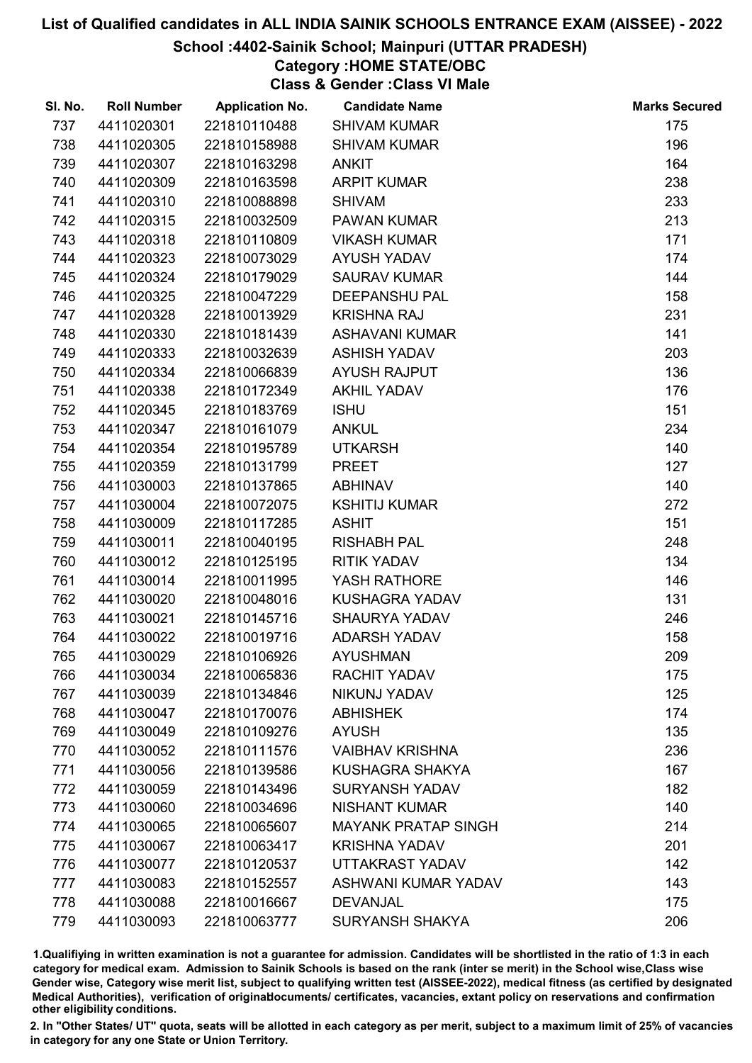# List of Qualified candidates in ALL INDIA SAINIK SCHOOLS ENTRANCE EXAM (AISSEE) - 2022

## School :4402-Sainik School; Mainpuri (UTTAR PRADESH)

### Category :HOME STATE/OBC

### Class & Gender :Class VI Male

| Sl. No. | Roll Number | Application No. | Candidate Name | Marks Secured |
|---|---|---|---|---|
| 737 | 4411020301 | 221810110488 | SHIVAM KUMAR | 175 |
| 738 | 4411020305 | 221810158988 | SHIVAM KUMAR | 196 |
| 739 | 4411020307 | 221810163298 | ANKIT | 164 |
| 740 | 4411020309 | 221810163598 | ARPIT KUMAR | 238 |
| 741 | 4411020310 | 221810088898 | SHIVAM | 233 |
| 742 | 4411020315 | 221810032509 | PAWAN KUMAR | 213 |
| 743 | 4411020318 | 221810110809 | VIKASH KUMAR | 171 |
| 744 | 4411020323 | 221810073029 | AYUSH YADAV | 174 |
| 745 | 4411020324 | 221810179029 | SAURAV KUMAR | 144 |
| 746 | 4411020325 | 221810047229 | DEEPANSHU PAL | 158 |
| 747 | 4411020328 | 221810013929 | KRISHNA RAJ | 231 |
| 748 | 4411020330 | 221810181439 | ASHAVANI KUMAR | 141 |
| 749 | 4411020333 | 221810032639 | ASHISH YADAV | 203 |
| 750 | 4411020334 | 221810066839 | AYUSH RAJPUT | 136 |
| 751 | 4411020338 | 221810172349 | AKHIL YADAV | 176 |
| 752 | 4411020345 | 221810183769 | ISHU | 151 |
| 753 | 4411020347 | 221810161079 | ANKUL | 234 |
| 754 | 4411020354 | 221810195789 | UTKARSH | 140 |
| 755 | 4411020359 | 221810131799 | PREET | 127 |
| 756 | 4411030003 | 221810137865 | ABHINAV | 140 |
| 757 | 4411030004 | 221810072075 | KSHITIJ KUMAR | 272 |
| 758 | 4411030009 | 221810117285 | ASHIT | 151 |
| 759 | 4411030011 | 221810040195 | RISHABH PAL | 248 |
| 760 | 4411030012 | 221810125195 | RITIK YADAV | 134 |
| 761 | 4411030014 | 221810011995 | YASH RATHORE | 146 |
| 762 | 4411030020 | 221810048016 | KUSHAGRA YADAV | 131 |
| 763 | 4411030021 | 221810145716 | SHAURYA YADAV | 246 |
| 764 | 4411030022 | 221810019716 | ADARSH YADAV | 158 |
| 765 | 4411030029 | 221810106926 | AYUSHMAN | 209 |
| 766 | 4411030034 | 221810065836 | RACHIT YADAV | 175 |
| 767 | 4411030039 | 221810134846 | NIKUNJ YADAV | 125 |
| 768 | 4411030047 | 221810170076 | ABHISHEK | 174 |
| 769 | 4411030049 | 221810109276 | AYUSH | 135 |
| 770 | 4411030052 | 221810111576 | VAIBHAV KRISHNA | 236 |
| 771 | 4411030056 | 221810139586 | KUSHAGRA SHAKYA | 167 |
| 772 | 4411030059 | 221810143496 | SURYANSH YADAV | 182 |
| 773 | 4411030060 | 221810034696 | NISHANT KUMAR | 140 |
| 774 | 4411030065 | 221810065607 | MAYANK PRATAP SINGH | 214 |
| 775 | 4411030067 | 221810063417 | KRISHNA YADAV | 201 |
| 776 | 4411030077 | 221810120537 | UTTAKRAST YADAV | 142 |
| 777 | 4411030083 | 221810152557 | ASHWANI KUMAR YADAV | 143 |
| 778 | 4411030088 | 221810016667 | DEVANJAL | 175 |
| 779 | 4411030093 | 221810063777 | SURYANSH SHAKYA | 206 |

1.Qualifiying in written examination is not a guarantee for admission. Candidates will be shortlisted in the ratio of 1:3 in each category for medical exam. Admission to Sainik Schools is based on the rank (inter se merit) in the School wise,Class wise Gender wise, Category wise merit list, subject to qualifying written test (AISSEE-2022), medical fitness (as certified by designated Medical Authorities), verification of originaldocuments/ certificates, vacancies, extant policy on reservations and confirmation other eligibility conditions.

2. In "Other States/ UT" quota, seats will be allotted in each category as per merit, subject to a maximum limit of 25% of vacancies in category for any one State or Union Territory.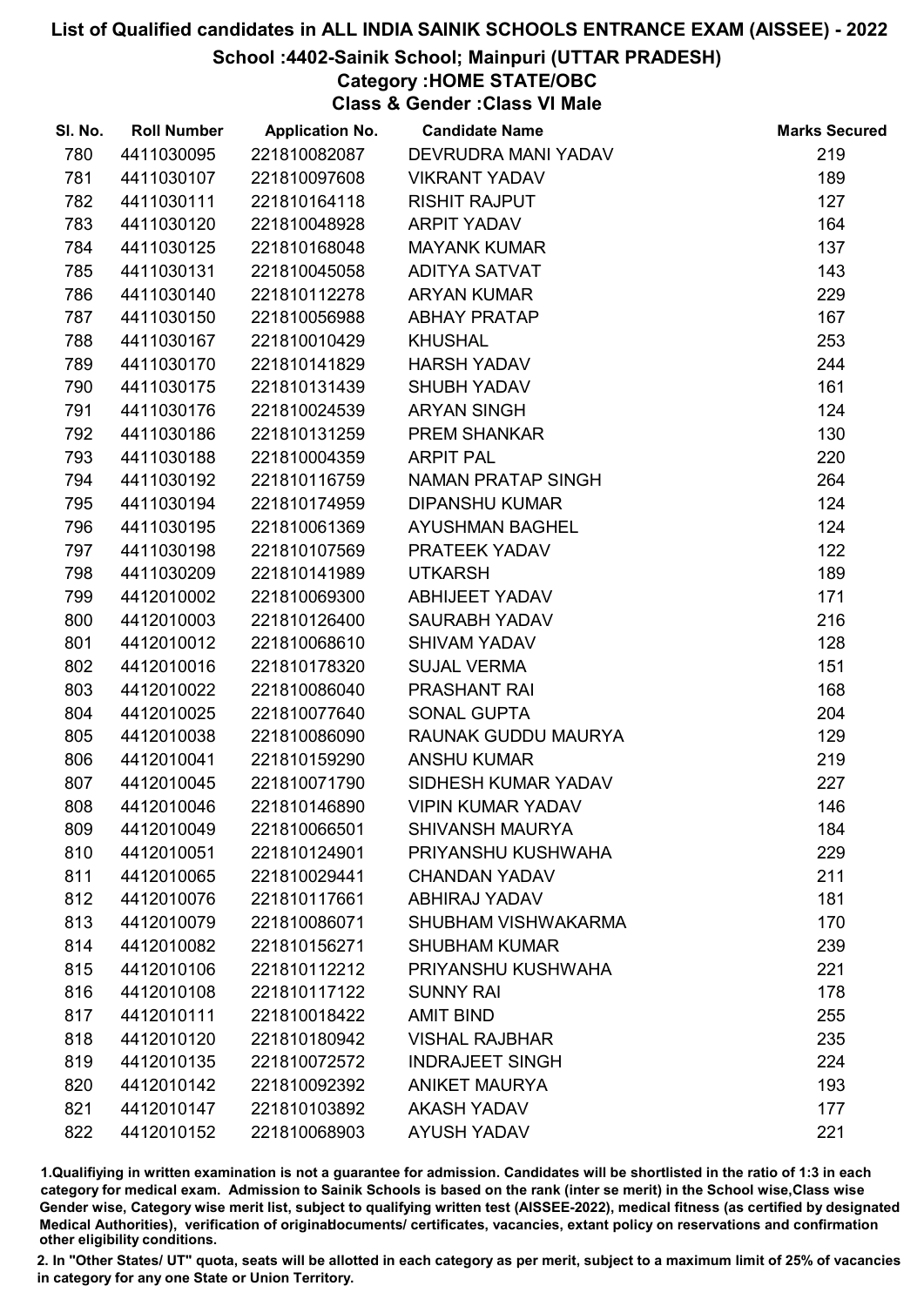# List of Qualified candidates in ALL INDIA SAINIK SCHOOLS ENTRANCE EXAM (AISSEE) - 2022

## School :4402-Sainik School; Mainpuri (UTTAR PRADESH)

### Category :HOME STATE/OBC

### Class & Gender :Class VI Male

| Sl. No. | Roll Number | Application No. | Candidate Name | Marks Secured |
|---|---|---|---|---|
| 780 | 4411030095 | 221810082087 | DEVRUDRA MANI YADAV | 219 |
| 781 | 4411030107 | 221810097608 | VIKRANT YADAV | 189 |
| 782 | 4411030111 | 221810164118 | RISHIT RAJPUT | 127 |
| 783 | 4411030120 | 221810048928 | ARPIT YADAV | 164 |
| 784 | 4411030125 | 221810168048 | MAYANK KUMAR | 137 |
| 785 | 4411030131 | 221810045058 | ADITYA SATVAT | 143 |
| 786 | 4411030140 | 221810112278 | ARYAN KUMAR | 229 |
| 787 | 4411030150 | 221810056988 | ABHAY PRATAP | 167 |
| 788 | 4411030167 | 221810010429 | KHUSHAL | 253 |
| 789 | 4411030170 | 221810141829 | HARSH YADAV | 244 |
| 790 | 4411030175 | 221810131439 | SHUBH YADAV | 161 |
| 791 | 4411030176 | 221810024539 | ARYAN SINGH | 124 |
| 792 | 4411030186 | 221810131259 | PREM SHANKAR | 130 |
| 793 | 4411030188 | 221810004359 | ARPIT PAL | 220 |
| 794 | 4411030192 | 221810116759 | NAMAN PRATAP SINGH | 264 |
| 795 | 4411030194 | 221810174959 | DIPANSHU KUMAR | 124 |
| 796 | 4411030195 | 221810061369 | AYUSHMAN BAGHEL | 124 |
| 797 | 4411030198 | 221810107569 | PRATEEK YADAV | 122 |
| 798 | 4411030209 | 221810141989 | UTKARSH | 189 |
| 799 | 4412010002 | 221810069300 | ABHIJEET YADAV | 171 |
| 800 | 4412010003 | 221810126400 | SAURABH YADAV | 216 |
| 801 | 4412010012 | 221810068610 | SHIVAM YADAV | 128 |
| 802 | 4412010016 | 221810178320 | SUJAL VERMA | 151 |
| 803 | 4412010022 | 221810086040 | PRASHANT RAI | 168 |
| 804 | 4412010025 | 221810077640 | SONAL GUPTA | 204 |
| 805 | 4412010038 | 221810086090 | RAUNAK GUDDU MAURYA | 129 |
| 806 | 4412010041 | 221810159290 | ANSHU KUMAR | 219 |
| 807 | 4412010045 | 221810071790 | SIDHESH KUMAR YADAV | 227 |
| 808 | 4412010046 | 221810146890 | VIPIN KUMAR YADAV | 146 |
| 809 | 4412010049 | 221810066501 | SHIVANSH MAURYA | 184 |
| 810 | 4412010051 | 221810124901 | PRIYANSHU KUSHWAHA | 229 |
| 811 | 4412010065 | 221810029441 | CHANDAN YADAV | 211 |
| 812 | 4412010076 | 221810117661 | ABHIRAJ YADAV | 181 |
| 813 | 4412010079 | 221810086071 | SHUBHAM VISHWAKARMA | 170 |
| 814 | 4412010082 | 221810156271 | SHUBHAM KUMAR | 239 |
| 815 | 4412010106 | 221810112212 | PRIYANSHU KUSHWAHA | 221 |
| 816 | 4412010108 | 221810117122 | SUNNY RAI | 178 |
| 817 | 4412010111 | 221810018422 | AMIT BIND | 255 |
| 818 | 4412010120 | 221810180942 | VISHAL RAJBHAR | 235 |
| 819 | 4412010135 | 221810072572 | INDRAJEET SINGH | 224 |
| 820 | 4412010142 | 221810092392 | ANIKET MAURYA | 193 |
| 821 | 4412010147 | 221810103892 | AKASH YADAV | 177 |
| 822 | 4412010152 | 221810068903 | AYUSH YADAV | 221 |

1.Qualifiying in written examination is not a guarantee for admission. Candidates will be shortlisted in the ratio of 1:3 in each category for medical exam. Admission to Sainik Schools is based on the rank (inter se merit) in the School wise,Class wise Gender wise, Category wise merit list, subject to qualifying written test (AISSEE-2022), medical fitness (as certified by designated Medical Authorities), verification of originaldocuments/ certificates, vacancies, extant policy on reservations and confirmation other eligibility conditions.

2. In "Other States/ UT" quota, seats will be allotted in each category as per merit, subject to a maximum limit of 25% of vacancies in category for any one State or Union Territory.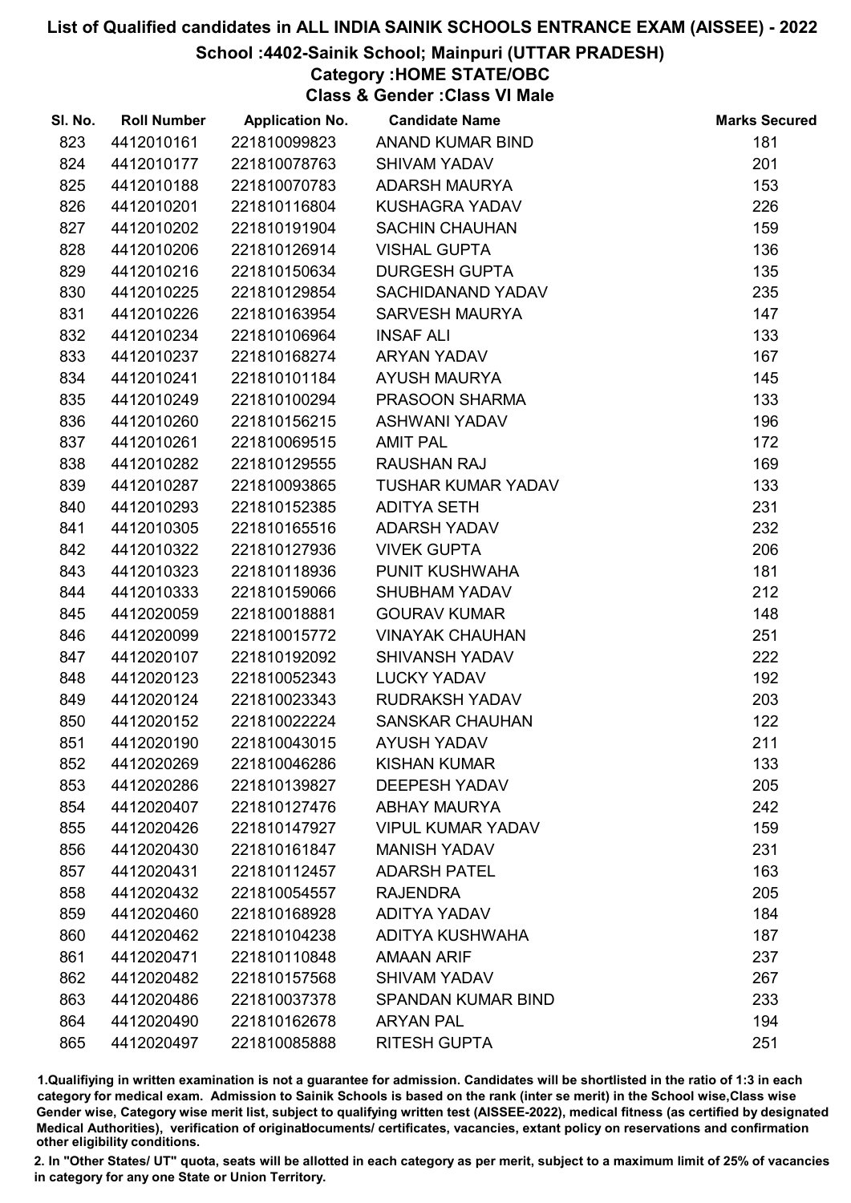# List of Qualified candidates in ALL INDIA SAINIK SCHOOLS ENTRANCE EXAM (AISSEE) - 2022

## School :4402-Sainik School; Mainpuri (UTTAR PRADESH)

### Category :HOME STATE/OBC

### Class & Gender :Class VI Male

| Sl. No. | Roll Number | Application No. | Candidate Name | Marks Secured |
|---|---|---|---|---|
| 823 | 4412010161 | 221810099823 | ANAND KUMAR BIND | 181 |
| 824 | 4412010177 | 221810078763 | SHIVAM YADAV | 201 |
| 825 | 4412010188 | 221810070783 | ADARSH MAURYA | 153 |
| 826 | 4412010201 | 221810116804 | KUSHAGRA YADAV | 226 |
| 827 | 4412010202 | 221810191904 | SACHIN CHAUHAN | 159 |
| 828 | 4412010206 | 221810126914 | VISHAL GUPTA | 136 |
| 829 | 4412010216 | 221810150634 | DURGESH GUPTA | 135 |
| 830 | 4412010225 | 221810129854 | SACHIDANAND YADAV | 235 |
| 831 | 4412010226 | 221810163954 | SARVESH MAURYA | 147 |
| 832 | 4412010234 | 221810106964 | INSAF ALI | 133 |
| 833 | 4412010237 | 221810168274 | ARYAN YADAV | 167 |
| 834 | 4412010241 | 221810101184 | AYUSH MAURYA | 145 |
| 835 | 4412010249 | 221810100294 | PRASOON SHARMA | 133 |
| 836 | 4412010260 | 221810156215 | ASHWANI YADAV | 196 |
| 837 | 4412010261 | 221810069515 | AMIT PAL | 172 |
| 838 | 4412010282 | 221810129555 | RAUSHAN RAJ | 169 |
| 839 | 4412010287 | 221810093865 | TUSHAR KUMAR YADAV | 133 |
| 840 | 4412010293 | 221810152385 | ADITYA SETH | 231 |
| 841 | 4412010305 | 221810165516 | ADARSH YADAV | 232 |
| 842 | 4412010322 | 221810127936 | VIVEK GUPTA | 206 |
| 843 | 4412010323 | 221810118936 | PUNIT KUSHWAHA | 181 |
| 844 | 4412010333 | 221810159066 | SHUBHAM YADAV | 212 |
| 845 | 4412020059 | 221810018881 | GOURAV KUMAR | 148 |
| 846 | 4412020099 | 221810015772 | VINAYAK CHAUHAN | 251 |
| 847 | 4412020107 | 221810192092 | SHIVANSH YADAV | 222 |
| 848 | 4412020123 | 221810052343 | LUCKY YADAV | 192 |
| 849 | 4412020124 | 221810023343 | RUDRAKSH YADAV | 203 |
| 850 | 4412020152 | 221810022224 | SANSKAR CHAUHAN | 122 |
| 851 | 4412020190 | 221810043015 | AYUSH YADAV | 211 |
| 852 | 4412020269 | 221810046286 | KISHAN KUMAR | 133 |
| 853 | 4412020286 | 221810139827 | DEEPESH YADAV | 205 |
| 854 | 4412020407 | 221810127476 | ABHAY MAURYA | 242 |
| 855 | 4412020426 | 221810147927 | VIPUL KUMAR YADAV | 159 |
| 856 | 4412020430 | 221810161847 | MANISH YADAV | 231 |
| 857 | 4412020431 | 221810112457 | ADARSH PATEL | 163 |
| 858 | 4412020432 | 221810054557 | RAJENDRA | 205 |
| 859 | 4412020460 | 221810168928 | ADITYA YADAV | 184 |
| 860 | 4412020462 | 221810104238 | ADITYA KUSHWAHA | 187 |
| 861 | 4412020471 | 221810110848 | AMAAN ARIF | 237 |
| 862 | 4412020482 | 221810157568 | SHIVAM YADAV | 267 |
| 863 | 4412020486 | 221810037378 | SPANDAN KUMAR BIND | 233 |
| 864 | 4412020490 | 221810162678 | ARYAN PAL | 194 |
| 865 | 4412020497 | 221810085888 | RITESH GUPTA | 251 |

1.Qualifiying in written examination is not a guarantee for admission. Candidates will be shortlisted in the ratio of 1:3 in each category for medical exam. Admission to Sainik Schools is based on the rank (inter se merit) in the School wise,Class wise Gender wise, Category wise merit list, subject to qualifying written test (AISSEE-2022), medical fitness (as certified by designated Medical Authorities), verification of originaldocuments/ certificates, vacancies, extant policy on reservations and confirmation other eligibility conditions.

2. In "Other States/ UT" quota, seats will be allotted in each category as per merit, subject to a maximum limit of 25% of vacancies in category for any one State or Union Territory.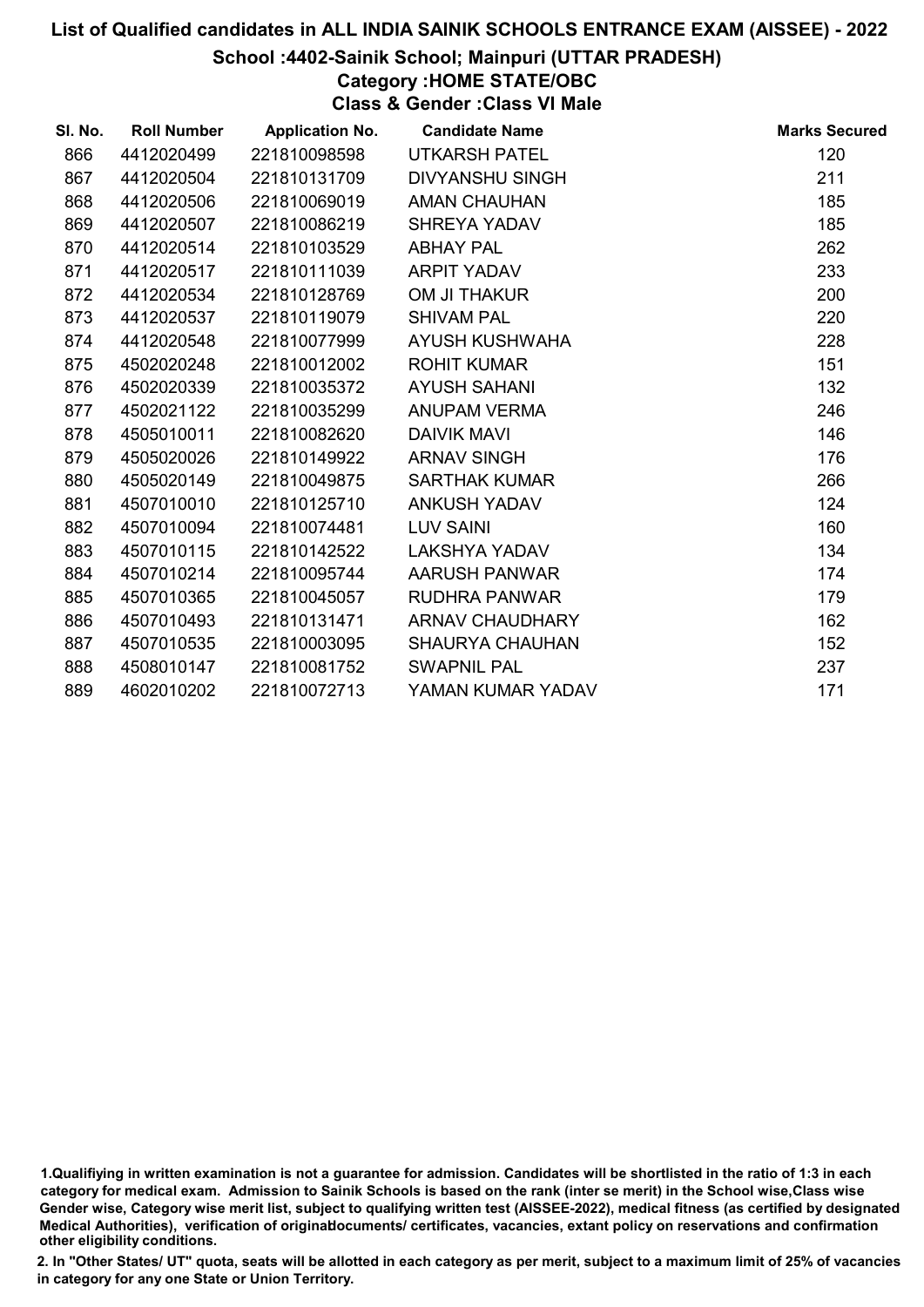# List of Qualified candidates in ALL INDIA SAINIK SCHOOLS ENTRANCE EXAM (AISSEE) - 2022

## School :4402-Sainik School; Mainpuri (UTTAR PRADESH)

### Category :HOME STATE/OBC

### Class & Gender :Class VI Male

| Sl. No. | Roll Number | Application No. | Candidate Name | Marks Secured |
|---|---|---|---|---|
| 866 | 4412020499 | 221810098598 | UTKARSH PATEL | 120 |
| 867 | 4412020504 | 221810131709 | DIVYANSHU SINGH | 211 |
| 868 | 4412020506 | 221810069019 | AMAN CHAUHAN | 185 |
| 869 | 4412020507 | 221810086219 | SHREYA YADAV | 185 |
| 870 | 4412020514 | 221810103529 | ABHAY PAL | 262 |
| 871 | 4412020517 | 221810111039 | ARPIT YADAV | 233 |
| 872 | 4412020534 | 221810128769 | OM JI THAKUR | 200 |
| 873 | 4412020537 | 221810119079 | SHIVAM PAL | 220 |
| 874 | 4412020548 | 221810077999 | AYUSH KUSHWAHA | 228 |
| 875 | 4502020248 | 221810012002 | ROHIT KUMAR | 151 |
| 876 | 4502020339 | 221810035372 | AYUSH SAHANI | 132 |
| 877 | 4502021122 | 221810035299 | ANUPAM VERMA | 246 |
| 878 | 4505010011 | 221810082620 | DAIVIK MAVI | 146 |
| 879 | 4505020026 | 221810149922 | ARNAV SINGH | 176 |
| 880 | 4505020149 | 221810049875 | SARTHAK KUMAR | 266 |
| 881 | 4507010010 | 221810125710 | ANKUSH YADAV | 124 |
| 882 | 4507010094 | 221810074481 | LUV SAINI | 160 |
| 883 | 4507010115 | 221810142522 | LAKSHYA YADAV | 134 |
| 884 | 4507010214 | 221810095744 | AARUSH PANWAR | 174 |
| 885 | 4507010365 | 221810045057 | RUDHRA PANWAR | 179 |
| 886 | 4507010493 | 221810131471 | ARNAV CHAUDHARY | 162 |
| 887 | 4507010535 | 221810003095 | SHAURYA CHAUHAN | 152 |
| 888 | 4508010147 | 221810081752 | SWAPNIL PAL | 237 |
| 889 | 4602010202 | 221810072713 | YAMAN KUMAR YADAV | 171 |

1.Qualifiying in written examination is not a guarantee for admission. Candidates will be shortlisted in the ratio of 1:3 in each category for medical exam. Admission to Sainik Schools is based on the rank (inter se merit) in the School wise,Class wise Gender wise, Category wise merit list, subject to qualifying written test (AISSEE-2022), medical fitness (as certified by designated Medical Authorities), verification of originaldocuments/ certificates, vacancies, extant policy on reservations and confirmation other eligibility conditions.

2. In "Other States/ UT" quota, seats will be allotted in each category as per merit, subject to a maximum limit of 25% of vacancies in category for any one State or Union Territory.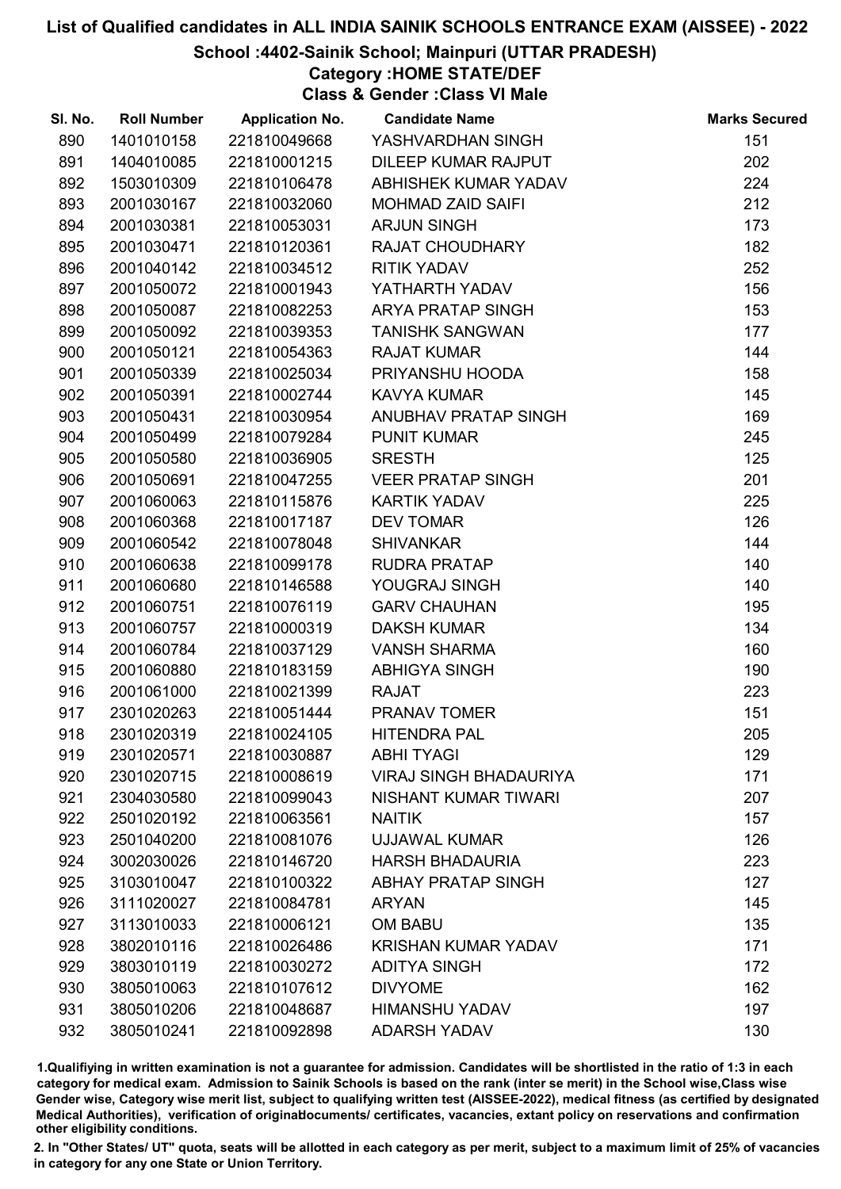# List of Qualified candidates in ALL INDIA SAINIK SCHOOLS ENTRANCE EXAM (AISSEE) - 2022

## School :4402-Sainik School; Mainpuri (UTTAR PRADESH)

### Category :HOME STATE/DEF

### Class & Gender :Class VI Male

| Sl. No. | Roll Number | Application No. | Candidate Name | Marks Secured |
|---|---|---|---|---|
| 890 | 1401010158 | 221810049668 | YASHVARDHAN SINGH | 151 |
| 891 | 1404010085 | 221810001215 | DILEEP KUMAR RAJPUT | 202 |
| 892 | 1503010309 | 221810106478 | ABHISHEK KUMAR YADAV | 224 |
| 893 | 2001030167 | 221810032060 | MOHMAD ZAID SAIFI | 212 |
| 894 | 2001030381 | 221810053031 | ARJUN SINGH | 173 |
| 895 | 2001030471 | 221810120361 | RAJAT CHOUDHARY | 182 |
| 896 | 2001040142 | 221810034512 | RITIK YADAV | 252 |
| 897 | 2001050072 | 221810001943 | YATHARTH YADAV | 156 |
| 898 | 2001050087 | 221810082253 | ARYA PRATAP SINGH | 153 |
| 899 | 2001050092 | 221810039353 | TANISHK SANGWAN | 177 |
| 900 | 2001050121 | 221810054363 | RAJAT KUMAR | 144 |
| 901 | 2001050339 | 221810025034 | PRIYANSHU HOODA | 158 |
| 902 | 2001050391 | 221810002744 | KAVYA KUMAR | 145 |
| 903 | 2001050431 | 221810030954 | ANUBHAV PRATAP SINGH | 169 |
| 904 | 2001050499 | 221810079284 | PUNIT KUMAR | 245 |
| 905 | 2001050580 | 221810036905 | SRESTH | 125 |
| 906 | 2001050691 | 221810047255 | VEER PRATAP SINGH | 201 |
| 907 | 2001060063 | 221810115876 | KARTIK YADAV | 225 |
| 908 | 2001060368 | 221810017187 | DEV TOMAR | 126 |
| 909 | 2001060542 | 221810078048 | SHIVANKAR | 144 |
| 910 | 2001060638 | 221810099178 | RUDRA PRATAP | 140 |
| 911 | 2001060680 | 221810146588 | YOUGRAJ SINGH | 140 |
| 912 | 2001060751 | 221810076119 | GARV CHAUHAN | 195 |
| 913 | 2001060757 | 221810000319 | DAKSH KUMAR | 134 |
| 914 | 2001060784 | 221810037129 | VANSH SHARMA | 160 |
| 915 | 2001060880 | 221810183159 | ABHIGYA SINGH | 190 |
| 916 | 2001061000 | 221810021399 | RAJAT | 223 |
| 917 | 2301020263 | 221810051444 | PRANAV TOMER | 151 |
| 918 | 2301020319 | 221810024105 | HITENDRA PAL | 205 |
| 919 | 2301020571 | 221810030887 | ABHI TYAGI | 129 |
| 920 | 2301020715 | 221810008619 | VIRAJ SINGH BHADAURIYA | 171 |
| 921 | 2304030580 | 221810099043 | NISHANT KUMAR TIWARI | 207 |
| 922 | 2501020192 | 221810063561 | NAITIK | 157 |
| 923 | 2501040200 | 221810081076 | UJJAWAL KUMAR | 126 |
| 924 | 3002030026 | 221810146720 | HARSH BHADAURIA | 223 |
| 925 | 3103010047 | 221810100322 | ABHAY PRATAP SINGH | 127 |
| 926 | 3111020027 | 221810084781 | ARYAN | 145 |
| 927 | 3113010033 | 221810006121 | OM BABU | 135 |
| 928 | 3802010116 | 221810026486 | KRISHAN KUMAR YADAV | 171 |
| 929 | 3803010119 | 221810030272 | ADITYA SINGH | 172 |
| 930 | 3805010063 | 221810107612 | DIVYOME | 162 |
| 931 | 3805010206 | 221810048687 | HIMANSHU YADAV | 197 |
| 932 | 3805010241 | 221810092898 | ADARSH YADAV | 130 |

1.Qualifying in written examination is not a guarantee for admission. Candidates will be shortlisted in the ratio of 1:3 in each category for medical exam. Admission to Sainik Schools is based on the rank (inter se merit) in the School wise,Class wise Gender wise, Category wise merit list, subject to qualifying written test (AISSEE-2022), medical fitness (as certified by designated Medical Authorities), verification of originaldocuments/ certificates, vacancies, extant policy on reservations and confirmation other eligibility conditions.

2. In "Other States/ UT" quota, seats will be allotted in each category as per merit, subject to a maximum limit of 25% of vacancies in category for any one State or Union Territory.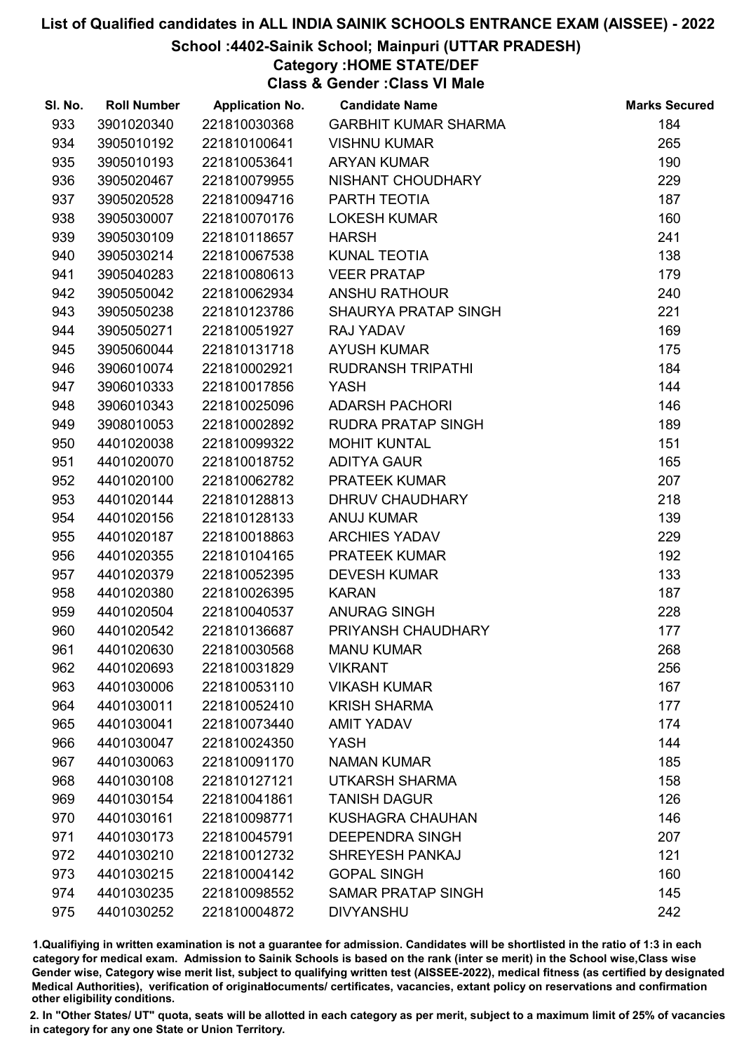# List of Qualified candidates in ALL INDIA SAINIK SCHOOLS ENTRANCE EXAM (AISSEE) - 2022

## School :4402-Sainik School; Mainpuri (UTTAR PRADESH)

### Category :HOME STATE/DEF

### Class & Gender :Class VI Male

| Sl. No. | Roll Number | Application No. | Candidate Name | Marks Secured |
|---|---|---|---|---|
| 933 | 3901020340 | 221810030368 | GARBHIT KUMAR SHARMA | 184 |
| 934 | 3905010192 | 221810100641 | VISHNU KUMAR | 265 |
| 935 | 3905010193 | 221810053641 | ARYAN KUMAR | 190 |
| 936 | 3905020467 | 221810079955 | NISHANT CHOUDHARY | 229 |
| 937 | 3905020528 | 221810094716 | PARTH TEOTIA | 187 |
| 938 | 3905030007 | 221810070176 | LOKESH KUMAR | 160 |
| 939 | 3905030109 | 221810118657 | HARSH | 241 |
| 940 | 3905030214 | 221810067538 | KUNAL TEOTIA | 138 |
| 941 | 3905040283 | 221810080613 | VEER PRATAP | 179 |
| 942 | 3905050042 | 221810062934 | ANSHU RATHOUR | 240 |
| 943 | 3905050238 | 221810123786 | SHAURYA PRATAP SINGH | 221 |
| 944 | 3905050271 | 221810051927 | RAJ YADAV | 169 |
| 945 | 3905060044 | 221810131718 | AYUSH KUMAR | 175 |
| 946 | 3906010074 | 221810002921 | RUDRANSH TRIPATHI | 184 |
| 947 | 3906010333 | 221810017856 | YASH | 144 |
| 948 | 3906010343 | 221810025096 | ADARSH PACHORI | 146 |
| 949 | 3908010053 | 221810002892 | RUDRA PRATAP SINGH | 189 |
| 950 | 4401020038 | 221810099322 | MOHIT KUNTAL | 151 |
| 951 | 4401020070 | 221810018752 | ADITYA GAUR | 165 |
| 952 | 4401020100 | 221810062782 | PRATEEK KUMAR | 207 |
| 953 | 4401020144 | 221810128813 | DHRUV CHAUDHARY | 218 |
| 954 | 4401020156 | 221810128133 | ANUJ KUMAR | 139 |
| 955 | 4401020187 | 221810018863 | ARCHIES YADAV | 229 |
| 956 | 4401020355 | 221810104165 | PRATEEK KUMAR | 192 |
| 957 | 4401020379 | 221810052395 | DEVESH KUMAR | 133 |
| 958 | 4401020380 | 221810026395 | KARAN | 187 |
| 959 | 4401020504 | 221810040537 | ANURAG SINGH | 228 |
| 960 | 4401020542 | 221810136687 | PRIYANSH CHAUDHARY | 177 |
| 961 | 4401020630 | 221810030568 | MANU KUMAR | 268 |
| 962 | 4401020693 | 221810031829 | VIKRANT | 256 |
| 963 | 4401030006 | 221810053110 | VIKASH KUMAR | 167 |
| 964 | 4401030011 | 221810052410 | KRISH SHARMA | 177 |
| 965 | 4401030041 | 221810073440 | AMIT YADAV | 174 |
| 966 | 4401030047 | 221810024350 | YASH | 144 |
| 967 | 4401030063 | 221810091170 | NAMAN KUMAR | 185 |
| 968 | 4401030108 | 221810127121 | UTKARSH SHARMA | 158 |
| 969 | 4401030154 | 221810041861 | TANISH DAGUR | 126 |
| 970 | 4401030161 | 221810098771 | KUSHAGRA CHAUHAN | 146 |
| 971 | 4401030173 | 221810045791 | DEEPENDRA SINGH | 207 |
| 972 | 4401030210 | 221810012732 | SHREYESH PANKAJ | 121 |
| 973 | 4401030215 | 221810004142 | GOPAL SINGH | 160 |
| 974 | 4401030235 | 221810098552 | SAMAR PRATAP SINGH | 145 |
| 975 | 4401030252 | 221810004872 | DIVYANSHU | 242 |

1.Qualifiying in written examination is not a guarantee for admission. Candidates will be shortlisted in the ratio of 1:3 in each category for medical exam. Admission to Sainik Schools is based on the rank (inter se merit) in the School wise,Class wise Gender wise, Category wise merit list, subject to qualifying written test (AISSEE-2022), medical fitness (as certified by designated Medical Authorities), verification of originaldocuments/ certificates, vacancies, extant policy on reservations and confirmation other eligibility conditions.

2. In "Other States/ UT" quota, seats will be allotted in each category as per merit, subject to a maximum limit of 25% of vacancies in category for any one State or Union Territory.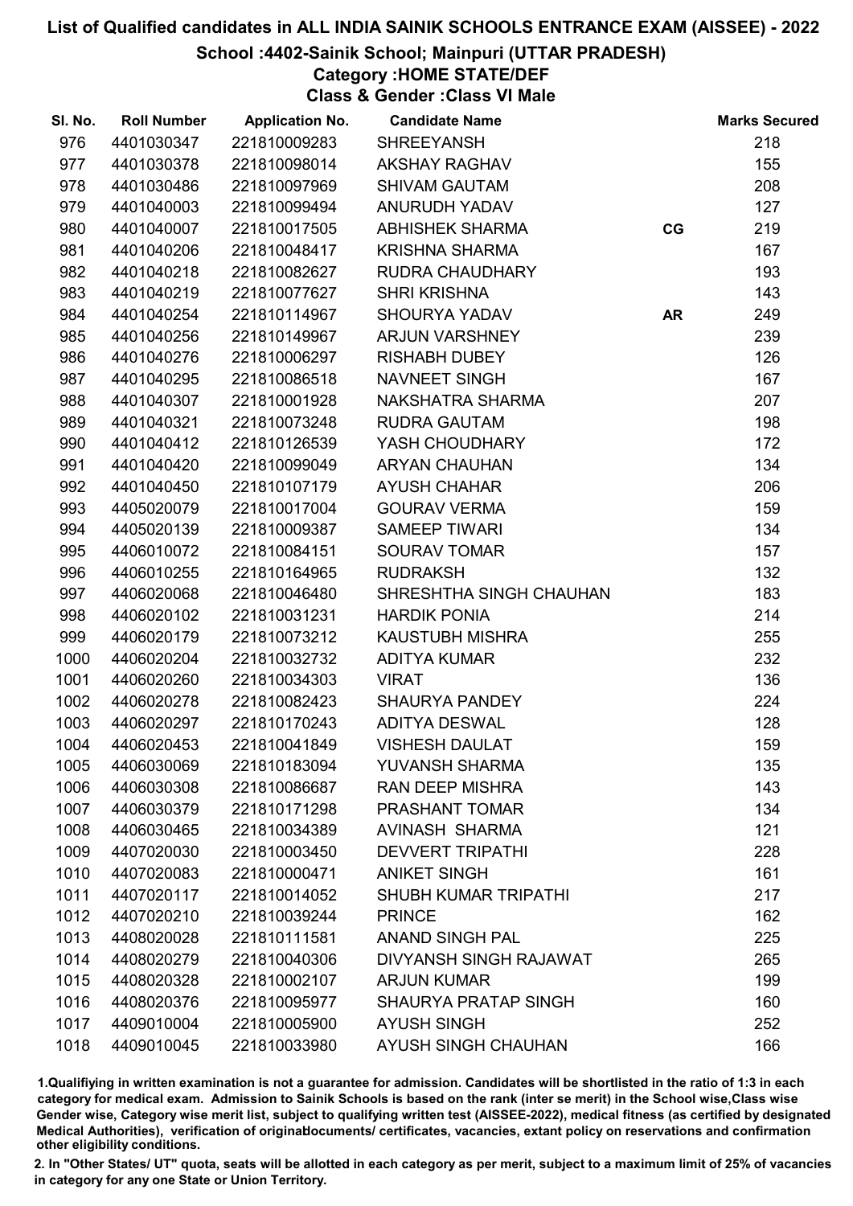# List of Qualified candidates in ALL INDIA SAINIK SCHOOLS ENTRANCE EXAM (AISSEE) - 2022

## School :4402-Sainik School; Mainpuri (UTTAR PRADESH)

### Category :HOME STATE/DEF

### Class & Gender :Class VI Male

| Sl. No. | Roll Number | Application No. | Candidate Name | | Marks Secured |
|---|---|---|---|---|---|
| 976 | 4401030347 | 221810009283 | SHREEYANSH | | 218 |
| 977 | 4401030378 | 221810098014 | AKSHAY RAGHAV | | 155 |
| 978 | 4401030486 | 221810097969 | SHIVAM GAUTAM | | 208 |
| 979 | 4401040003 | 221810099494 | ANURUDH YADAV | | 127 |
| 980 | 4401040007 | 221810017505 | ABHISHEK SHARMA | CG | 219 |
| 981 | 4401040206 | 221810048417 | KRISHNA SHARMA | | 167 |
| 982 | 4401040218 | 221810082627 | RUDRA CHAUDHARY | | 193 |
| 983 | 4401040219 | 221810077627 | SHRI KRISHNA | | 143 |
| 984 | 4401040254 | 221810114967 | SHOURYA YADAV | AR | 249 |
| 985 | 4401040256 | 221810149967 | ARJUN VARSHNEY | | 239 |
| 986 | 4401040276 | 221810006297 | RISHABH DUBEY | | 126 |
| 987 | 4401040295 | 221810086518 | NAVNEET SINGH | | 167 |
| 988 | 4401040307 | 221810001928 | NAKSHATRA SHARMA | | 207 |
| 989 | 4401040321 | 221810073248 | RUDRA GAUTAM | | 198 |
| 990 | 4401040412 | 221810126539 | YASH CHOUDHARY | | 172 |
| 991 | 4401040420 | 221810099049 | ARYAN CHAUHAN | | 134 |
| 992 | 4401040450 | 221810107179 | AYUSH CHAHAR | | 206 |
| 993 | 4405020079 | 221810017004 | GOURAV VERMA | | 159 |
| 994 | 4405020139 | 221810009387 | SAMEEP TIWARI | | 134 |
| 995 | 4406010072 | 221810084151 | SOURAV TOMAR | | 157 |
| 996 | 4406010255 | 221810164965 | RUDRAKSH | | 132 |
| 997 | 4406020068 | 221810046480 | SHRESHTHA SINGH CHAUHAN | | 183 |
| 998 | 4406020102 | 221810031231 | HARDIK PONIA | | 214 |
| 999 | 4406020179 | 221810073212 | KAUSTUBH MISHRA | | 255 |
| 1000 | 4406020204 | 221810032732 | ADITYA KUMAR | | 232 |
| 1001 | 4406020260 | 221810034303 | VIRAT | | 136 |
| 1002 | 4406020278 | 221810082423 | SHAURYA PANDEY | | 224 |
| 1003 | 4406020297 | 221810170243 | ADITYA DESWAL | | 128 |
| 1004 | 4406020453 | 221810041849 | VISHESH DAULAT | | 159 |
| 1005 | 4406030069 | 221810183094 | YUVANSH SHARMA | | 135 |
| 1006 | 4406030308 | 221810086687 | RAN DEEP MISHRA | | 143 |
| 1007 | 4406030379 | 221810171298 | PRASHANT TOMAR | | 134 |
| 1008 | 4406030465 | 221810034389 | AVINASH SHARMA | | 121 |
| 1009 | 4407020030 | 221810003450 | DEVVERT TRIPATHI | | 228 |
| 1010 | 4407020083 | 221810000471 | ANIKET SINGH | | 161 |
| 1011 | 4407020117 | 221810014052 | SHUBH KUMAR TRIPATHI | | 217 |
| 1012 | 4407020210 | 221810039244 | PRINCE | | 162 |
| 1013 | 4408020028 | 221810111581 | ANAND SINGH PAL | | 225 |
| 1014 | 4408020279 | 221810040306 | DIVYANSH SINGH RAJAWAT | | 265 |
| 1015 | 4408020328 | 221810002107 | ARJUN KUMAR | | 199 |
| 1016 | 4408020376 | 221810095977 | SHAURYA PRATAP SINGH | | 160 |
| 1017 | 4409010004 | 221810005900 | AYUSH SINGH | | 252 |
| 1018 | 4409010045 | 221810033980 | AYUSH SINGH CHAUHAN | | 166 |

1.Qualifiying in written examination is not a guarantee for admission. Candidates will be shortlisted in the ratio of 1:3 in each category for medical exam. Admission to Sainik Schools is based on the rank (inter se merit) in the School wise,Class wise Gender wise, Category wise merit list, subject to qualifying written test (AISSEE-2022), medical fitness (as certified by designated Medical Authorities), verification of originaldocuments/ certificates, vacancies, extant policy on reservations and confirmation other eligibility conditions.

2. In "Other States/ UT" quota, seats will be allotted in each category as per merit, subject to a maximum limit of 25% of vacancies in category for any one State or Union Territory.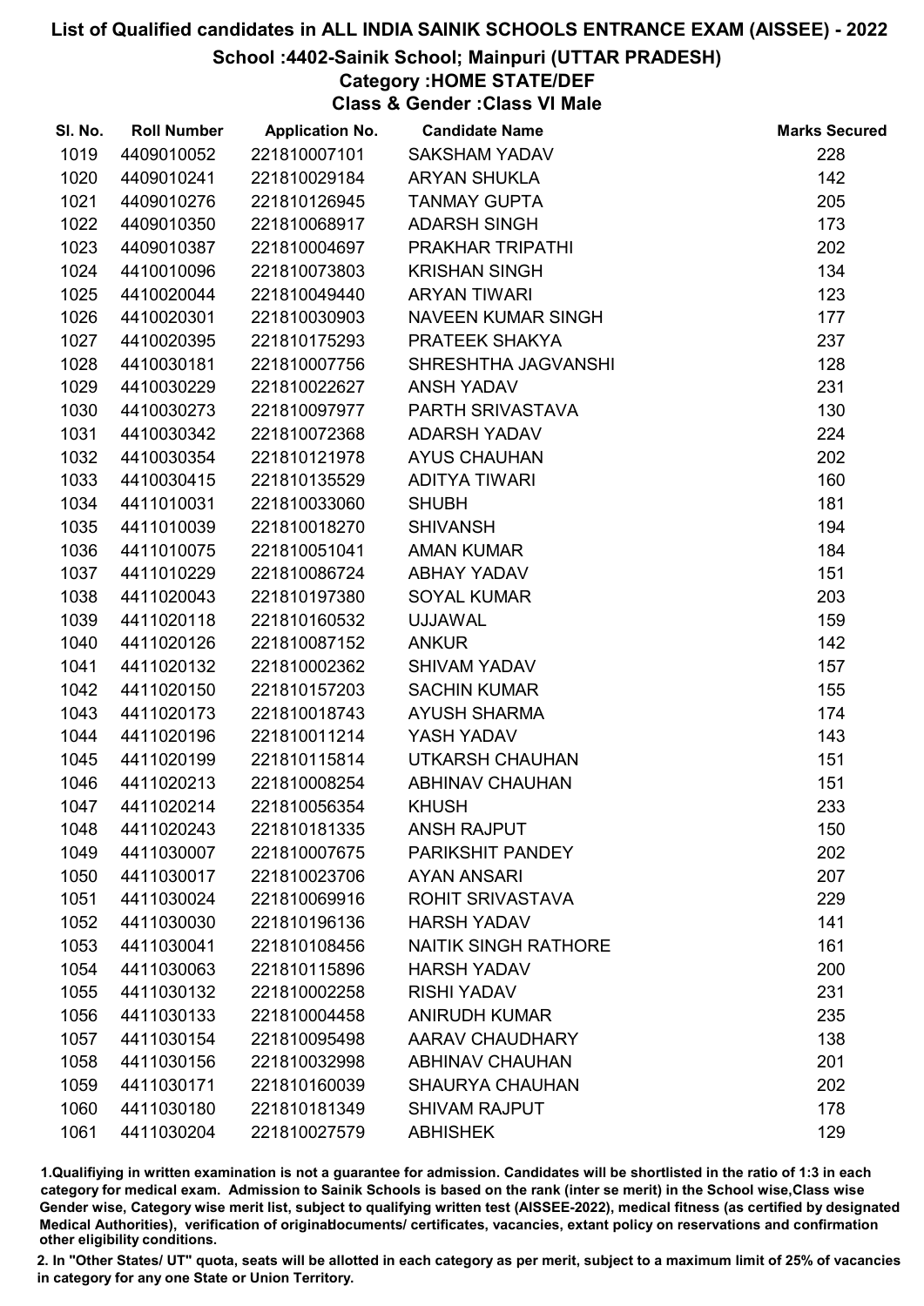# List of Qualified candidates in ALL INDIA SAINIK SCHOOLS ENTRANCE EXAM (AISSEE) - 2022

## School :4402-Sainik School; Mainpuri (UTTAR PRADESH)

### Category :HOME STATE/DEF

### Class & Gender :Class VI Male

| Sl. No. | Roll Number | Application No. | Candidate Name | Marks Secured |
|---|---|---|---|---|
| 1019 | 4409010052 | 221810007101 | SAKSHAM YADAV | 228 |
| 1020 | 4409010241 | 221810029184 | ARYAN SHUKLA | 142 |
| 1021 | 4409010276 | 221810126945 | TANMAY GUPTA | 205 |
| 1022 | 4409010350 | 221810068917 | ADARSH SINGH | 173 |
| 1023 | 4409010387 | 221810004697 | PRAKHAR TRIPATHI | 202 |
| 1024 | 4410010096 | 221810073803 | KRISHAN SINGH | 134 |
| 1025 | 4410020044 | 221810049440 | ARYAN TIWARI | 123 |
| 1026 | 4410020301 | 221810030903 | NAVEEN KUMAR SINGH | 177 |
| 1027 | 4410020395 | 221810175293 | PRATEEK SHAKYA | 237 |
| 1028 | 4410030181 | 221810007756 | SHRESHTHA JAGVANSHI | 128 |
| 1029 | 4410030229 | 221810022627 | ANSH YADAV | 231 |
| 1030 | 4410030273 | 221810097977 | PARTH SRIVASTAVA | 130 |
| 1031 | 4410030342 | 221810072368 | ADARSH YADAV | 224 |
| 1032 | 4410030354 | 221810121978 | AYUS CHAUHAN | 202 |
| 1033 | 4410030415 | 221810135529 | ADITYA TIWARI | 160 |
| 1034 | 4411010031 | 221810033060 | SHUBH | 181 |
| 1035 | 4411010039 | 221810018270 | SHIVANSH | 194 |
| 1036 | 4411010075 | 221810051041 | AMAN KUMAR | 184 |
| 1037 | 4411010229 | 221810086724 | ABHAY YADAV | 151 |
| 1038 | 4411020043 | 221810197380 | SOYAL KUMAR | 203 |
| 1039 | 4411020118 | 221810160532 | UJJAWAL | 159 |
| 1040 | 4411020126 | 221810087152 | ANKUR | 142 |
| 1041 | 4411020132 | 221810002362 | SHIVAM YADAV | 157 |
| 1042 | 4411020150 | 221810157203 | SACHIN KUMAR | 155 |
| 1043 | 4411020173 | 221810018743 | AYUSH SHARMA | 174 |
| 1044 | 4411020196 | 221810011214 | YASH YADAV | 143 |
| 1045 | 4411020199 | 221810115814 | UTKARSH CHAUHAN | 151 |
| 1046 | 4411020213 | 221810008254 | ABHINAV CHAUHAN | 151 |
| 1047 | 4411020214 | 221810056354 | KHUSH | 233 |
| 1048 | 4411020243 | 221810181335 | ANSH RAJPUT | 150 |
| 1049 | 4411030007 | 221810007675 | PARIKSHIT PANDEY | 202 |
| 1050 | 4411030017 | 221810023706 | AYAN ANSARI | 207 |
| 1051 | 4411030024 | 221810069916 | ROHIT SRIVASTAVA | 229 |
| 1052 | 4411030030 | 221810196136 | HARSH YADAV | 141 |
| 1053 | 4411030041 | 221810108456 | NAITIK SINGH RATHORE | 161 |
| 1054 | 4411030063 | 221810115896 | HARSH YADAV | 200 |
| 1055 | 4411030132 | 221810002258 | RISHI YADAV | 231 |
| 1056 | 4411030133 | 221810004458 | ANIRUDH KUMAR | 235 |
| 1057 | 4411030154 | 221810095498 | AARAV CHAUDHARY | 138 |
| 1058 | 4411030156 | 221810032998 | ABHINAV CHAUHAN | 201 |
| 1059 | 4411030171 | 221810160039 | SHAURYA CHAUHAN | 202 |
| 1060 | 4411030180 | 221810181349 | SHIVAM RAJPUT | 178 |
| 1061 | 4411030204 | 221810027579 | ABHISHEK | 129 |

1.Qualifiying in written examination is not a guarantee for admission. Candidates will be shortlisted in the ratio of 1:3 in each category for medical exam. Admission to Sainik Schools is based on the rank (inter se merit) in the School wise,Class wise Gender wise, Category wise merit list, subject to qualifying written test (AISSEE-2022), medical fitness (as certified by designated Medical Authorities), verification of originaldocuments/ certificates, vacancies, extant policy on reservations and confirmation other eligibility conditions.

2. In "Other States/ UT" quota, seats will be allotted in each category as per merit, subject to a maximum limit of 25% of vacancies in category for any one State or Union Territory.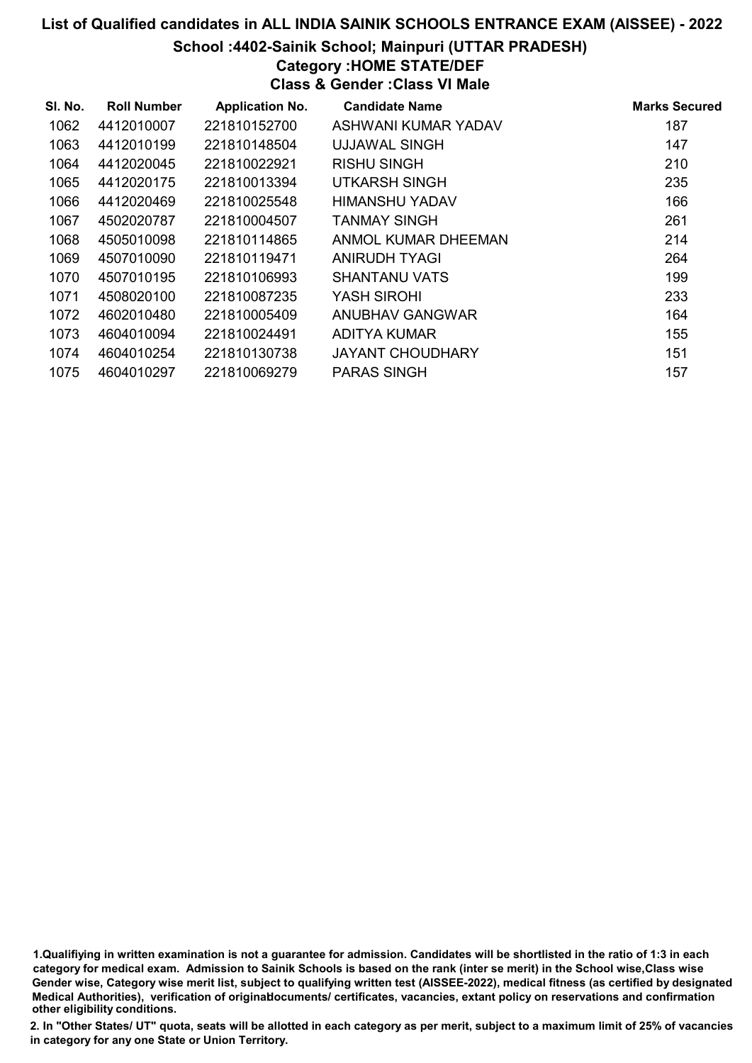# List of Qualified candidates in ALL INDIA SAINIK SCHOOLS ENTRANCE EXAM (AISSEE) - 2022

## School :4402-Sainik School; Mainpuri (UTTAR PRADESH)

### Category :HOME STATE/DEF

### Class & Gender :Class VI Male

| Sl. No. | Roll Number | Application No. | Candidate Name | Marks Secured |
|---|---|---|---|---|
| 1062 | 4412010007 | 221810152700 | ASHWANI KUMAR YADAV | 187 |
| 1063 | 4412010199 | 221810148504 | UJJAWAL SINGH | 147 |
| 1064 | 4412020045 | 221810022921 | RISHU SINGH | 210 |
| 1065 | 4412020175 | 221810013394 | UTKARSH SINGH | 235 |
| 1066 | 4412020469 | 221810025548 | HIMANSHU YADAV | 166 |
| 1067 | 4502020787 | 221810004507 | TANMAY SINGH | 261 |
| 1068 | 4505010098 | 221810114865 | ANMOL KUMAR DHEEMAN | 214 |
| 1069 | 4507010090 | 221810119471 | ANIRUDH TYAGI | 264 |
| 1070 | 4507010195 | 221810106993 | SHANTANU VATS | 199 |
| 1071 | 4508020100 | 221810087235 | YASH SIROHI | 233 |
| 1072 | 4602010480 | 221810005409 | ANUBHAV GANGWAR | 164 |
| 1073 | 4604010094 | 221810024491 | ADITYA KUMAR | 155 |
| 1074 | 4604010254 | 221810130738 | JAYANT CHOUDHARY | 151 |
| 1075 | 4604010297 | 221810069279 | PARAS SINGH | 157 |

1.Qualifiying in written examination is not a guarantee for admission. Candidates will be shortlisted in the ratio of 1:3 in each category for medical exam. Admission to Sainik Schools is based on the rank (inter se merit) in the School wise,Class wise Gender wise, Category wise merit list, subject to qualifying written test (AISSEE-2022), medical fitness (as certified by designated Medical Authorities), verification of originaldocuments/ certificates, vacancies, extant policy on reservations and confirmation other eligibility conditions.

2. In "Other States/ UT" quota, seats will be allotted in each category as per merit, subject to a maximum limit of 25% of vacancies in category for any one State or Union Territory.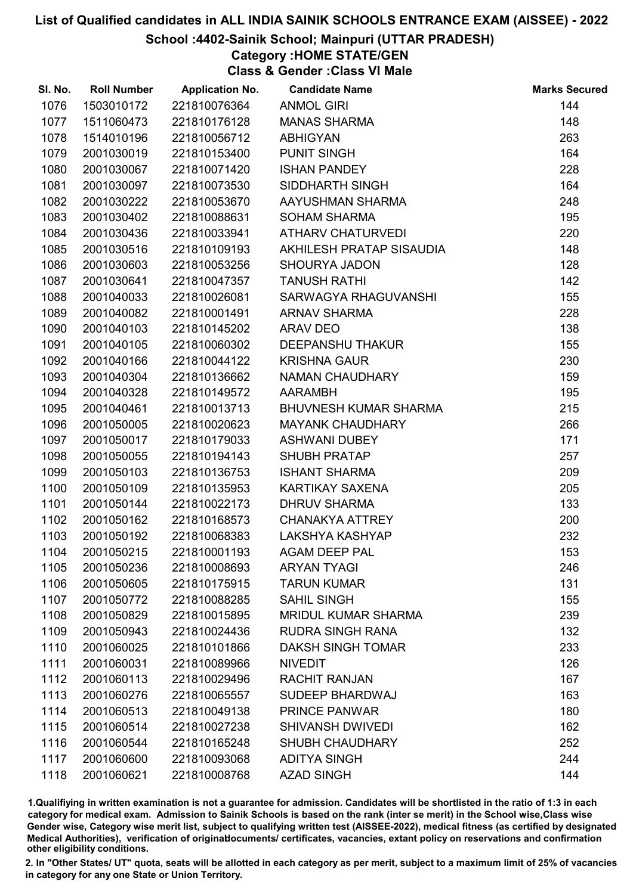# List of Qualified candidates in ALL INDIA SAINIK SCHOOLS ENTRANCE EXAM (AISSEE) - 2022

## School :4402-Sainik School; Mainpuri (UTTAR PRADESH)

### Category :HOME STATE/GEN

### Class & Gender :Class VI Male

| Sl. No. | Roll Number | Application No. | Candidate Name | Marks Secured |
|---|---|---|---|---|
| 1076 | 1503010172 | 221810076364 | ANMOL GIRI | 144 |
| 1077 | 1511060473 | 221810176128 | MANAS SHARMA | 148 |
| 1078 | 1514010196 | 221810056712 | ABHIGYAN | 263 |
| 1079 | 2001030019 | 221810153400 | PUNIT SINGH | 164 |
| 1080 | 2001030067 | 221810071420 | ISHAN PANDEY | 228 |
| 1081 | 2001030097 | 221810073530 | SIDDHARTH SINGH | 164 |
| 1082 | 2001030222 | 221810053670 | AAYUSHMAN SHARMA | 248 |
| 1083 | 2001030402 | 221810088631 | SOHAM SHARMA | 195 |
| 1084 | 2001030436 | 221810033941 | ATHARV CHATURVEDI | 220 |
| 1085 | 2001030516 | 221810109193 | AKHILESH PRATAP SISAUDIA | 148 |
| 1086 | 2001030603 | 221810053256 | SHOURYA JADON | 128 |
| 1087 | 2001030641 | 221810047357 | TANUSH RATHI | 142 |
| 1088 | 2001040033 | 221810026081 | SARWAGYA RHAGUVANSHI | 155 |
| 1089 | 2001040082 | 221810001491 | ARNAV SHARMA | 228 |
| 1090 | 2001040103 | 221810145202 | ARAV DEO | 138 |
| 1091 | 2001040105 | 221810060302 | DEEPANSHU THAKUR | 155 |
| 1092 | 2001040166 | 221810044122 | KRISHNA GAUR | 230 |
| 1093 | 2001040304 | 221810136662 | NAMAN CHAUDHARY | 159 |
| 1094 | 2001040328 | 221810149572 | AARAMBH | 195 |
| 1095 | 2001040461 | 221810013713 | BHUVNESH KUMAR SHARMA | 215 |
| 1096 | 2001050005 | 221810020623 | MAYANK CHAUDHARY | 266 |
| 1097 | 2001050017 | 221810179033 | ASHWANI DUBEY | 171 |
| 1098 | 2001050055 | 221810194143 | SHUBH PRATAP | 257 |
| 1099 | 2001050103 | 221810136753 | ISHANT SHARMA | 209 |
| 1100 | 2001050109 | 221810135953 | KARTIKAY SAXENA | 205 |
| 1101 | 2001050144 | 221810022173 | DHRUV SHARMA | 133 |
| 1102 | 2001050162 | 221810168573 | CHANAKYA ATTREY | 200 |
| 1103 | 2001050192 | 221810068383 | LAKSHYA KASHYAP | 232 |
| 1104 | 2001050215 | 221810001193 | AGAM DEEP PAL | 153 |
| 1105 | 2001050236 | 221810008693 | ARYAN TYAGI | 246 |
| 1106 | 2001050605 | 221810175915 | TARUN KUMAR | 131 |
| 1107 | 2001050772 | 221810088285 | SAHIL SINGH | 155 |
| 1108 | 2001050829 | 221810015895 | MRIDUL KUMAR SHARMA | 239 |
| 1109 | 2001050943 | 221810024436 | RUDRA SINGH RANA | 132 |
| 1110 | 2001060025 | 221810101866 | DAKSH SINGH TOMAR | 233 |
| 1111 | 2001060031 | 221810089966 | NIVEDIT | 126 |
| 1112 | 2001060113 | 221810029496 | RACHIT RANJAN | 167 |
| 1113 | 2001060276 | 221810065557 | SUDEEP BHARDWAJ | 163 |
| 1114 | 2001060513 | 221810049138 | PRINCE PANWAR | 180 |
| 1115 | 2001060514 | 221810027238 | SHIVANSH DWIVEDI | 162 |
| 1116 | 2001060544 | 221810165248 | SHUBH CHAUDHARY | 252 |
| 1117 | 2001060600 | 221810093068 | ADITYA SINGH | 244 |
| 1118 | 2001060621 | 221810008768 | AZAD SINGH | 144 |

1.Qualifiying in written examination is not a guarantee for admission. Candidates will be shortlisted in the ratio of 1:3 in each category for medical exam. Admission to Sainik Schools is based on the rank (inter se merit) in the School wise,Class wise Gender wise, Category wise merit list, subject to qualifying written test (AISSEE-2022), medical fitness (as certified by designated Medical Authorities), verification of originaldocuments/ certificates, vacancies, extant policy on reservations and confirmation other eligibility conditions.

2. In "Other States/ UT" quota, seats will be allotted in each category as per merit, subject to a maximum limit of 25% of vacancies in category for any one State or Union Territory.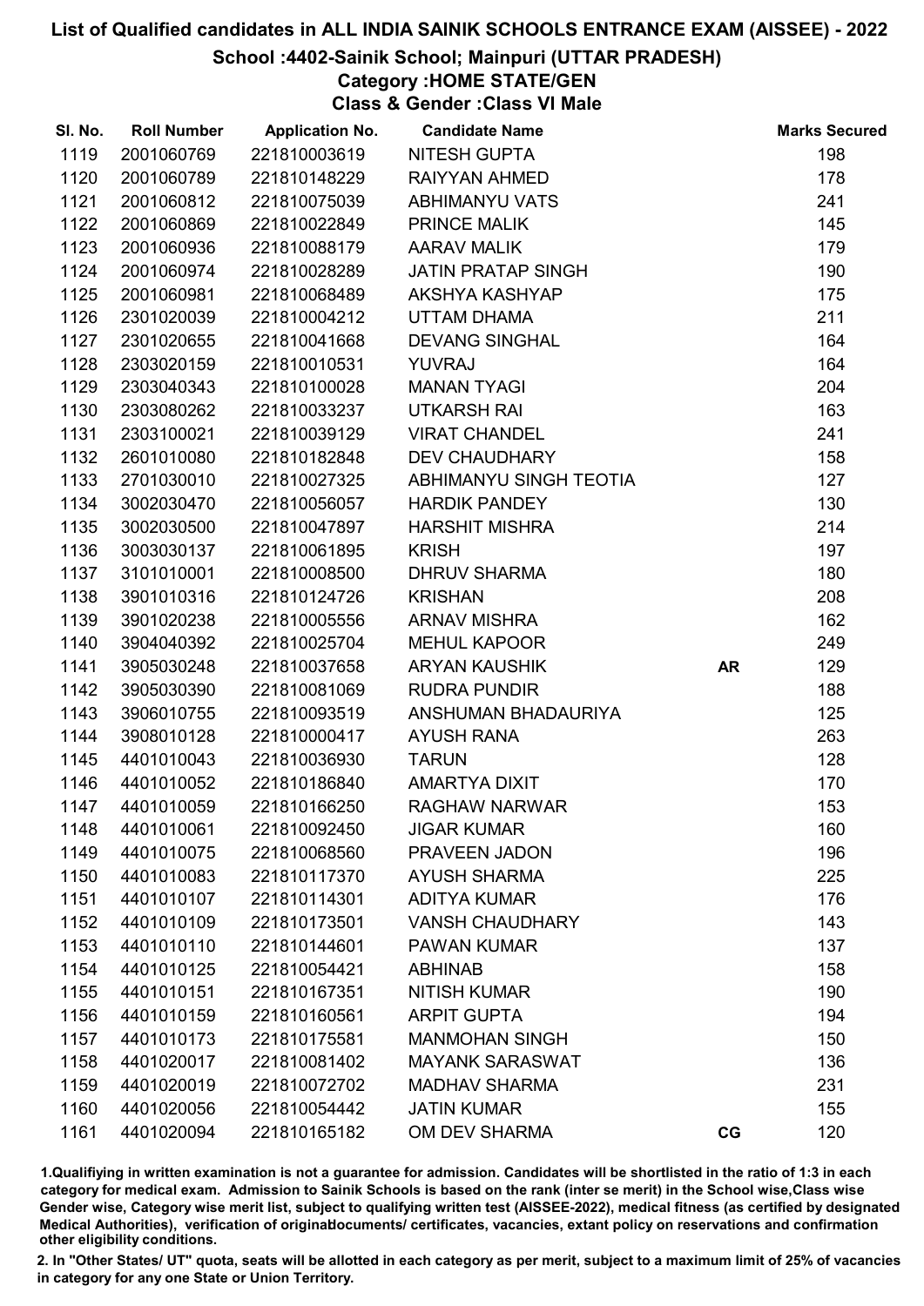# List of Qualified candidates in ALL INDIA SAINIK SCHOOLS ENTRANCE EXAM (AISSEE) - 2022

## School :4402-Sainik School; Mainpuri (UTTAR PRADESH)

### Category :HOME STATE/GEN

### Class & Gender :Class VI Male

| Sl. No. | Roll Number | Application No. | Candidate Name | | Marks Secured |
|---|---|---|---|---|---|
| 1119 | 2001060769 | 221810003619 | NITESH GUPTA | | 198 |
| 1120 | 2001060789 | 221810148229 | RAIYYAN AHMED | | 178 |
| 1121 | 2001060812 | 221810075039 | ABHIMANYU VATS | | 241 |
| 1122 | 2001060869 | 221810022849 | PRINCE MALIK | | 145 |
| 1123 | 2001060936 | 221810088179 | AARAV MALIK | | 179 |
| 1124 | 2001060974 | 221810028289 | JATIN PRATAP SINGH | | 190 |
| 1125 | 2001060981 | 221810068489 | AKSHYA KASHYAP | | 175 |
| 1126 | 2301020039 | 221810004212 | UTTAM DHAMA | | 211 |
| 1127 | 2301020655 | 221810041668 | DEVANG SINGHAL | | 164 |
| 1128 | 2303020159 | 221810010531 | YUVRAJ | | 164 |
| 1129 | 2303040343 | 221810100028 | MANAN TYAGI | | 204 |
| 1130 | 2303080262 | 221810033237 | UTKARSH RAI | | 163 |
| 1131 | 2303100021 | 221810039129 | VIRAT CHANDEL | | 241 |
| 1132 | 2601010080 | 221810182848 | DEV CHAUDHARY | | 158 |
| 1133 | 2701030010 | 221810027325 | ABHIMANYU SINGH TEOTIA | | 127 |
| 1134 | 3002030470 | 221810056057 | HARDIK PANDEY | | 130 |
| 1135 | 3002030500 | 221810047897 | HARSHIT MISHRA | | 214 |
| 1136 | 3003030137 | 221810061895 | KRISH | | 197 |
| 1137 | 3101010001 | 221810008500 | DHRUV SHARMA | | 180 |
| 1138 | 3901010316 | 221810124726 | KRISHAN | | 208 |
| 1139 | 3901020238 | 221810005556 | ARNAV MISHRA | | 162 |
| 1140 | 3904040392 | 221810025704 | MEHUL KAPOOR | | 249 |
| 1141 | 3905030248 | 221810037658 | ARYAN KAUSHIK | **AR** | 129 |
| 1142 | 3905030390 | 221810081069 | RUDRA PUNDIR | | 188 |
| 1143 | 3906010755 | 221810093519 | ANSHUMAN BHADAURIYA | | 125 |
| 1144 | 3908010128 | 221810000417 | AYUSH RANA | | 263 |
| 1145 | 4401010043 | 221810036930 | TARUN | | 128 |
| 1146 | 4401010052 | 221810186840 | AMARTYA DIXIT | | 170 |
| 1147 | 4401010059 | 221810166250 | RAGHAW NARWAR | | 153 |
| 1148 | 4401010061 | 221810092450 | JIGAR KUMAR | | 160 |
| 1149 | 4401010075 | 221810068560 | PRAVEEN JADON | | 196 |
| 1150 | 4401010083 | 221810117370 | AYUSH SHARMA | | 225 |
| 1151 | 4401010107 | 221810114301 | ADITYA KUMAR | | 176 |
| 1152 | 4401010109 | 221810173501 | VANSH CHAUDHARY | | 143 |
| 1153 | 4401010110 | 221810144601 | PAWAN KUMAR | | 137 |
| 1154 | 4401010125 | 221810054421 | ABHINAB | | 158 |
| 1155 | 4401010151 | 221810167351 | NITISH KUMAR | | 190 |
| 1156 | 4401010159 | 221810160561 | ARPIT GUPTA | | 194 |
| 1157 | 4401010173 | 221810175581 | MANMOHAN SINGH | | 150 |
| 1158 | 4401020017 | 221810081402 | MAYANK SARASWAT | | 136 |
| 1159 | 4401020019 | 221810072702 | MADHAV SHARMA | | 231 |
| 1160 | 4401020056 | 221810054442 | JATIN KUMAR | | 155 |
| 1161 | 4401020094 | 221810165182 | OM DEV SHARMA | **CG** | 120 |

1.Qualifiying in written examination is not a guarantee for admission. Candidates will be shortlisted in the ratio of 1:3 in each category for medical exam. Admission to Sainik Schools is based on the rank (inter se merit) in the School wise,Class wise Gender wise, Category wise merit list, subject to qualifying written test (AISSEE-2022), medical fitness (as certified by designated Medical Authorities), verification of originaldocuments/ certificates, vacancies, extant policy on reservations and confirmation other eligibility conditions.

2. In "Other States/ UT" quota, seats will be allotted in each category as per merit, subject to a maximum limit of 25% of vacancies in category for any one State or Union Territory.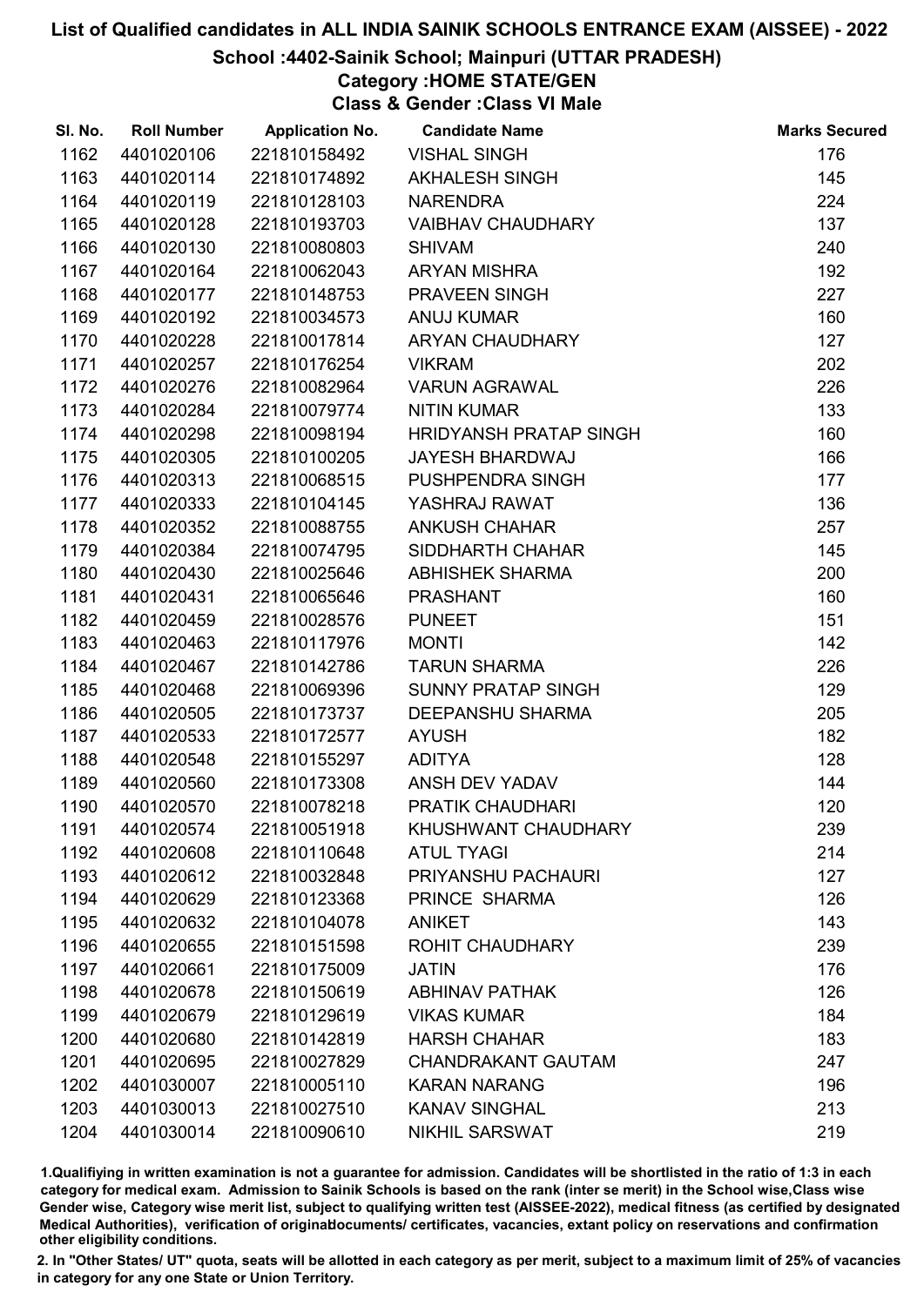# List of Qualified candidates in ALL INDIA SAINIK SCHOOLS ENTRANCE EXAM (AISSEE) - 2022

## School :4402-Sainik School; Mainpuri (UTTAR PRADESH)

### Category :HOME STATE/GEN

### Class & Gender :Class VI Male

| Sl. No. | Roll Number | Application No. | Candidate Name | Marks Secured |
|---|---|---|---|---|
| 1162 | 4401020106 | 221810158492 | VISHAL SINGH | 176 |
| 1163 | 4401020114 | 221810174892 | AKHALESH SINGH | 145 |
| 1164 | 4401020119 | 221810128103 | NARENDRA | 224 |
| 1165 | 4401020128 | 221810193703 | VAIBHAV CHAUDHARY | 137 |
| 1166 | 4401020130 | 221810080803 | SHIVAM | 240 |
| 1167 | 4401020164 | 221810062043 | ARYAN MISHRA | 192 |
| 1168 | 4401020177 | 221810148753 | PRAVEEN SINGH | 227 |
| 1169 | 4401020192 | 221810034573 | ANUJ KUMAR | 160 |
| 1170 | 4401020228 | 221810017814 | ARYAN CHAUDHARY | 127 |
| 1171 | 4401020257 | 221810176254 | VIKRAM | 202 |
| 1172 | 4401020276 | 221810082964 | VARUN AGRAWAL | 226 |
| 1173 | 4401020284 | 221810079774 | NITIN KUMAR | 133 |
| 1174 | 4401020298 | 221810098194 | HRIDYANSH PRATAP SINGH | 160 |
| 1175 | 4401020305 | 221810100205 | JAYESH BHARDWAJ | 166 |
| 1176 | 4401020313 | 221810068515 | PUSHPENDRA SINGH | 177 |
| 1177 | 4401020333 | 221810104145 | YASHRAJ RAWAT | 136 |
| 1178 | 4401020352 | 221810088755 | ANKUSH CHAHAR | 257 |
| 1179 | 4401020384 | 221810074795 | SIDDHARTH CHAHAR | 145 |
| 1180 | 4401020430 | 221810025646 | ABHISHEK SHARMA | 200 |
| 1181 | 4401020431 | 221810065646 | PRASHANT | 160 |
| 1182 | 4401020459 | 221810028576 | PUNEET | 151 |
| 1183 | 4401020463 | 221810117976 | MONTI | 142 |
| 1184 | 4401020467 | 221810142786 | TARUN SHARMA | 226 |
| 1185 | 4401020468 | 221810069396 | SUNNY PRATAP SINGH | 129 |
| 1186 | 4401020505 | 221810173737 | DEEPANSHU SHARMA | 205 |
| 1187 | 4401020533 | 221810172577 | AYUSH | 182 |
| 1188 | 4401020548 | 221810155297 | ADITYA | 128 |
| 1189 | 4401020560 | 221810173308 | ANSH DEV YADAV | 144 |
| 1190 | 4401020570 | 221810078218 | PRATIK CHAUDHARI | 120 |
| 1191 | 4401020574 | 221810051918 | KHUSHWANT CHAUDHARY | 239 |
| 1192 | 4401020608 | 221810110648 | ATUL TYAGI | 214 |
| 1193 | 4401020612 | 221810032848 | PRIYANSHU PACHAURI | 127 |
| 1194 | 4401020629 | 221810123368 | PRINCE SHARMA | 126 |
| 1195 | 4401020632 | 221810104078 | ANIKET | 143 |
| 1196 | 4401020655 | 221810151598 | ROHIT CHAUDHARY | 239 |
| 1197 | 4401020661 | 221810175009 | JATIN | 176 |
| 1198 | 4401020678 | 221810150619 | ABHINAV PATHAK | 126 |
| 1199 | 4401020679 | 221810129619 | VIKAS KUMAR | 184 |
| 1200 | 4401020680 | 221810142819 | HARSH CHAHAR | 183 |
| 1201 | 4401020695 | 221810027829 | CHANDRAKANT GAUTAM | 247 |
| 1202 | 4401030007 | 221810005110 | KARAN NARANG | 196 |
| 1203 | 4401030013 | 221810027510 | KANAV SINGHAL | 213 |
| 1204 | 4401030014 | 221810090610 | NIKHIL SARSWAT | 219 |

1.Qualifiying in written examination is not a guarantee for admission. Candidates will be shortlisted in the ratio of 1:3 in each category for medical exam. Admission to Sainik Schools is based on the rank (inter se merit) in the School wise,Class wise Gender wise, Category wise merit list, subject to qualifying written test (AISSEE-2022), medical fitness (as certified by designated Medical Authorities), verification of originaldocuments/ certificates, vacancies, extant policy on reservations and confirmation other eligibility conditions.

2. In "Other States/ UT" quota, seats will be allotted in each category as per merit, subject to a maximum limit of 25% of vacancies in category for any one State or Union Territory.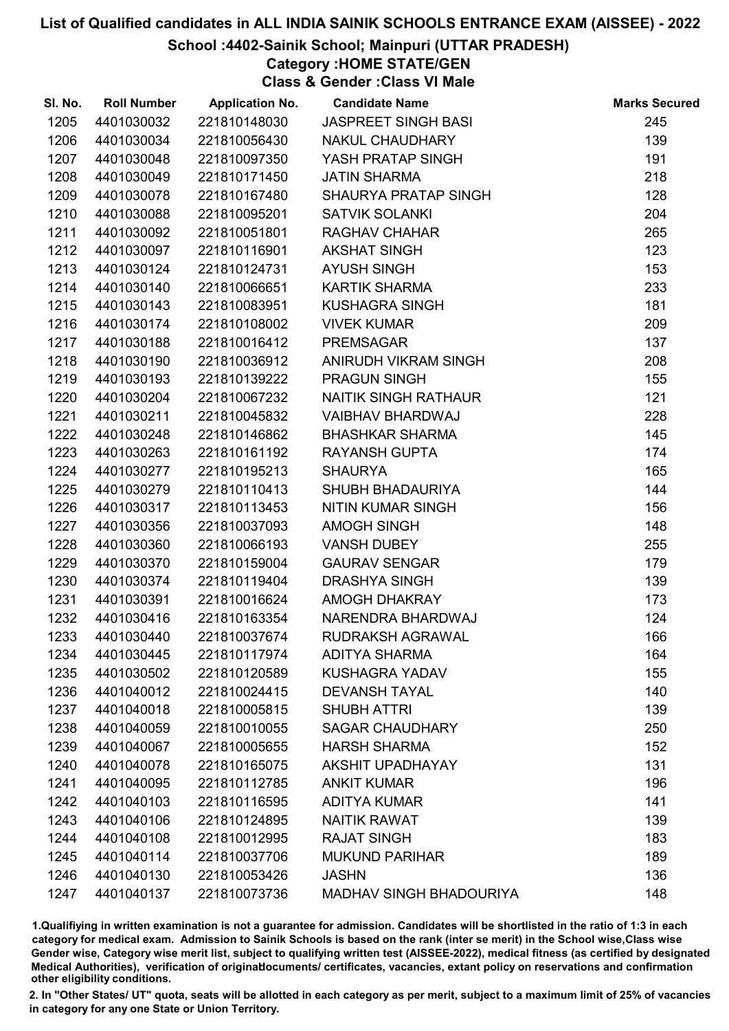# List of Qualified candidates in ALL INDIA SAINIK SCHOOLS ENTRANCE EXAM (AISSEE) - 2022

## School :4402-Sainik School; Mainpuri (UTTAR PRADESH)

### Category :HOME STATE/GEN

### Class & Gender :Class VI Male

| Sl. No. | Roll Number | Application No. | Candidate Name | Marks Secured |
|---|---|---|---|---|
| 1205 | 4401030032 | 221810148030 | JASPREET SINGH BASI | 245 |
| 1206 | 4401030034 | 221810056430 | NAKUL CHAUDHARY | 139 |
| 1207 | 4401030048 | 221810097350 | YASH PRATAP SINGH | 191 |
| 1208 | 4401030049 | 221810171450 | JATIN SHARMA | 218 |
| 1209 | 4401030078 | 221810167480 | SHAURYA PRATAP SINGH | 128 |
| 1210 | 4401030088 | 221810095201 | SATVIK SOLANKI | 204 |
| 1211 | 4401030092 | 221810051801 | RAGHAV CHAHAR | 265 |
| 1212 | 4401030097 | 221810116901 | AKSHAT SINGH | 123 |
| 1213 | 4401030124 | 221810124731 | AYUSH SINGH | 153 |
| 1214 | 4401030140 | 221810066651 | KARTIK SHARMA | 233 |
| 1215 | 4401030143 | 221810083951 | KUSHAGRA SINGH | 181 |
| 1216 | 4401030174 | 221810108002 | VIVEK KUMAR | 209 |
| 1217 | 4401030188 | 221810016412 | PREMSAGAR | 137 |
| 1218 | 4401030190 | 221810036912 | ANIRUDH VIKRAM SINGH | 208 |
| 1219 | 4401030193 | 221810139222 | PRAGUN SINGH | 155 |
| 1220 | 4401030204 | 221810067232 | NAITIK SINGH RATHAUR | 121 |
| 1221 | 4401030211 | 221810045832 | VAIBHAV BHARDWAJ | 228 |
| 1222 | 4401030248 | 221810146862 | BHASHKAR SHARMA | 145 |
| 1223 | 4401030263 | 221810161192 | RAYANSH GUPTA | 174 |
| 1224 | 4401030277 | 221810195213 | SHAURYA | 165 |
| 1225 | 4401030279 | 221810110413 | SHUBH BHADAURIYA | 144 |
| 1226 | 4401030317 | 221810113453 | NITIN KUMAR SINGH | 156 |
| 1227 | 4401030356 | 221810037093 | AMOGH SINGH | 148 |
| 1228 | 4401030360 | 221810066193 | VANSH DUBEY | 255 |
| 1229 | 4401030370 | 221810159004 | GAURAV SENGAR | 179 |
| 1230 | 4401030374 | 221810119404 | DRASHYA SINGH | 139 |
| 1231 | 4401030391 | 221810016624 | AMOGH DHAKRAY | 173 |
| 1232 | 4401030416 | 221810163354 | NARENDRA BHARDWAJ | 124 |
| 1233 | 4401030440 | 221810037674 | RUDRAKSH AGRAWAL | 166 |
| 1234 | 4401030445 | 221810117974 | ADITYA SHARMA | 164 |
| 1235 | 4401030502 | 221810120589 | KUSHAGRA YADAV | 155 |
| 1236 | 4401040012 | 221810024415 | DEVANSH TAYAL | 140 |
| 1237 | 4401040018 | 221810005815 | SHUBH ATTRI | 139 |
| 1238 | 4401040059 | 221810010055 | SAGAR CHAUDHARY | 250 |
| 1239 | 4401040067 | 221810005655 | HARSH SHARMA | 152 |
| 1240 | 4401040078 | 221810165075 | AKSHIT UPADHAYAY | 131 |
| 1241 | 4401040095 | 221810112785 | ANKIT KUMAR | 196 |
| 1242 | 4401040103 | 221810116595 | ADITYA KUMAR | 141 |
| 1243 | 4401040106 | 221810124895 | NAITIK RAWAT | 139 |
| 1244 | 4401040108 | 221810012995 | RAJAT SINGH | 183 |
| 1245 | 4401040114 | 221810037706 | MUKUND PARIHAR | 189 |
| 1246 | 4401040130 | 221810053426 | JASHN | 136 |
| 1247 | 4401040137 | 221810073736 | MADHAV SINGH BHADOURIYA | 148 |

1.Qualifiying in written examination is not a guarantee for admission. Candidates will be shortlisted in the ratio of 1:3 in each category for medical exam. Admission to Sainik Schools is based on the rank (inter se merit) in the School wise,Class wise Gender wise, Category wise merit list, subject to qualifying written test (AISSEE-2022), medical fitness (as certified by designated Medical Authorities), verification of originaldocuments/ certificates, vacancies, extant policy on reservations and confirmation other eligibility conditions.

2. In "Other States/ UT" quota, seats will be allotted in each category as per merit, subject to a maximum limit of 25% of vacancies in category for any one State or Union Territory.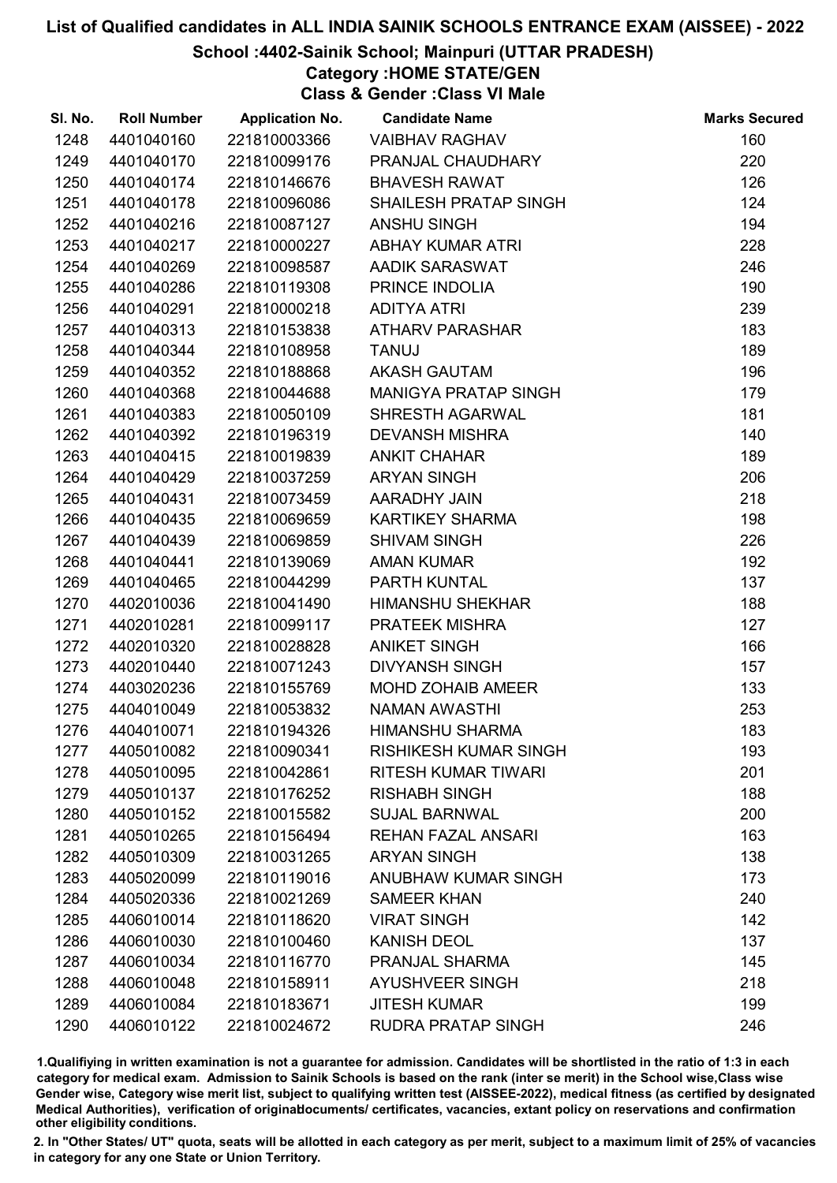# List of Qualified candidates in ALL INDIA SAINIK SCHOOLS ENTRANCE EXAM (AISSEE) - 2022

## School :4402-Sainik School; Mainpuri (UTTAR PRADESH)

### Category :HOME STATE/GEN

### Class & Gender :Class VI Male

| Sl. No. | Roll Number | Application No. | Candidate Name | Marks Secured |
|---|---|---|---|---|
| 1248 | 4401040160 | 221810003366 | VAIBHAV RAGHAV | 160 |
| 1249 | 4401040170 | 221810099176 | PRANJAL CHAUDHARY | 220 |
| 1250 | 4401040174 | 221810146676 | BHAVESH RAWAT | 126 |
| 1251 | 4401040178 | 221810096086 | SHAILESH PRATAP SINGH | 124 |
| 1252 | 4401040216 | 221810087127 | ANSHU SINGH | 194 |
| 1253 | 4401040217 | 221810000227 | ABHAY KUMAR ATRI | 228 |
| 1254 | 4401040269 | 221810098587 | AADIK SARASWAT | 246 |
| 1255 | 4401040286 | 221810119308 | PRINCE INDOLIA | 190 |
| 1256 | 4401040291 | 221810000218 | ADITYA ATRI | 239 |
| 1257 | 4401040313 | 221810153838 | ATHARV PARASHAR | 183 |
| 1258 | 4401040344 | 221810108958 | TANUJ | 189 |
| 1259 | 4401040352 | 221810188868 | AKASH GAUTAM | 196 |
| 1260 | 4401040368 | 221810044688 | MANIGYA PRATAP SINGH | 179 |
| 1261 | 4401040383 | 221810050109 | SHRESTH AGARWAL | 181 |
| 1262 | 4401040392 | 221810196319 | DEVANSH MISHRA | 140 |
| 1263 | 4401040415 | 221810019839 | ANKIT CHAHAR | 189 |
| 1264 | 4401040429 | 221810037259 | ARYAN SINGH | 206 |
| 1265 | 4401040431 | 221810073459 | AARADHY JAIN | 218 |
| 1266 | 4401040435 | 221810069659 | KARTIKEY SHARMA | 198 |
| 1267 | 4401040439 | 221810069859 | SHIVAM SINGH | 226 |
| 1268 | 4401040441 | 221810139069 | AMAN KUMAR | 192 |
| 1269 | 4401040465 | 221810044299 | PARTH KUNTAL | 137 |
| 1270 | 4402010036 | 221810041490 | HIMANSHU SHEKHAR | 188 |
| 1271 | 4402010281 | 221810099117 | PRATEEK MISHRA | 127 |
| 1272 | 4402010320 | 221810028828 | ANIKET SINGH | 166 |
| 1273 | 4402010440 | 221810071243 | DIVYANSH SINGH | 157 |
| 1274 | 4403020236 | 221810155769 | MOHD ZOHAIB AMEER | 133 |
| 1275 | 4404010049 | 221810053832 | NAMAN AWASTHI | 253 |
| 1276 | 4404010071 | 221810194326 | HIMANSHU SHARMA | 183 |
| 1277 | 4405010082 | 221810090341 | RISHIKESH KUMAR SINGH | 193 |
| 1278 | 4405010095 | 221810042861 | RITESH KUMAR TIWARI | 201 |
| 1279 | 4405010137 | 221810176252 | RISHABH SINGH | 188 |
| 1280 | 4405010152 | 221810015582 | SUJAL BARNWAL | 200 |
| 1281 | 4405010265 | 221810156494 | REHAN FAZAL ANSARI | 163 |
| 1282 | 4405010309 | 221810031265 | ARYAN SINGH | 138 |
| 1283 | 4405020099 | 221810119016 | ANUBHAW KUMAR SINGH | 173 |
| 1284 | 4405020336 | 221810021269 | SAMEER KHAN | 240 |
| 1285 | 4406010014 | 221810118620 | VIRAT SINGH | 142 |
| 1286 | 4406010030 | 221810100460 | KANISH DEOL | 137 |
| 1287 | 4406010034 | 221810116770 | PRANJAL SHARMA | 145 |
| 1288 | 4406010048 | 221810158911 | AYUSHVEER SINGH | 218 |
| 1289 | 4406010084 | 221810183671 | JITESH KUMAR | 199 |
| 1290 | 4406010122 | 221810024672 | RUDRA PRATAP SINGH | 246 |

1.Qualifiying in written examination is not a guarantee for admission. Candidates will be shortlisted in the ratio of 1:3 in each category for medical exam. Admission to Sainik Schools is based on the rank (inter se merit) in the School wise,Class wise Gender wise, Category wise merit list, subject to qualifying written test (AISSEE-2022), medical fitness (as certified by designated Medical Authorities), verification of originaldocuments/ certificates, vacancies, extant policy on reservations and confirmation other eligibility conditions.

2. In "Other States/ UT" quota, seats will be allotted in each category as per merit, subject to a maximum limit of 25% of vacancies in category for any one State or Union Territory.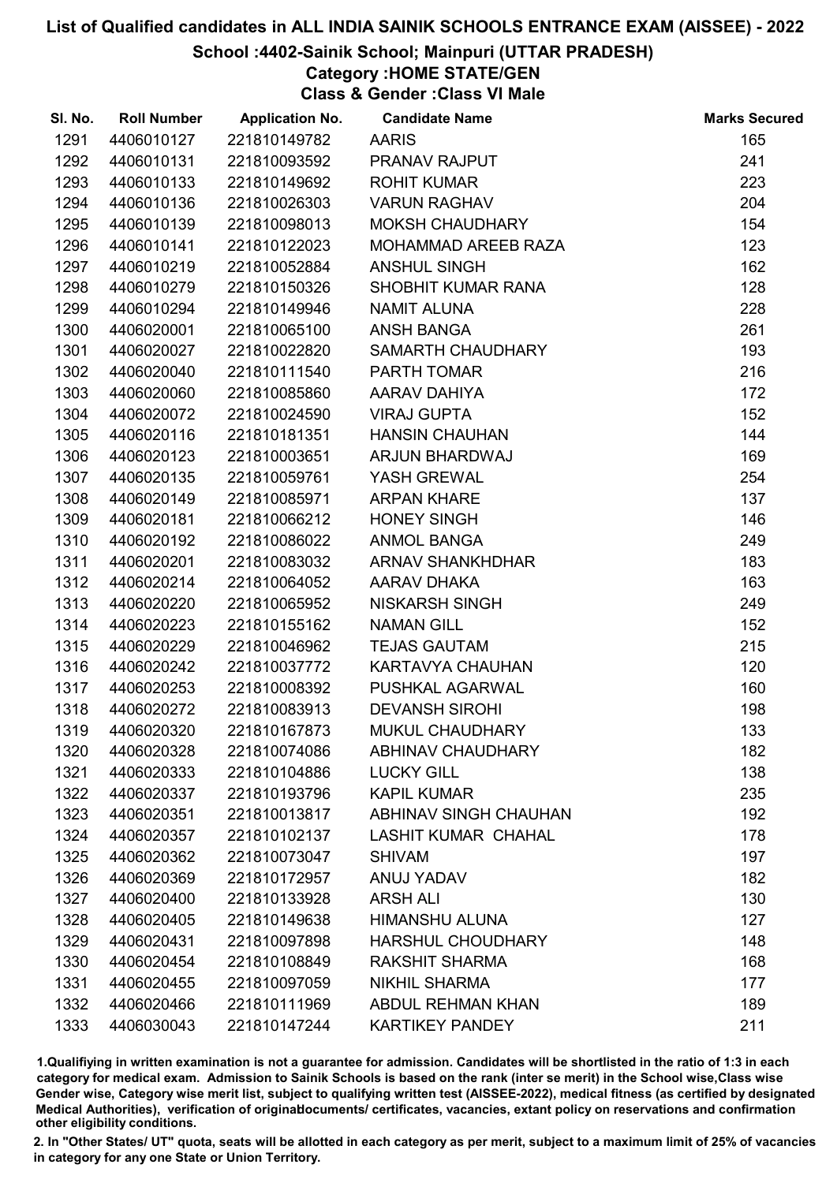# List of Qualified candidates in ALL INDIA SAINIK SCHOOLS ENTRANCE EXAM (AISSEE) - 2022

## School :4402-Sainik School; Mainpuri (UTTAR PRADESH)

### Category :HOME STATE/GEN

### Class & Gender :Class VI Male

| Sl. No. | Roll Number | Application No. | Candidate Name | Marks Secured |
|---|---|---|---|---|
| 1291 | 4406010127 | 221810149782 | AARIS | 165 |
| 1292 | 4406010131 | 221810093592 | PRANAV RAJPUT | 241 |
| 1293 | 4406010133 | 221810149692 | ROHIT KUMAR | 223 |
| 1294 | 4406010136 | 221810026303 | VARUN RAGHAV | 204 |
| 1295 | 4406010139 | 221810098013 | MOKSH CHAUDHARY | 154 |
| 1296 | 4406010141 | 221810122023 | MOHAMMAD AREEB RAZA | 123 |
| 1297 | 4406010219 | 221810052884 | ANSHUL SINGH | 162 |
| 1298 | 4406010279 | 221810150326 | SHOBHIT KUMAR RANA | 128 |
| 1299 | 4406010294 | 221810149946 | NAMIT ALUNA | 228 |
| 1300 | 4406020001 | 221810065100 | ANSH BANGA | 261 |
| 1301 | 4406020027 | 221810022820 | SAMARTH CHAUDHARY | 193 |
| 1302 | 4406020040 | 221810111540 | PARTH TOMAR | 216 |
| 1303 | 4406020060 | 221810085860 | AARAV DAHIYA | 172 |
| 1304 | 4406020072 | 221810024590 | VIRAJ GUPTA | 152 |
| 1305 | 4406020116 | 221810181351 | HANSIN CHAUHAN | 144 |
| 1306 | 4406020123 | 221810003651 | ARJUN BHARDWAJ | 169 |
| 1307 | 4406020135 | 221810059761 | YASH GREWAL | 254 |
| 1308 | 4406020149 | 221810085971 | ARPAN KHARE | 137 |
| 1309 | 4406020181 | 221810066212 | HONEY SINGH | 146 |
| 1310 | 4406020192 | 221810086022 | ANMOL BANGA | 249 |
| 1311 | 4406020201 | 221810083032 | ARNAV SHANKHDHAR | 183 |
| 1312 | 4406020214 | 221810064052 | AARAV DHAKA | 163 |
| 1313 | 4406020220 | 221810065952 | NISKARSH SINGH | 249 |
| 1314 | 4406020223 | 221810155162 | NAMAN GILL | 152 |
| 1315 | 4406020229 | 221810046962 | TEJAS GAUTAM | 215 |
| 1316 | 4406020242 | 221810037772 | KARTAVYA CHAUHAN | 120 |
| 1317 | 4406020253 | 221810008392 | PUSHKAL AGARWAL | 160 |
| 1318 | 4406020272 | 221810083913 | DEVANSH SIROHI | 198 |
| 1319 | 4406020320 | 221810167873 | MUKUL CHAUDHARY | 133 |
| 1320 | 4406020328 | 221810074086 | ABHINAV CHAUDHARY | 182 |
| 1321 | 4406020333 | 221810104886 | LUCKY GILL | 138 |
| 1322 | 4406020337 | 221810193796 | KAPIL KUMAR | 235 |
| 1323 | 4406020351 | 221810013817 | ABHINAV SINGH CHAUHAN | 192 |
| 1324 | 4406020357 | 221810102137 | LASHIT KUMAR CHAHAL | 178 |
| 1325 | 4406020362 | 221810073047 | SHIVAM | 197 |
| 1326 | 4406020369 | 221810172957 | ANUJ YADAV | 182 |
| 1327 | 4406020400 | 221810133928 | ARSH ALI | 130 |
| 1328 | 4406020405 | 221810149638 | HIMANSHU ALUNA | 127 |
| 1329 | 4406020431 | 221810097898 | HARSHUL CHOUDHARY | 148 |
| 1330 | 4406020454 | 221810108849 | RAKSHIT SHARMA | 168 |
| 1331 | 4406020455 | 221810097059 | NIKHIL SHARMA | 177 |
| 1332 | 4406020466 | 221810111969 | ABDUL REHMAN KHAN | 189 |
| 1333 | 4406030043 | 221810147244 | KARTIKEY PANDEY | 211 |

1.Qualifiying in written examination is not a guarantee for admission. Candidates will be shortlisted in the ratio of 1:3 in each category for medical exam. Admission to Sainik Schools is based on the rank (inter se merit) in the School wise,Class wise Gender wise, Category wise merit list, subject to qualifying written test (AISSEE-2022), medical fitness (as certified by designated Medical Authorities), verification of originaldocuments/ certificates, vacancies, extant policy on reservations and confirmation other eligibility conditions.

2. In "Other States/ UT" quota, seats will be allotted in each category as per merit, subject to a maximum limit of 25% of vacancies in category for any one State or Union Territory.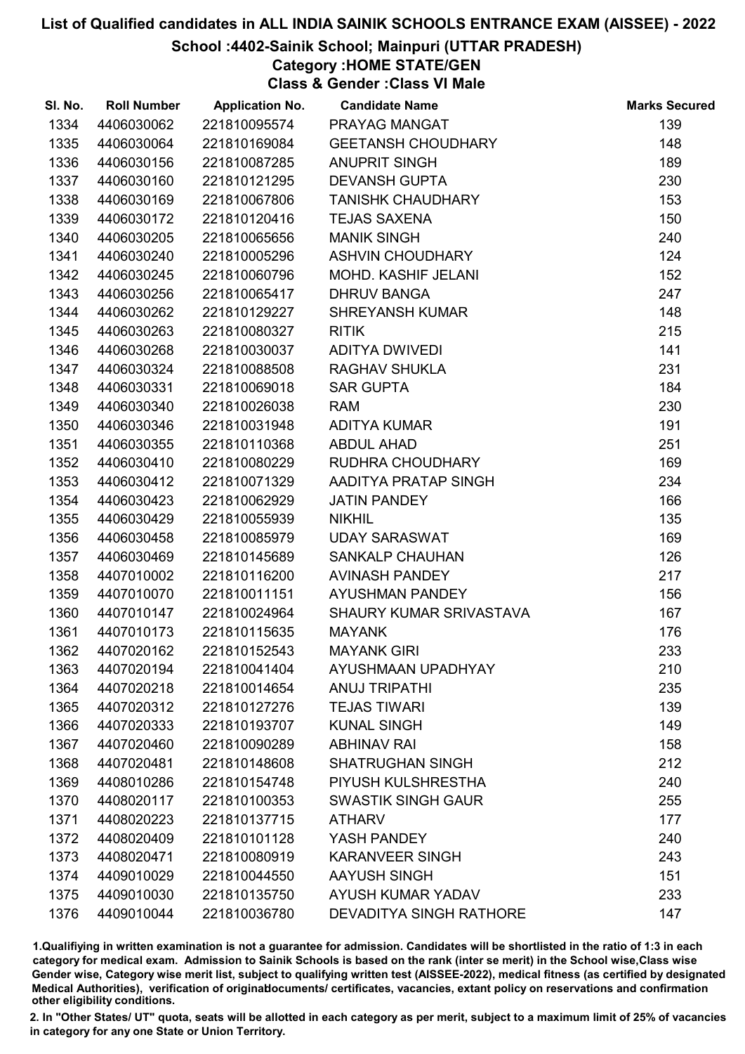# List of Qualified candidates in ALL INDIA SAINIK SCHOOLS ENTRANCE EXAM (AISSEE) - 2022

## School :4402-Sainik School; Mainpuri (UTTAR PRADESH)

### Category :HOME STATE/GEN

### Class & Gender :Class VI Male

| Sl. No. | Roll Number | Application No. | Candidate Name | Marks Secured |
|---|---|---|---|---|
| 1334 | 4406030062 | 221810095574 | PRAYAG MANGAT | 139 |
| 1335 | 4406030064 | 221810169084 | GEETANSH CHOUDHARY | 148 |
| 1336 | 4406030156 | 221810087285 | ANUPRIT SINGH | 189 |
| 1337 | 4406030160 | 221810121295 | DEVANSH GUPTA | 230 |
| 1338 | 4406030169 | 221810067806 | TANISHK CHAUDHARY | 153 |
| 1339 | 4406030172 | 221810120416 | TEJAS SAXENA | 150 |
| 1340 | 4406030205 | 221810065656 | MANIK SINGH | 240 |
| 1341 | 4406030240 | 221810005296 | ASHVIN CHOUDHARY | 124 |
| 1342 | 4406030245 | 221810060796 | MOHD. KASHIF JELANI | 152 |
| 1343 | 4406030256 | 221810065417 | DHRUV BANGA | 247 |
| 1344 | 4406030262 | 221810129227 | SHREYANSH KUMAR | 148 |
| 1345 | 4406030263 | 221810080327 | RITIK | 215 |
| 1346 | 4406030268 | 221810030037 | ADITYA DWIVEDI | 141 |
| 1347 | 4406030324 | 221810088508 | RAGHAV SHUKLA | 231 |
| 1348 | 4406030331 | 221810069018 | SAR GUPTA | 184 |
| 1349 | 4406030340 | 221810026038 | RAM | 230 |
| 1350 | 4406030346 | 221810031948 | ADITYA KUMAR | 191 |
| 1351 | 4406030355 | 221810110368 | ABDUL AHAD | 251 |
| 1352 | 4406030410 | 221810080229 | RUDHRA CHOUDHARY | 169 |
| 1353 | 4406030412 | 221810071329 | AADITYA PRATAP SINGH | 234 |
| 1354 | 4406030423 | 221810062929 | JATIN PANDEY | 166 |
| 1355 | 4406030429 | 221810055939 | NIKHIL | 135 |
| 1356 | 4406030458 | 221810085979 | UDAY SARASWAT | 169 |
| 1357 | 4406030469 | 221810145689 | SANKALP CHAUHAN | 126 |
| 1358 | 4407010002 | 221810116200 | AVINASH PANDEY | 217 |
| 1359 | 4407010070 | 221810011151 | AYUSHMAN PANDEY | 156 |
| 1360 | 4407010147 | 221810024964 | SHAURY KUMAR SRIVASTAVA | 167 |
| 1361 | 4407010173 | 221810115635 | MAYANK | 176 |
| 1362 | 4407020162 | 221810152543 | MAYANK GIRI | 233 |
| 1363 | 4407020194 | 221810041404 | AYUSHMAAN UPADHYAY | 210 |
| 1364 | 4407020218 | 221810014654 | ANUJ TRIPATHI | 235 |
| 1365 | 4407020312 | 221810127276 | TEJAS TIWARI | 139 |
| 1366 | 4407020333 | 221810193707 | KUNAL SINGH | 149 |
| 1367 | 4407020460 | 221810090289 | ABHINAV RAI | 158 |
| 1368 | 4407020481 | 221810148608 | SHATRUGHAN SINGH | 212 |
| 1369 | 4408010286 | 221810154748 | PIYUSH KULSHRESTHA | 240 |
| 1370 | 4408020117 | 221810100353 | SWASTIK SINGH GAUR | 255 |
| 1371 | 4408020223 | 221810137715 | ATHARV | 177 |
| 1372 | 4408020409 | 221810101128 | YASH PANDEY | 240 |
| 1373 | 4408020471 | 221810080919 | KARANVEER SINGH | 243 |
| 1374 | 4409010029 | 221810044550 | AAYUSH SINGH | 151 |
| 1375 | 4409010030 | 221810135750 | AYUSH KUMAR YADAV | 233 |
| 1376 | 4409010044 | 221810036780 | DEVADITYA SINGH RATHORE | 147 |

1.Qualifiying in written examination is not a guarantee for admission. Candidates will be shortlisted in the ratio of 1:3 in each category for medical exam. Admission to Sainik Schools is based on the rank (inter se merit) in the School wise,Class wise Gender wise, Category wise merit list, subject to qualifying written test (AISSEE-2022), medical fitness (as certified by designated Medical Authorities), verification of originaldocuments/ certificates, vacancies, extant policy on reservations and confirmation other eligibility conditions.

2. In "Other States/ UT" quota, seats will be allotted in each category as per merit, subject to a maximum limit of 25% of vacancies in category for any one State or Union Territory.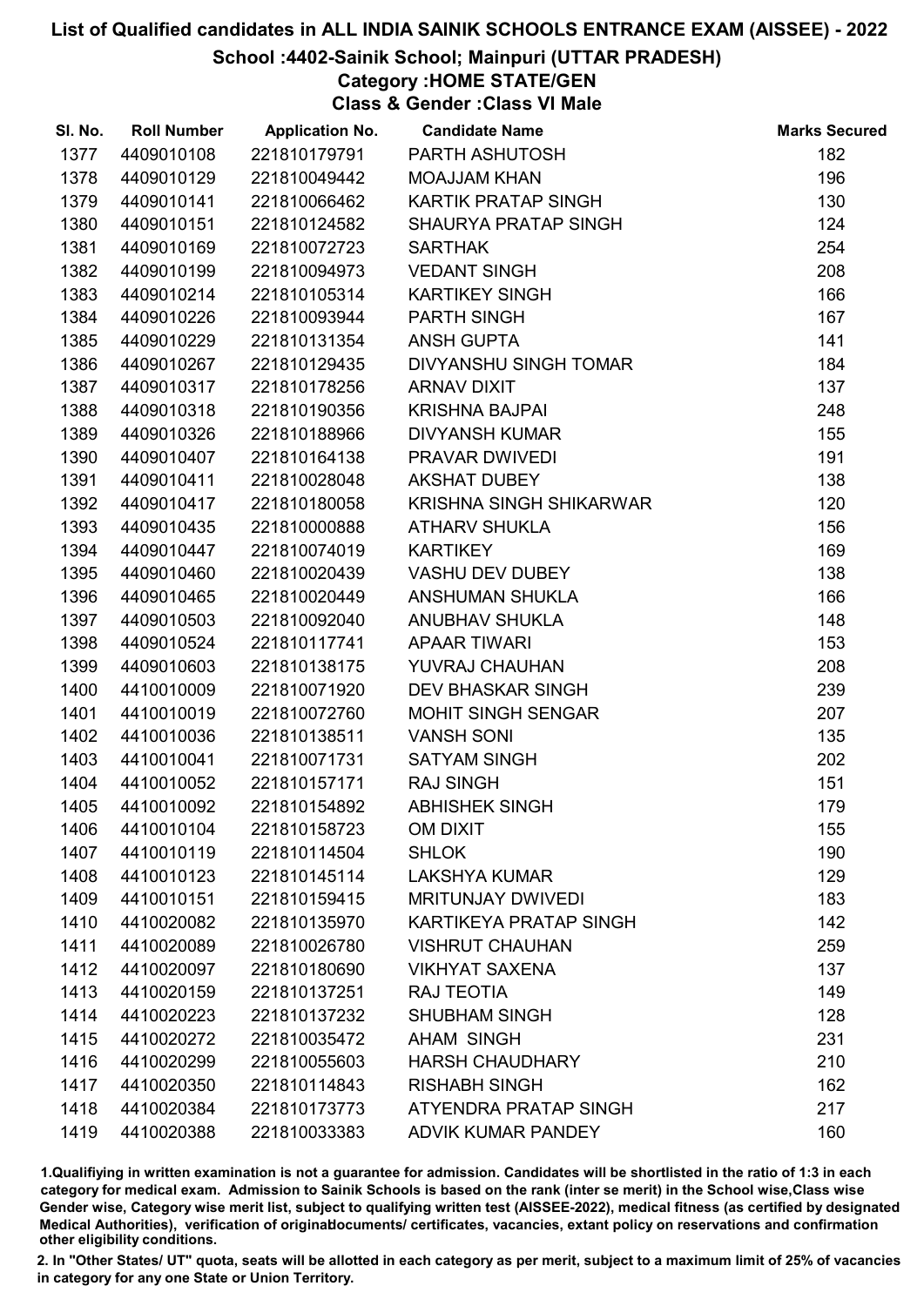# List of Qualified candidates in ALL INDIA SAINIK SCHOOLS ENTRANCE EXAM (AISSEE) - 2022

## School :4402-Sainik School; Mainpuri (UTTAR PRADESH)

### Category :HOME STATE/GEN

### Class & Gender :Class VI Male

| Sl. No. | Roll Number | Application No. | Candidate Name | Marks Secured |
|---|---|---|---|---|
| 1377 | 4409010108 | 221810179791 | PARTH ASHUTOSH | 182 |
| 1378 | 4409010129 | 221810049442 | MOAJJAM KHAN | 196 |
| 1379 | 4409010141 | 221810066462 | KARTIK PRATAP SINGH | 130 |
| 1380 | 4409010151 | 221810124582 | SHAURYA PRATAP SINGH | 124 |
| 1381 | 4409010169 | 221810072723 | SARTHAK | 254 |
| 1382 | 4409010199 | 221810094973 | VEDANT SINGH | 208 |
| 1383 | 4409010214 | 221810105314 | KARTIKEY SINGH | 166 |
| 1384 | 4409010226 | 221810093944 | PARTH SINGH | 167 |
| 1385 | 4409010229 | 221810131354 | ANSH GUPTA | 141 |
| 1386 | 4409010267 | 221810129435 | DIVYANSHU SINGH TOMAR | 184 |
| 1387 | 4409010317 | 221810178256 | ARNAV DIXIT | 137 |
| 1388 | 4409010318 | 221810190356 | KRISHNA BAJPAI | 248 |
| 1389 | 4409010326 | 221810188966 | DIVYANSH KUMAR | 155 |
| 1390 | 4409010407 | 221810164138 | PRAVAR DWIVEDI | 191 |
| 1391 | 4409010411 | 221810028048 | AKSHAT DUBEY | 138 |
| 1392 | 4409010417 | 221810180058 | KRISHNA SINGH SHIKARWAR | 120 |
| 1393 | 4409010435 | 221810000888 | ATHARV SHUKLA | 156 |
| 1394 | 4409010447 | 221810074019 | KARTIKEY | 169 |
| 1395 | 4409010460 | 221810020439 | VASHU DEV DUBEY | 138 |
| 1396 | 4409010465 | 221810020449 | ANSHUMAN SHUKLA | 166 |
| 1397 | 4409010503 | 221810092040 | ANUBHAV SHUKLA | 148 |
| 1398 | 4409010524 | 221810117741 | APAAR TIWARI | 153 |
| 1399 | 4409010603 | 221810138175 | YUVRAJ CHAUHAN | 208 |
| 1400 | 4410010009 | 221810071920 | DEV BHASKAR SINGH | 239 |
| 1401 | 4410010019 | 221810072760 | MOHIT SINGH SENGAR | 207 |
| 1402 | 4410010036 | 221810138511 | VANSH SONI | 135 |
| 1403 | 4410010041 | 221810071731 | SATYAM SINGH | 202 |
| 1404 | 4410010052 | 221810157171 | RAJ SINGH | 151 |
| 1405 | 4410010092 | 221810154892 | ABHISHEK SINGH | 179 |
| 1406 | 4410010104 | 221810158723 | OM DIXIT | 155 |
| 1407 | 4410010119 | 221810114504 | SHLOK | 190 |
| 1408 | 4410010123 | 221810145114 | LAKSHYA KUMAR | 129 |
| 1409 | 4410010151 | 221810159415 | MRITUNJAY DWIVEDI | 183 |
| 1410 | 4410020082 | 221810135970 | KARTIKEYA PRATAP SINGH | 142 |
| 1411 | 4410020089 | 221810026780 | VISHRUT CHAUHAN | 259 |
| 1412 | 4410020097 | 221810180690 | VIKHYAT SAXENA | 137 |
| 1413 | 4410020159 | 221810137251 | RAJ TEOTIA | 149 |
| 1414 | 4410020223 | 221810137232 | SHUBHAM SINGH | 128 |
| 1415 | 4410020272 | 221810035472 | AHAM SINGH | 231 |
| 1416 | 4410020299 | 221810055603 | HARSH CHAUDHARY | 210 |
| 1417 | 4410020350 | 221810114843 | RISHABH SINGH | 162 |
| 1418 | 4410020384 | 221810173773 | ATYENDRA PRATAP SINGH | 217 |
| 1419 | 4410020388 | 221810033383 | ADVIK KUMAR PANDEY | 160 |

1.Qualifiying in written examination is not a guarantee for admission. Candidates will be shortlisted in the ratio of 1:3 in each category for medical exam. Admission to Sainik Schools is based on the rank (inter se merit) in the School wise,Class wise Gender wise, Category wise merit list, subject to qualifying written test (AISSEE-2022), medical fitness (as certified by designated Medical Authorities), verification of originaldocuments/ certificates, vacancies, extant policy on reservations and confirmation other eligibility conditions.

2. In "Other States/ UT" quota, seats will be allotted in each category as per merit, subject to a maximum limit of 25% of vacancies in category for any one State or Union Territory.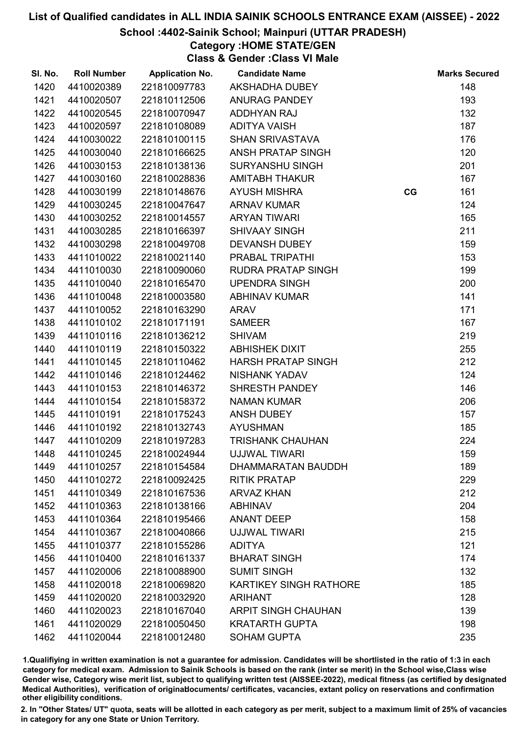# List of Qualified candidates in ALL INDIA SAINIK SCHOOLS ENTRANCE EXAM (AISSEE) - 2022

## School :4402-Sainik School; Mainpuri (UTTAR PRADESH)

### Category :HOME STATE/GEN

### Class & Gender :Class VI Male

| Sl. No. | Roll Number | Application No. | Candidate Name | | Marks Secured |
|---|---|---|---|---|---|
| 1420 | 4410020389 | 221810097783 | AKSHADHA DUBEY | | 148 |
| 1421 | 4410020507 | 221810112506 | ANURAG PANDEY | | 193 |
| 1422 | 4410020545 | 221810070947 | ADDHYAN RAJ | | 132 |
| 1423 | 4410020597 | 221810108089 | ADITYA VAISH | | 187 |
| 1424 | 4410030022 | 221810100115 | SHAN SRIVASTAVA | | 176 |
| 1425 | 4410030040 | 221810166625 | ANSH PRATAP SINGH | | 120 |
| 1426 | 4410030153 | 221810138136 | SURYANSHU SINGH | | 201 |
| 1427 | 4410030160 | 221810028836 | AMITABH THAKUR | | 167 |
| 1428 | 4410030199 | 221810148676 | AYUSH MISHRA | CG | 161 |
| 1429 | 4410030245 | 221810047647 | ARNAV KUMAR | | 124 |
| 1430 | 4410030252 | 221810014557 | ARYAN TIWARI | | 165 |
| 1431 | 4410030285 | 221810166397 | SHIVAAY SINGH | | 211 |
| 1432 | 4410030298 | 221810049708 | DEVANSH DUBEY | | 159 |
| 1433 | 4411010022 | 221810021140 | PRABAL TRIPATHI | | 153 |
| 1434 | 4411010030 | 221810090060 | RUDRA PRATAP SINGH | | 199 |
| 1435 | 4411010040 | 221810165470 | UPENDRA SINGH | | 200 |
| 1436 | 4411010048 | 221810003580 | ABHINAV KUMAR | | 141 |
| 1437 | 4411010052 | 221810163290 | ARAV | | 171 |
| 1438 | 4411010102 | 221810171191 | SAMEER | | 167 |
| 1439 | 4411010116 | 221810136212 | SHIVAM | | 219 |
| 1440 | 4411010119 | 221810150322 | ABHISHEK DIXIT | | 255 |
| 1441 | 4411010145 | 221810110462 | HARSH PRATAP SINGH | | 212 |
| 1442 | 4411010146 | 221810124462 | NISHANK YADAV | | 124 |
| 1443 | 4411010153 | 221810146372 | SHRESTH PANDEY | | 146 |
| 1444 | 4411010154 | 221810158372 | NAMAN KUMAR | | 206 |
| 1445 | 4411010191 | 221810175243 | ANSH DUBEY | | 157 |
| 1446 | 4411010192 | 221810132743 | AYUSHMAN | | 185 |
| 1447 | 4411010209 | 221810197283 | TRISHANK CHAUHAN | | 224 |
| 1448 | 4411010245 | 221810024944 | UJJWAL TIWARI | | 159 |
| 1449 | 4411010257 | 221810154584 | DHAMMARATAN BAUDDH | | 189 |
| 1450 | 4411010272 | 221810092425 | RITIK PRATAP | | 229 |
| 1451 | 4411010349 | 221810167536 | ARVAZ KHAN | | 212 |
| 1452 | 4411010363 | 221810138166 | ABHINAV | | 204 |
| 1453 | 4411010364 | 221810195466 | ANANT DEEP | | 158 |
| 1454 | 4411010367 | 221810040866 | UJJWAL TIWARI | | 215 |
| 1455 | 4411010377 | 221810155286 | ADITYA | | 121 |
| 1456 | 4411010400 | 221810161337 | BHARAT SINGH | | 174 |
| 1457 | 4411020006 | 221810088900 | SUMIT SINGH | | 132 |
| 1458 | 4411020018 | 221810069820 | KARTIKEY SINGH RATHORE | | 185 |
| 1459 | 4411020020 | 221810032920 | ARIHANT | | 128 |
| 1460 | 4411020023 | 221810167040 | ARPIT SINGH CHAUHAN | | 139 |
| 1461 | 4411020029 | 221810050450 | KRATARTH GUPTA | | 198 |
| 1462 | 4411020044 | 221810012480 | SOHAM GUPTA | | 235 |

1.Qualifiying in written examination is not a guarantee for admission. Candidates will be shortlisted in the ratio of 1:3 in each category for medical exam. Admission to Sainik Schools is based on the rank (inter se merit) in the School wise,Class wise Gender wise, Category wise merit list, subject to qualifying written test (AISSEE-2022), medical fitness (as certified by designated Medical Authorities), verification of originaldocuments/ certificates, vacancies, extant policy on reservations and confirmation other eligibility conditions.

2. In "Other States/ UT" quota, seats will be allotted in each category as per merit, subject to a maximum limit of 25% of vacancies in category for any one State or Union Territory.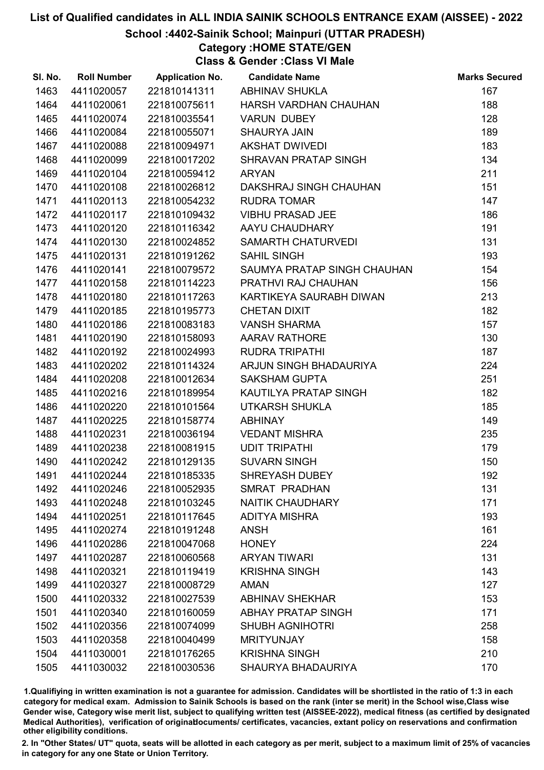# List of Qualified candidates in ALL INDIA SAINIK SCHOOLS ENTRANCE EXAM (AISSEE) - 2022

## School :4402-Sainik School; Mainpuri (UTTAR PRADESH)

### Category :HOME STATE/GEN

### Class & Gender :Class VI Male

| Sl. No. | Roll Number | Application No. | Candidate Name | Marks Secured |
|---|---|---|---|---|
| 1463 | 4411020057 | 221810141311 | ABHINAV SHUKLA | 167 |
| 1464 | 4411020061 | 221810075611 | HARSH VARDHAN CHAUHAN | 188 |
| 1465 | 4411020074 | 221810035541 | VARUN DUBEY | 128 |
| 1466 | 4411020084 | 221810055071 | SHAURYA JAIN | 189 |
| 1467 | 4411020088 | 221810094971 | AKSHAT DWIVEDI | 183 |
| 1468 | 4411020099 | 221810017202 | SHRAVAN PRATAP SINGH | 134 |
| 1469 | 4411020104 | 221810059412 | ARYAN | 211 |
| 1470 | 4411020108 | 221810026812 | DAKSHRAJ SINGH CHAUHAN | 151 |
| 1471 | 4411020113 | 221810054232 | RUDRA TOMAR | 147 |
| 1472 | 4411020117 | 221810109432 | VIBHU PRASAD JEE | 186 |
| 1473 | 4411020120 | 221810116342 | AAYU CHAUDHARY | 191 |
| 1474 | 4411020130 | 221810024852 | SAMARTH CHATURVEDI | 131 |
| 1475 | 4411020131 | 221810191262 | SAHIL SINGH | 193 |
| 1476 | 4411020141 | 221810079572 | SAUMYA PRATAP SINGH CHAUHAN | 154 |
| 1477 | 4411020158 | 221810114223 | PRATHVI RAJ CHAUHAN | 156 |
| 1478 | 4411020180 | 221810117263 | KARTIKEYA SAURABH DIWAN | 213 |
| 1479 | 4411020185 | 221810195773 | CHETAN DIXIT | 182 |
| 1480 | 4411020186 | 221810083183 | VANSH SHARMA | 157 |
| 1481 | 4411020190 | 221810158093 | AARAV RATHORE | 130 |
| 1482 | 4411020192 | 221810024993 | RUDRA TRIPATHI | 187 |
| 1483 | 4411020202 | 221810114324 | ARJUN SINGH BHADAURIYA | 224 |
| 1484 | 4411020208 | 221810012634 | SAKSHAM GUPTA | 251 |
| 1485 | 4411020216 | 221810189954 | KAUTILYA PRATAP SINGH | 182 |
| 1486 | 4411020220 | 221810101564 | UTKARSH SHUKLA | 185 |
| 1487 | 4411020225 | 221810158774 | ABHINAY | 149 |
| 1488 | 4411020231 | 221810036194 | VEDANT MISHRA | 235 |
| 1489 | 4411020238 | 221810081915 | UDIT TRIPATHI | 179 |
| 1490 | 4411020242 | 221810129135 | SUVARN SINGH | 150 |
| 1491 | 4411020244 | 221810185335 | SHREYASH DUBEY | 192 |
| 1492 | 4411020246 | 221810052935 | SMRAT PRADHAN | 131 |
| 1493 | 4411020248 | 221810103245 | NAITIK CHAUDHARY | 171 |
| 1494 | 4411020251 | 221810117645 | ADITYA MISHRA | 193 |
| 1495 | 4411020274 | 221810191248 | ANSH | 161 |
| 1496 | 4411020286 | 221810047068 | HONEY | 224 |
| 1497 | 4411020287 | 221810060568 | ARYAN TIWARI | 131 |
| 1498 | 4411020321 | 221810119419 | KRISHNA SINGH | 143 |
| 1499 | 4411020327 | 221810008729 | AMAN | 127 |
| 1500 | 4411020332 | 221810027539 | ABHINAV SHEKHAR | 153 |
| 1501 | 4411020340 | 221810160059 | ABHAY PRATAP SINGH | 171 |
| 1502 | 4411020356 | 221810074099 | SHUBH AGNIHOTRI | 258 |
| 1503 | 4411020358 | 221810040499 | MRITYUNJAY | 158 |
| 1504 | 4411030001 | 221810176265 | KRISHNA SINGH | 210 |
| 1505 | 4411030032 | 221810030536 | SHAURYA BHADAURIYA | 170 |

1.Qualifiying in written examination is not a guarantee for admission. Candidates will be shortlisted in the ratio of 1:3 in each category for medical exam. Admission to Sainik Schools is based on the rank (inter se merit) in the School wise,Class wise Gender wise, Category wise merit list, subject to qualifying written test (AISSEE-2022), medical fitness (as certified by designated Medical Authorities), verification of originaldocuments/ certificates, vacancies, extant policy on reservations and confirmation other eligibility conditions.

2. In "Other States/ UT" quota, seats will be allotted in each category as per merit, subject to a maximum limit of 25% of vacancies in category for any one State or Union Territory.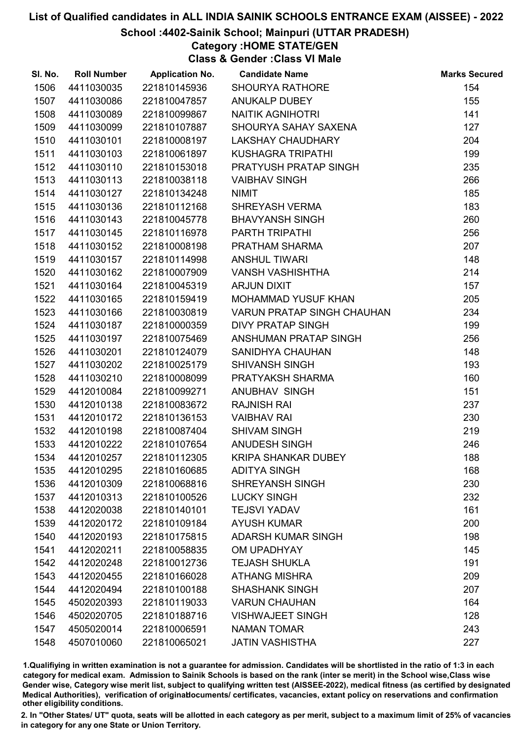# List of Qualified candidates in ALL INDIA SAINIK SCHOOLS ENTRANCE EXAM (AISSEE) - 2022

## School :4402-Sainik School; Mainpuri (UTTAR PRADESH)

### Category :HOME STATE/GEN

### Class & Gender :Class VI Male

| Sl. No. | Roll Number | Application No. | Candidate Name | Marks Secured |
|---|---|---|---|---|
| 1506 | 4411030035 | 221810145936 | SHOURYA RATHORE | 154 |
| 1507 | 4411030086 | 221810047857 | ANUKALP DUBEY | 155 |
| 1508 | 4411030089 | 221810099867 | NAITIK AGNIHOTRI | 141 |
| 1509 | 4411030099 | 221810107887 | SHOURYA SAHAY SAXENA | 127 |
| 1510 | 4411030101 | 221810008197 | LAKSHAY CHAUDHARY | 204 |
| 1511 | 4411030103 | 221810061897 | KUSHAGRA TRIPATHI | 199 |
| 1512 | 4411030110 | 221810153018 | PRATYUSH PRATAP SINGH | 235 |
| 1513 | 4411030113 | 221810038118 | VAIBHAV SINGH | 266 |
| 1514 | 4411030127 | 221810134248 | NIMIT | 185 |
| 1515 | 4411030136 | 221810112168 | SHREYASH VERMA | 183 |
| 1516 | 4411030143 | 221810045778 | BHAVYANSH SINGH | 260 |
| 1517 | 4411030145 | 221810116978 | PARTH TRIPATHI | 256 |
| 1518 | 4411030152 | 221810008198 | PRATHAM SHARMA | 207 |
| 1519 | 4411030157 | 221810114998 | ANSHUL TIWARI | 148 |
| 1520 | 4411030162 | 221810007909 | VANSH VASHISHTHA | 214 |
| 1521 | 4411030164 | 221810045319 | ARJUN DIXIT | 157 |
| 1522 | 4411030165 | 221810159419 | MOHAMMAD YUSUF KHAN | 205 |
| 1523 | 4411030166 | 221810030819 | VARUN PRATAP SINGH CHAUHAN | 234 |
| 1524 | 4411030187 | 221810000359 | DIVY PRATAP SINGH | 199 |
| 1525 | 4411030197 | 221810075469 | ANSHUMAN PRATAP SINGH | 256 |
| 1526 | 4411030201 | 221810124079 | SANIDHYA CHAUHAN | 148 |
| 1527 | 4411030202 | 221810025179 | SHIVANSH SINGH | 193 |
| 1528 | 4411030210 | 221810008099 | PRATYAKSH SHARMA | 160 |
| 1529 | 4412010084 | 221810099271 | ANUBHAV SINGH | 151 |
| 1530 | 4412010138 | 221810083672 | RAJNISH RAI | 237 |
| 1531 | 4412010172 | 221810136153 | VAIBHAV RAI | 230 |
| 1532 | 4412010198 | 221810087404 | SHIVAM SINGH | 219 |
| 1533 | 4412010222 | 221810107654 | ANUDESH SINGH | 246 |
| 1534 | 4412010257 | 221810112305 | KRIPA SHANKAR DUBEY | 188 |
| 1535 | 4412010295 | 221810160685 | ADITYA SINGH | 168 |
| 1536 | 4412010309 | 221810068816 | SHREYANSH SINGH | 230 |
| 1537 | 4412010313 | 221810100526 | LUCKY SINGH | 232 |
| 1538 | 4412020038 | 221810140101 | TEJSVI YADAV | 161 |
| 1539 | 4412020172 | 221810109184 | AYUSH KUMAR | 200 |
| 1540 | 4412020193 | 221810175815 | ADARSH KUMAR SINGH | 198 |
| 1541 | 4412020211 | 221810058835 | OM UPADHYAY | 145 |
| 1542 | 4412020248 | 221810012736 | TEJASH SHUKLA | 191 |
| 1543 | 4412020455 | 221810166028 | ATHANG MISHRA | 209 |
| 1544 | 4412020494 | 221810100188 | SHASHANK SINGH | 207 |
| 1545 | 4502020393 | 221810119033 | VARUN CHAUHAN | 164 |
| 1546 | 4502020705 | 221810188716 | VISHWAJEET SINGH | 128 |
| 1547 | 4505020014 | 221810006591 | NAMAN TOMAR | 243 |
| 1548 | 4507010060 | 221810065021 | JATIN VASHISTHA | 227 |

1.Qualifiying in written examination is not a guarantee for admission. Candidates will be shortlisted in the ratio of 1:3 in each category for medical exam. Admission to Sainik Schools is based on the rank (inter se merit) in the School wise,Class wise Gender wise, Category wise merit list, subject to qualifying written test (AISSEE-2022), medical fitness (as certified by designated Medical Authorities), verification of originaldocuments/ certificates, vacancies, extant policy on reservations and confirmation other eligibility conditions.

2. In "Other States/ UT" quota, seats will be allotted in each category as per merit, subject to a maximum limit of 25% of vacancies in category for any one State or Union Territory.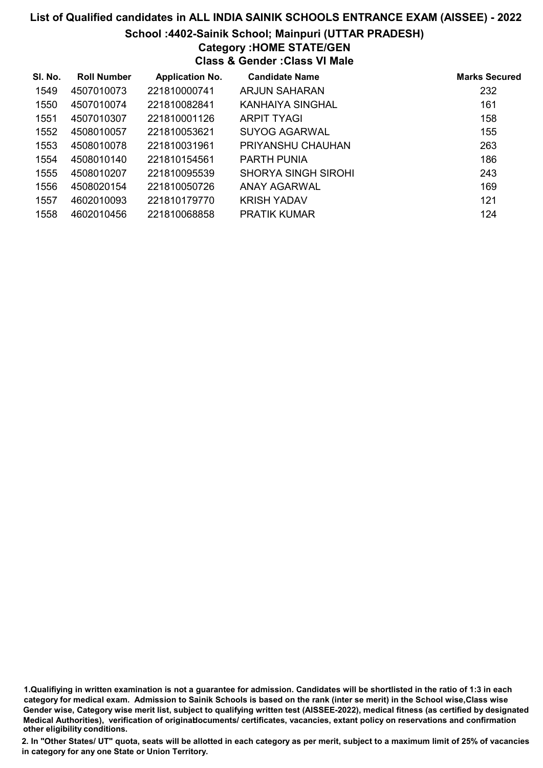# List of Qualified candidates in ALL INDIA SAINIK SCHOOLS ENTRANCE EXAM (AISSEE) - 2022

## School :4402-Sainik School; Mainpuri (UTTAR PRADESH)

### Category :HOME STATE/GEN

### Class & Gender :Class VI Male

| Sl. No. | Roll Number | Application No. | Candidate Name | Marks Secured |
|---|---|---|---|---|
| 1549 | 4507010073 | 221810000741 | ARJUN SAHARAN | 232 |
| 1550 | 4507010074 | 221810082841 | KANHAIYA SINGHAL | 161 |
| 1551 | 4507010307 | 221810001126 | ARPIT TYAGI | 158 |
| 1552 | 4508010057 | 221810053621 | SUYOG AGARWAL | 155 |
| 1553 | 4508010078 | 221810031961 | PRIYANSHU CHAUHAN | 263 |
| 1554 | 4508010140 | 221810154561 | PARTH PUNIA | 186 |
| 1555 | 4508010207 | 221810095539 | SHORYA SINGH SIROHI | 243 |
| 1556 | 4508020154 | 221810050726 | ANAY AGARWAL | 169 |
| 1557 | 4602010093 | 221810179770 | KRISH YADAV | 121 |
| 1558 | 4602010456 | 221810068858 | PRATIK KUMAR | 124 |

1.Qualifiying in written examination is not a guarantee for admission. Candidates will be shortlisted in the ratio of 1:3 in each category for medical exam. Admission to Sainik Schools is based on the rank (inter se merit) in the School wise,Class wise Gender wise, Category wise merit list, subject to qualifying written test (AISSEE-2022), medical fitness (as certified by designated Medical Authorities), verification of originaldocuments/ certificates, vacancies, extant policy on reservations and confirmation other eligibility conditions.

2. In "Other States/ UT" quota, seats will be allotted in each category as per merit, subject to a maximum limit of 25% of vacancies in category for any one State or Union Territory.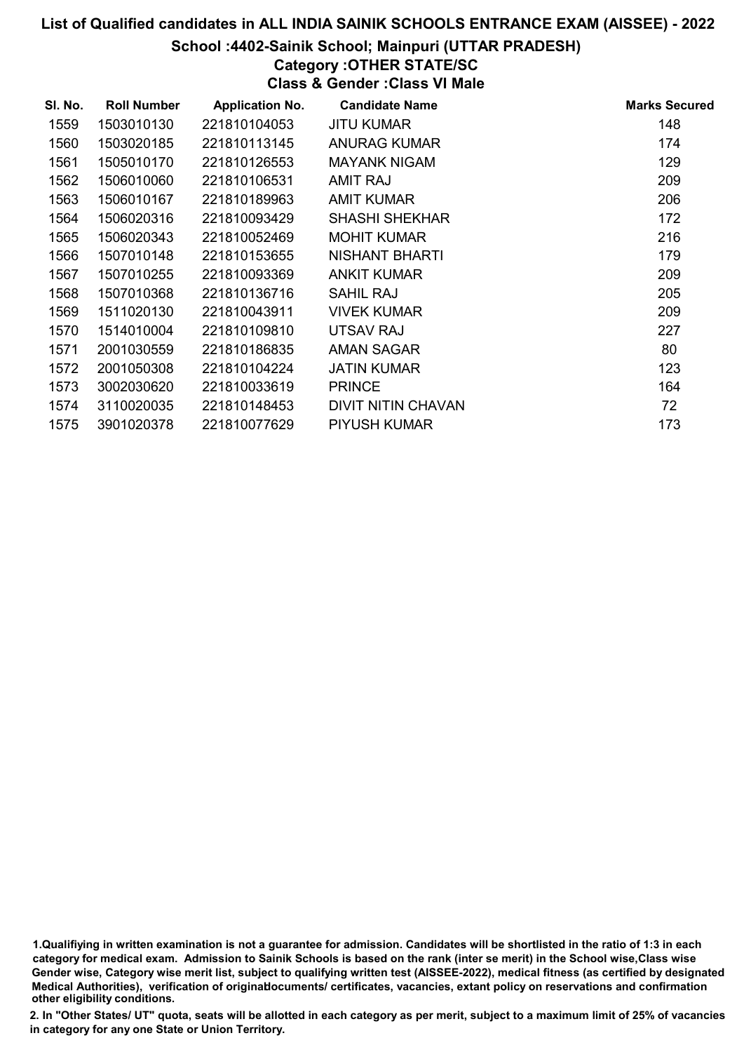# List of Qualified candidates in ALL INDIA SAINIK SCHOOLS ENTRANCE EXAM (AISSEE) - 2022

## School :4402-Sainik School; Mainpuri (UTTAR PRADESH)

### Category :OTHER STATE/SC

### Class & Gender :Class VI Male

| Sl. No. | Roll Number | Application No. | Candidate Name | Marks Secured |
|---|---|---|---|---|
| 1559 | 1503010130 | 221810104053 | JITU KUMAR | 148 |
| 1560 | 1503020185 | 221810113145 | ANURAG KUMAR | 174 |
| 1561 | 1505010170 | 221810126553 | MAYANK NIGAM | 129 |
| 1562 | 1506010060 | 221810106531 | AMIT RAJ | 209 |
| 1563 | 1506010167 | 221810189963 | AMIT KUMAR | 206 |
| 1564 | 1506020316 | 221810093429 | SHASHI SHEKHAR | 172 |
| 1565 | 1506020343 | 221810052469 | MOHIT KUMAR | 216 |
| 1566 | 1507010148 | 221810153655 | NISHANT BHARTI | 179 |
| 1567 | 1507010255 | 221810093369 | ANKIT KUMAR | 209 |
| 1568 | 1507010368 | 221810136716 | SAHIL RAJ | 205 |
| 1569 | 1511020130 | 221810043911 | VIVEK KUMAR | 209 |
| 1570 | 1514010004 | 221810109810 | UTSAV RAJ | 227 |
| 1571 | 2001030559 | 221810186835 | AMAN SAGAR | 80 |
| 1572 | 2001050308 | 221810104224 | JATIN KUMAR | 123 |
| 1573 | 3002030620 | 221810033619 | PRINCE | 164 |
| 1574 | 3110020035 | 221810148453 | DIVIT NITIN CHAVAN | 72 |
| 1575 | 3901020378 | 221810077629 | PIYUSH KUMAR | 173 |

1.Qualifiying in written examination is not a guarantee for admission. Candidates will be shortlisted in the ratio of 1:3 in each category for medical exam. Admission to Sainik Schools is based on the rank (inter se merit) in the School wise,Class wise Gender wise, Category wise merit list, subject to qualifying written test (AISSEE-2022), medical fitness (as certified by designated Medical Authorities), verification of originaldocuments/ certificates, vacancies, extant policy on reservations and confirmation other eligibility conditions.

2. In "Other States/ UT" quota, seats will be allotted in each category as per merit, subject to a maximum limit of 25% of vacancies in category for any one State or Union Territory.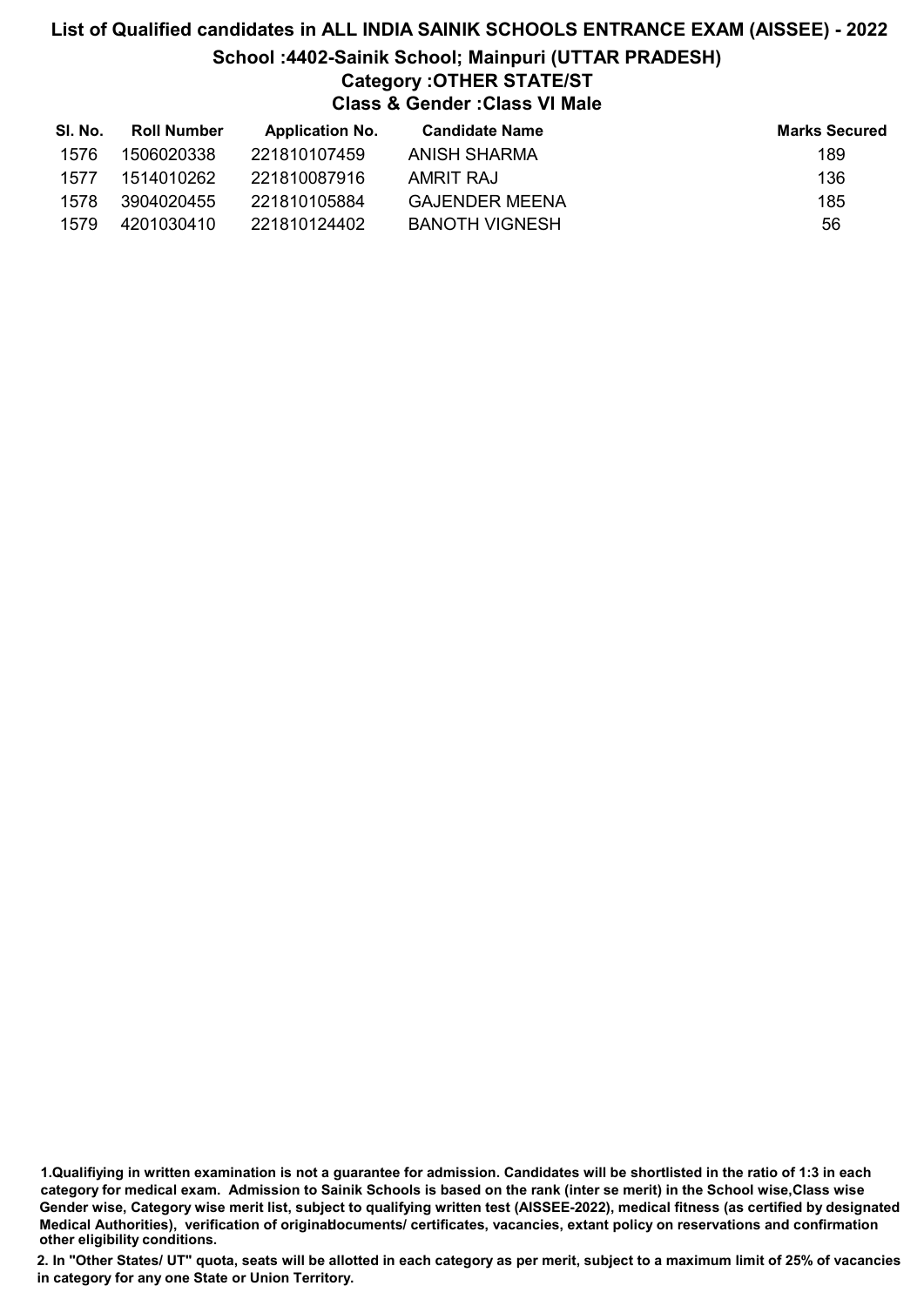# List of Qualified candidates in ALL INDIA SAINIK SCHOOLS ENTRANCE EXAM (AISSEE) - 2022

## School :4402-Sainik School; Mainpuri (UTTAR PRADESH)

### Category :OTHER STATE/ST

### Class & Gender :Class VI Male

| Sl. No. | Roll Number | Application No. | Candidate Name | Marks Secured |
|---|---|---|---|---|
| 1576 | 1506020338 | 221810107459 | ANISH SHARMA | 189 |
| 1577 | 1514010262 | 221810087916 | AMRIT RAJ | 136 |
| 1578 | 3904020455 | 221810105884 | GAJENDER MEENA | 185 |
| 1579 | 4201030410 | 221810124402 | BANOTH VIGNESH | 56 |

**1.Qualifiying in written examination is not a guarantee for admission. Candidates will be shortlisted in the ratio of 1:3 in each category for medical exam. Admission to Sainik Schools is based on the rank (inter se merit) in the School wise,Class wise Gender wise, Category wise merit list, subject to qualifying written test (AISSEE-2022), medical fitness (as certified by designated Medical Authorities), verification of originaldocuments/ certificates, vacancies, extant policy on reservations and confirmation other eligibility conditions.**

**2. In "Other States/ UT" quota, seats will be allotted in each category as per merit, subject to a maximum limit of 25% of vacancies in category for any one State or Union Territory.**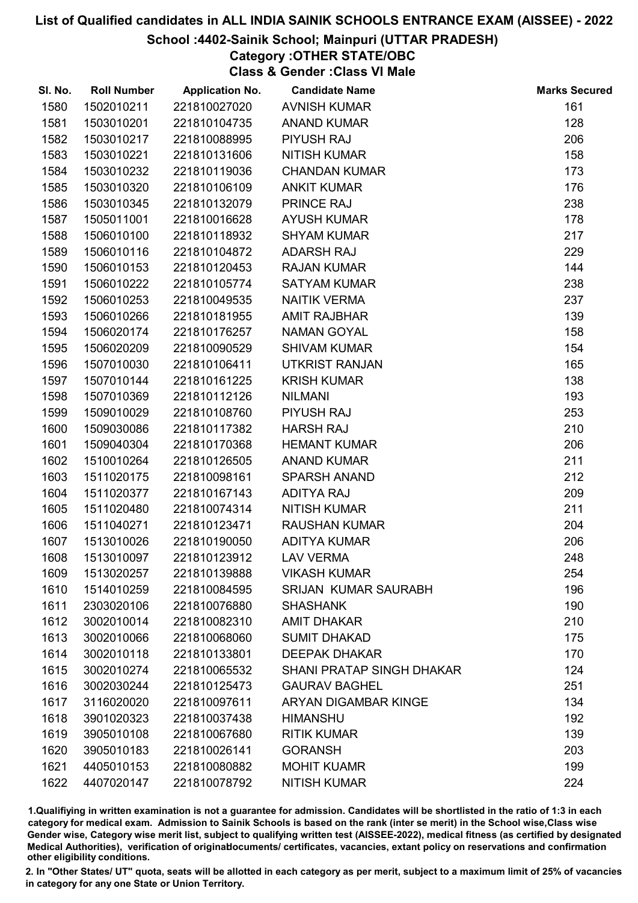# List of Qualified candidates in ALL INDIA SAINIK SCHOOLS ENTRANCE EXAM (AISSEE) - 2022

## School :4402-Sainik School; Mainpuri (UTTAR PRADESH)

### Category :OTHER STATE/OBC

### Class & Gender :Class VI Male

| Sl. No. | Roll Number | Application No. | Candidate Name | Marks Secured |
|---|---|---|---|---|
| 1580 | 1502010211 | 221810027020 | AVNISH KUMAR | 161 |
| 1581 | 1503010201 | 221810104735 | ANAND KUMAR | 128 |
| 1582 | 1503010217 | 221810088995 | PIYUSH RAJ | 206 |
| 1583 | 1503010221 | 221810131606 | NITISH KUMAR | 158 |
| 1584 | 1503010232 | 221810119036 | CHANDAN KUMAR | 173 |
| 1585 | 1503010320 | 221810106109 | ANKIT KUMAR | 176 |
| 1586 | 1503010345 | 221810132079 | PRINCE RAJ | 238 |
| 1587 | 1505011001 | 221810016628 | AYUSH KUMAR | 178 |
| 1588 | 1506010100 | 221810118932 | SHYAM KUMAR | 217 |
| 1589 | 1506010116 | 221810104872 | ADARSH RAJ | 229 |
| 1590 | 1506010153 | 221810120453 | RAJAN KUMAR | 144 |
| 1591 | 1506010222 | 221810105774 | SATYAM KUMAR | 238 |
| 1592 | 1506010253 | 221810049535 | NAITIK VERMA | 237 |
| 1593 | 1506010266 | 221810181955 | AMIT RAJBHAR | 139 |
| 1594 | 1506020174 | 221810176257 | NAMAN GOYAL | 158 |
| 1595 | 1506020209 | 221810090529 | SHIVAM KUMAR | 154 |
| 1596 | 1507010030 | 221810106411 | UTKRIST RANJAN | 165 |
| 1597 | 1507010144 | 221810161225 | KRISH KUMAR | 138 |
| 1598 | 1507010369 | 221810112126 | NILMANI | 193 |
| 1599 | 1509010029 | 221810108760 | PIYUSH RAJ | 253 |
| 1600 | 1509030086 | 221810117382 | HARSH RAJ | 210 |
| 1601 | 1509040304 | 221810170368 | HEMANT KUMAR | 206 |
| 1602 | 1510010264 | 221810126505 | ANAND KUMAR | 211 |
| 1603 | 1511020175 | 221810098161 | SPARSH ANAND | 212 |
| 1604 | 1511020377 | 221810167143 | ADITYA RAJ | 209 |
| 1605 | 1511020480 | 221810074314 | NITISH KUMAR | 211 |
| 1606 | 1511040271 | 221810123471 | RAUSHAN KUMAR | 204 |
| 1607 | 1513010026 | 221810190050 | ADITYA KUMAR | 206 |
| 1608 | 1513010097 | 221810123912 | LAV VERMA | 248 |
| 1609 | 1513020257 | 221810139888 | VIKASH KUMAR | 254 |
| 1610 | 1514010259 | 221810084595 | SRIJAN KUMAR SAURABH | 196 |
| 1611 | 2303020106 | 221810076880 | SHASHANK | 190 |
| 1612 | 3002010014 | 221810082310 | AMIT DHAKAR | 210 |
| 1613 | 3002010066 | 221810068060 | SUMIT DHAKAD | 175 |
| 1614 | 3002010118 | 221810133801 | DEEPAK DHAKAR | 170 |
| 1615 | 3002010274 | 221810065532 | SHANI PRATAP SINGH DHAKAR | 124 |
| 1616 | 3002030244 | 221810125473 | GAURAV BAGHEL | 251 |
| 1617 | 3116020020 | 221810097611 | ARYAN DIGAMBAR KINGE | 134 |
| 1618 | 3901020323 | 221810037438 | HIMANSHU | 192 |
| 1619 | 3905010108 | 221810067680 | RITIK KUMAR | 139 |
| 1620 | 3905010183 | 221810026141 | GORANSH | 203 |
| 1621 | 4405010153 | 221810080882 | MOHIT KUAMR | 199 |
| 1622 | 4407020147 | 221810078792 | NITISH KUMAR | 224 |

1.Qualifiying in written examination is not a guarantee for admission. Candidates will be shortlisted in the ratio of 1:3 in each category for medical exam. Admission to Sainik Schools is based on the rank (inter se merit) in the School wise,Class wise Gender wise, Category wise merit list, subject to qualifying written test (AISSEE-2022), medical fitness (as certified by designated Medical Authorities), verification of originaldocuments/ certificates, vacancies, extant policy on reservations and confirmation other eligibility conditions.

2. In "Other States/ UT" quota, seats will be allotted in each category as per merit, subject to a maximum limit of 25% of vacancies in category for any one State or Union Territory.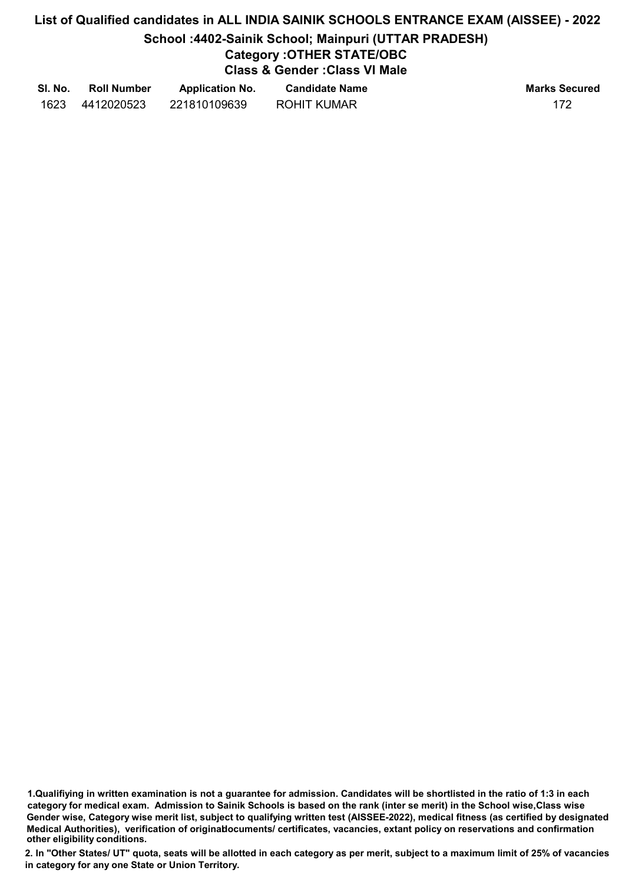# List of Qualified candidates in ALL INDIA SAINIK SCHOOLS ENTRANCE EXAM (AISSEE) - 2022

## School :4402-Sainik School; Mainpuri (UTTAR PRADESH)

### Category :OTHER STATE/OBC

### Class & Gender :Class VI Male

| Sl. No. | Roll Number | Application No. | Candidate Name | Marks Secured |
|---|---|---|---|---|
| 1623 | 4412020523 | 221810109639 | ROHIT KUMAR | 172 |

**1.Qualifiying in written examination is not a guarantee for admission. Candidates will be shortlisted in the ratio of 1:3 in each category for medical exam. Admission to Sainik Schools is based on the rank (inter se merit) in the School wise,Class wise Gender wise, Category wise merit list, subject to qualifying written test (AISSEE-2022), medical fitness (as certified by designated Medical Authorities), verification of originaldocuments/ certificates, vacancies, extant policy on reservations and confirmation other eligibility conditions.**

**2. In "Other States/ UT" quota, seats will be allotted in each category as per merit, subject to a maximum limit of 25% of vacancies in category for any one State or Union Territory.**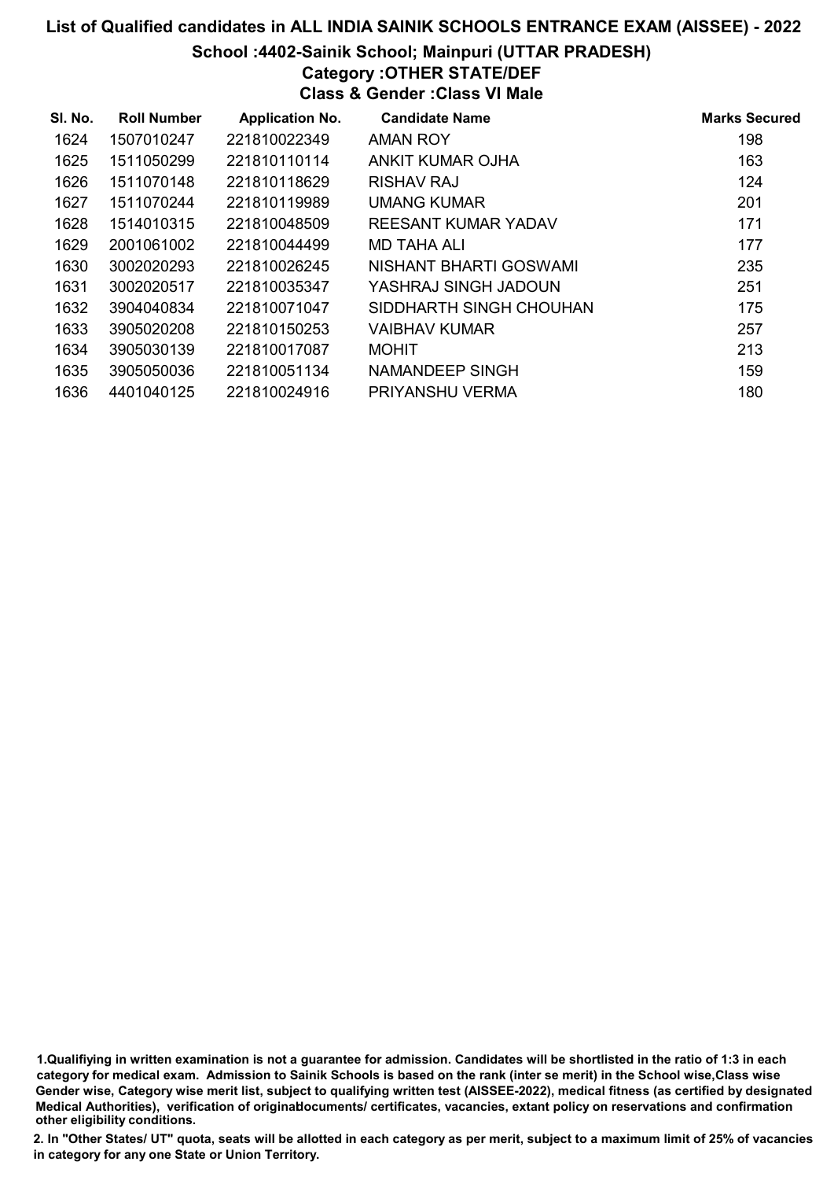# List of Qualified candidates in ALL INDIA SAINIK SCHOOLS ENTRANCE EXAM (AISSEE) - 2022

## School :4402-Sainik School; Mainpuri (UTTAR PRADESH)

### Category :OTHER STATE/DEF

### Class & Gender :Class VI Male

| Sl. No. | Roll Number | Application No. | Candidate Name | Marks Secured |
|---|---|---|---|---|
| 1624 | 1507010247 | 221810022349 | AMAN ROY | 198 |
| 1625 | 1511050299 | 221810110114 | ANKIT KUMAR OJHA | 163 |
| 1626 | 1511070148 | 221810118629 | RISHAV RAJ | 124 |
| 1627 | 1511070244 | 221810119989 | UMANG KUMAR | 201 |
| 1628 | 1514010315 | 221810048509 | REESANT KUMAR YADAV | 171 |
| 1629 | 2001061002 | 221810044499 | MD TAHA ALI | 177 |
| 1630 | 3002020293 | 221810026245 | NISHANT BHARTI GOSWAMI | 235 |
| 1631 | 3002020517 | 221810035347 | YASHRAJ SINGH JADOUN | 251 |
| 1632 | 3904040834 | 221810071047 | SIDDHARTH SINGH CHOUHAN | 175 |
| 1633 | 3905020208 | 221810150253 | VAIBHAV KUMAR | 257 |
| 1634 | 3905030139 | 221810017087 | MOHIT | 213 |
| 1635 | 3905050036 | 221810051134 | NAMANDEEP SINGH | 159 |
| 1636 | 4401040125 | 221810024916 | PRIYANSHU VERMA | 180 |

1.Qualifiying in written examination is not a guarantee for admission. Candidates will be shortlisted in the ratio of 1:3 in each category for medical exam. Admission to Sainik Schools is based on the rank (inter se merit) in the School wise,Class wise Gender wise, Category wise merit list, subject to qualifying written test (AISSEE-2022), medical fitness (as certified by designated Medical Authorities), verification of originaldocuments/ certificates, vacancies, extant policy on reservations and confirmation other eligibility conditions.

2. In "Other States/ UT" quota, seats will be allotted in each category as per merit, subject to a maximum limit of 25% of vacancies in category for any one State or Union Territory.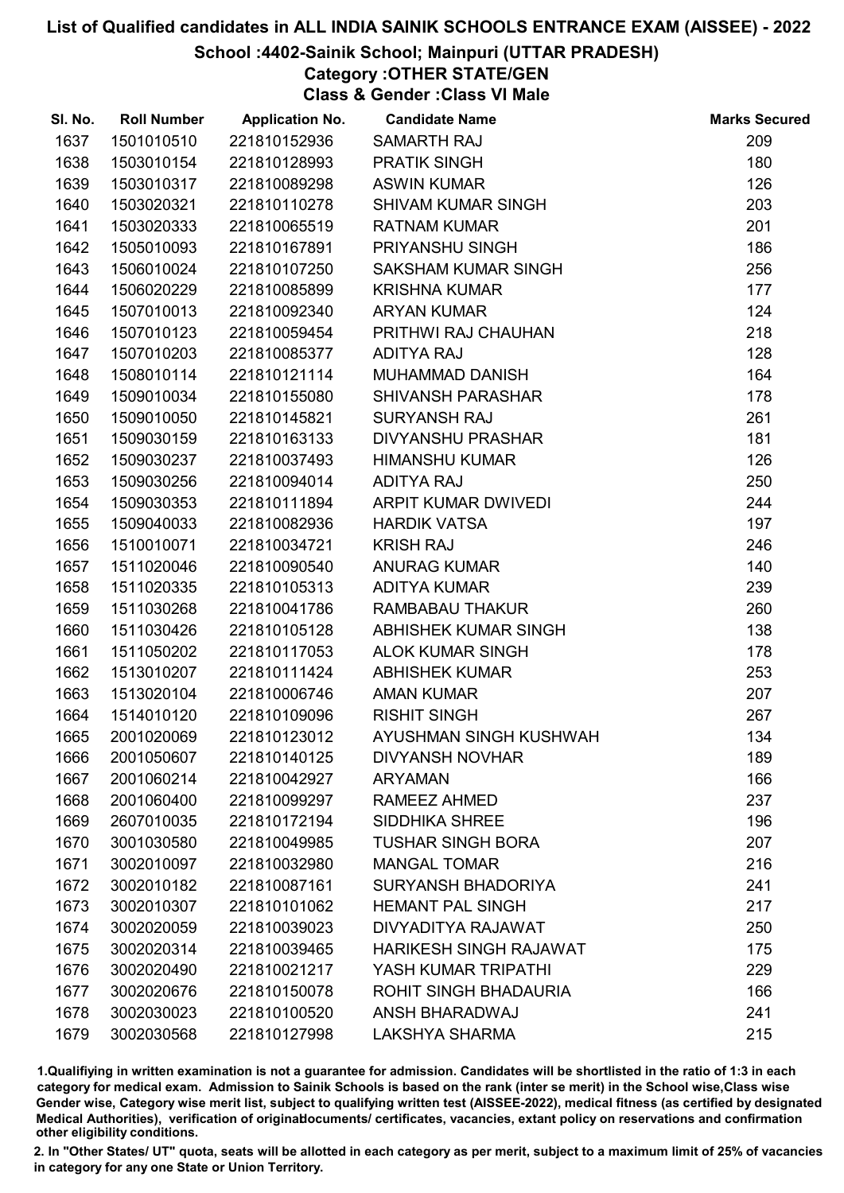# List of Qualified candidates in ALL INDIA SAINIK SCHOOLS ENTRANCE EXAM (AISSEE) - 2022

## School :4402-Sainik School; Mainpuri (UTTAR PRADESH)

### Category :OTHER STATE/GEN

### Class & Gender :Class VI Male

| Sl. No. | Roll Number | Application No. | Candidate Name | Marks Secured |
|---|---|---|---|---|
| 1637 | 1501010510 | 221810152936 | SAMARTH RAJ | 209 |
| 1638 | 1503010154 | 221810128993 | PRATIK SINGH | 180 |
| 1639 | 1503010317 | 221810089298 | ASWIN KUMAR | 126 |
| 1640 | 1503020321 | 221810110278 | SHIVAM KUMAR SINGH | 203 |
| 1641 | 1503020333 | 221810065519 | RATNAM KUMAR | 201 |
| 1642 | 1505010093 | 221810167891 | PRIYANSHU SINGH | 186 |
| 1643 | 1506010024 | 221810107250 | SAKSHAM KUMAR SINGH | 256 |
| 1644 | 1506020229 | 221810085899 | KRISHNA KUMAR | 177 |
| 1645 | 1507010013 | 221810092340 | ARYAN KUMAR | 124 |
| 1646 | 1507010123 | 221810059454 | PRITHWI RAJ CHAUHAN | 218 |
| 1647 | 1507010203 | 221810085377 | ADITYA RAJ | 128 |
| 1648 | 1508010114 | 221810121114 | MUHAMMAD DANISH | 164 |
| 1649 | 1509010034 | 221810155080 | SHIVANSH PARASHAR | 178 |
| 1650 | 1509010050 | 221810145821 | SURYANSH RAJ | 261 |
| 1651 | 1509030159 | 221810163133 | DIVYANSHU PRASHAR | 181 |
| 1652 | 1509030237 | 221810037493 | HIMANSHU KUMAR | 126 |
| 1653 | 1509030256 | 221810094014 | ADITYA RAJ | 250 |
| 1654 | 1509030353 | 221810111894 | ARPIT KUMAR DWIVEDI | 244 |
| 1655 | 1509040033 | 221810082936 | HARDIK VATSA | 197 |
| 1656 | 1510010071 | 221810034721 | KRISH RAJ | 246 |
| 1657 | 1511020046 | 221810090540 | ANURAG KUMAR | 140 |
| 1658 | 1511020335 | 221810105313 | ADITYA KUMAR | 239 |
| 1659 | 1511030268 | 221810041786 | RAMBABAU THAKUR | 260 |
| 1660 | 1511030426 | 221810105128 | ABHISHEK KUMAR SINGH | 138 |
| 1661 | 1511050202 | 221810117053 | ALOK KUMAR SINGH | 178 |
| 1662 | 1513010207 | 221810111424 | ABHISHEK KUMAR | 253 |
| 1663 | 1513020104 | 221810006746 | AMAN KUMAR | 207 |
| 1664 | 1514010120 | 221810109096 | RISHIT SINGH | 267 |
| 1665 | 2001020069 | 221810123012 | AYUSHMAN SINGH KUSHWAH | 134 |
| 1666 | 2001050607 | 221810140125 | DIVYANSH NOVHAR | 189 |
| 1667 | 2001060214 | 221810042927 | ARYAMAN | 166 |
| 1668 | 2001060400 | 221810099297 | RAMEEZ AHMED | 237 |
| 1669 | 2607010035 | 221810172194 | SIDDHIKA SHREE | 196 |
| 1670 | 3001030580 | 221810049985 | TUSHAR SINGH BORA | 207 |
| 1671 | 3002010097 | 221810032980 | MANGAL TOMAR | 216 |
| 1672 | 3002010182 | 221810087161 | SURYANSH BHADORIYA | 241 |
| 1673 | 3002010307 | 221810101062 | HEMANT PAL SINGH | 217 |
| 1674 | 3002020059 | 221810039023 | DIVYADITYA RAJAWAT | 250 |
| 1675 | 3002020314 | 221810039465 | HARIKESH SINGH RAJAWAT | 175 |
| 1676 | 3002020490 | 221810021217 | YASH KUMAR TRIPATHI | 229 |
| 1677 | 3002020676 | 221810150078 | ROHIT SINGH BHADAURIA | 166 |
| 1678 | 3002030023 | 221810100520 | ANSH BHARADWAJ | 241 |
| 1679 | 3002030568 | 221810127998 | LAKSHYA SHARMA | 215 |

1.Qualifying in written examination is not a guarantee for admission. Candidates will be shortlisted in the ratio of 1:3 in each category for medical exam. Admission to Sainik Schools is based on the rank (inter se merit) in the School wise,Class wise Gender wise, Category wise merit list, subject to qualifying written test (AISSEE-2022), medical fitness (as certified by designated Medical Authorities), verification of originaldocuments/ certificates, vacancies, extant policy on reservations and confirmation other eligibility conditions.

2. In "Other States/ UT" quota, seats will be allotted in each category as per merit, subject to a maximum limit of 25% of vacancies in category for any one State or Union Territory.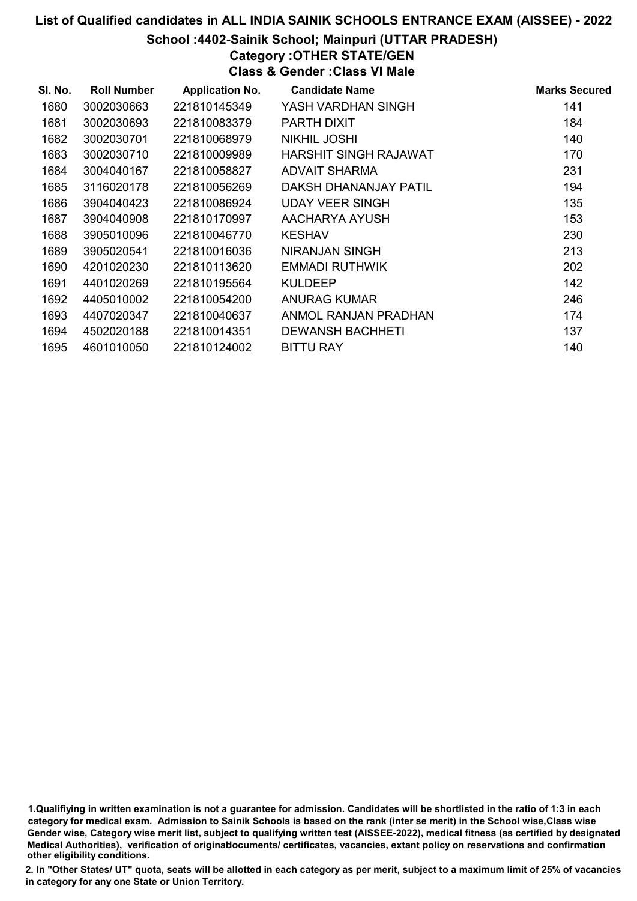# List of Qualified candidates in ALL INDIA SAINIK SCHOOLS ENTRANCE EXAM (AISSEE) - 2022

## School :4402-Sainik School; Mainpuri (UTTAR PRADESH)

### Category :OTHER STATE/GEN

### Class & Gender :Class VI Male

| Sl. No. | Roll Number | Application No. | Candidate Name | Marks Secured |
|---|---|---|---|---|
| 1680 | 3002030663 | 221810145349 | YASH VARDHAN SINGH | 141 |
| 1681 | 3002030693 | 221810083379 | PARTH DIXIT | 184 |
| 1682 | 3002030701 | 221810068979 | NIKHIL JOSHI | 140 |
| 1683 | 3002030710 | 221810009989 | HARSHIT SINGH RAJAWAT | 170 |
| 1684 | 3004040167 | 221810058827 | ADVAIT SHARMA | 231 |
| 1685 | 3116020178 | 221810056269 | DAKSH DHANANJAY PATIL | 194 |
| 1686 | 3904040423 | 221810086924 | UDAY VEER SINGH | 135 |
| 1687 | 3904040908 | 221810170997 | AACHARYA AYUSH | 153 |
| 1688 | 3905010096 | 221810046770 | KESHAV | 230 |
| 1689 | 3905020541 | 221810016036 | NIRANJAN SINGH | 213 |
| 1690 | 4201020230 | 221810113620 | EMMADI RUTHWIK | 202 |
| 1691 | 4401020269 | 221810195564 | KULDEEP | 142 |
| 1692 | 4405010002 | 221810054200 | ANURAG KUMAR | 246 |
| 1693 | 4407020347 | 221810040637 | ANMOL RANJAN PRADHAN | 174 |
| 1694 | 4502020188 | 221810014351 | DEWANSH BACHHETI | 137 |
| 1695 | 4601010050 | 221810124002 | BITTU RAY | 140 |

1.Qualifiying in written examination is not a guarantee for admission. Candidates will be shortlisted in the ratio of 1:3 in each category for medical exam. Admission to Sainik Schools is based on the rank (inter se merit) in the School wise,Class wise Gender wise, Category wise merit list, subject to qualifying written test (AISSEE-2022), medical fitness (as certified by designated Medical Authorities), verification of originaldocuments/ certificates, vacancies, extant policy on reservations and confirmation other eligibility conditions.

2. In "Other States/ UT" quota, seats will be allotted in each category as per merit, subject to a maximum limit of 25% of vacancies in category for any one State or Union Territory.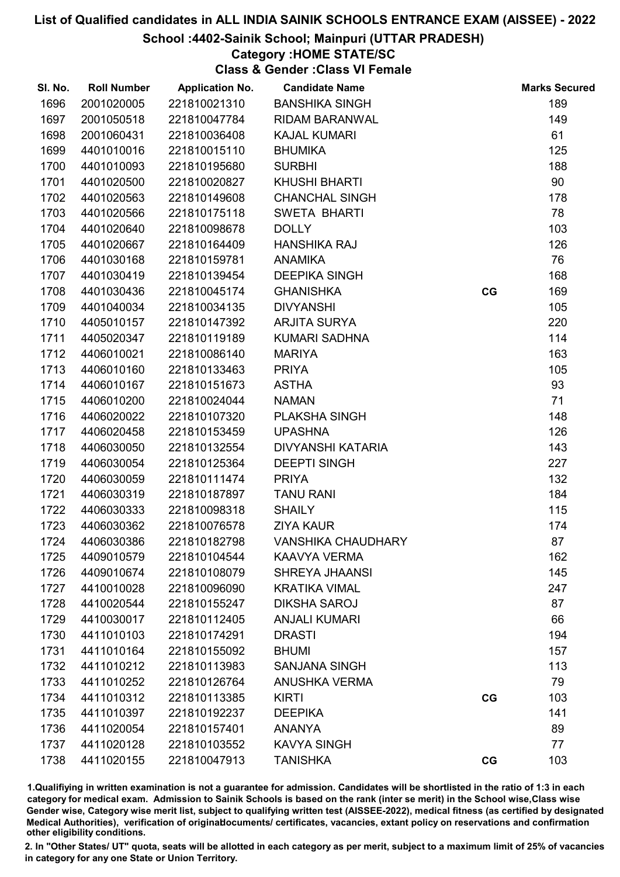# List of Qualified candidates in ALL INDIA SAINIK SCHOOLS ENTRANCE EXAM (AISSEE) - 2022

## School :4402-Sainik School; Mainpuri (UTTAR PRADESH)

### Category :HOME STATE/SC

### Class & Gender :Class VI Female

| Sl. No. | Roll Number | Application No. | Candidate Name | | Marks Secured |
|---|---|---|---|---|---|
| 1696 | 2001020005 | 221810021310 | BANSHIKA SINGH | | 189 |
| 1697 | 2001050518 | 221810047784 | RIDAM BARANWAL | | 149 |
| 1698 | 2001060431 | 221810036408 | KAJAL KUMARI | | 61 |
| 1699 | 4401010016 | 221810015110 | BHUMIKA | | 125 |
| 1700 | 4401010093 | 221810195680 | SURBHI | | 188 |
| 1701 | 4401020500 | 221810020827 | KHUSHI BHARTI | | 90 |
| 1702 | 4401020563 | 221810149608 | CHANCHAL SINGH | | 178 |
| 1703 | 4401020566 | 221810175118 | SWETA BHARTI | | 78 |
| 1704 | 4401020640 | 221810098678 | DOLLY | | 103 |
| 1705 | 4401020667 | 221810164409 | HANSHIKA RAJ | | 126 |
| 1706 | 4401030168 | 221810159781 | ANAMIKA | | 76 |
| 1707 | 4401030419 | 221810139454 | DEEPIKA SINGH | | 168 |
| 1708 | 4401030436 | 221810045174 | GHANISHKA | CG | 169 |
| 1709 | 4401040034 | 221810034135 | DIVYANSHI | | 105 |
| 1710 | 4405010157 | 221810147392 | ARJITA SURYA | | 220 |
| 1711 | 4405020347 | 221810119189 | KUMARI SADHNA | | 114 |
| 1712 | 4406010021 | 221810086140 | MARIYA | | 163 |
| 1713 | 4406010160 | 221810133463 | PRIYA | | 105 |
| 1714 | 4406010167 | 221810151673 | ASTHA | | 93 |
| 1715 | 4406010200 | 221810024044 | NAMAN | | 71 |
| 1716 | 4406020022 | 221810107320 | PLAKSHA SINGH | | 148 |
| 1717 | 4406020458 | 221810153459 | UPASHNA | | 126 |
| 1718 | 4406030050 | 221810132554 | DIVYANSHI KATARIA | | 143 |
| 1719 | 4406030054 | 221810125364 | DEEPTI SINGH | | 227 |
| 1720 | 4406030059 | 221810111474 | PRIYA | | 132 |
| 1721 | 4406030319 | 221810187897 | TANU RANI | | 184 |
| 1722 | 4406030333 | 221810098318 | SHAILY | | 115 |
| 1723 | 4406030362 | 221810076578 | ZIYA KAUR | | 174 |
| 1724 | 4406030386 | 221810182798 | VANSHIKA CHAUDHARY | | 87 |
| 1725 | 4409010579 | 221810104544 | KAAVYA VERMA | | 162 |
| 1726 | 4409010674 | 221810108079 | SHREYA JHAANSI | | 145 |
| 1727 | 4410010028 | 221810096090 | KRATIKA VIMAL | | 247 |
| 1728 | 4410020544 | 221810155247 | DIKSHA SAROJ | | 87 |
| 1729 | 4410030017 | 221810112405 | ANJALI KUMARI | | 66 |
| 1730 | 4411010103 | 221810174291 | DRASTI | | 194 |
| 1731 | 4411010164 | 221810155092 | BHUMI | | 157 |
| 1732 | 4411010212 | 221810113983 | SANJANA SINGH | | 113 |
| 1733 | 4411010252 | 221810126764 | ANUSHKA VERMA | | 79 |
| 1734 | 4411010312 | 221810113385 | KIRTI | CG | 103 |
| 1735 | 4411010397 | 221810192237 | DEEPIKA | | 141 |
| 1736 | 4411020054 | 221810157401 | ANANYA | | 89 |
| 1737 | 4411020128 | 221810103552 | KAVYA SINGH | | 77 |
| 1738 | 4411020155 | 221810047913 | TANISHKA | CG | 103 |

1.Qualifiying in written examination is not a guarantee for admission. Candidates will be shortlisted in the ratio of 1:3 in each category for medical exam. Admission to Sainik Schools is based on the rank (inter se merit) in the School wise,Class wise Gender wise, Category wise merit list, subject to qualifying written test (AISSEE-2022), medical fitness (as certified by designated Medical Authorities), verification of originaldocuments/ certificates, vacancies, extant policy on reservations and confirmation other eligibility conditions.

2. In "Other States/ UT" quota, seats will be allotted in each category as per merit, subject to a maximum limit of 25% of vacancies in category for any one State or Union Territory.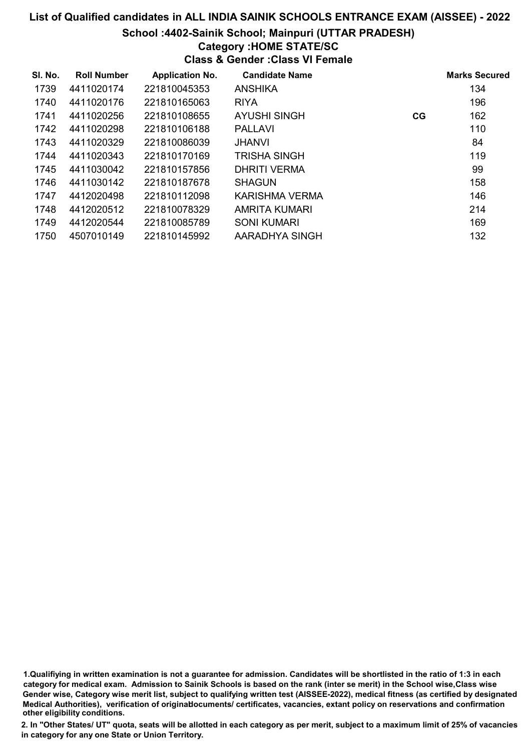# List of Qualified candidates in ALL INDIA SAINIK SCHOOLS ENTRANCE EXAM (AISSEE) - 2022

## School :4402-Sainik School; Mainpuri (UTTAR PRADESH)

### Category :HOME STATE/SC

### Class & Gender :Class VI Female

| Sl. No. | Roll Number | Application No. | Candidate Name | | Marks Secured |
|---|---|---|---|---|---|
| 1739 | 4411020174 | 221810045353 | ANSHIKA | | 134 |
| 1740 | 4411020176 | 221810165063 | RIYA | | 196 |
| 1741 | 4411020256 | 221810108655 | AYUSHI SINGH | CG | 162 |
| 1742 | 4411020298 | 221810106188 | PALLAVI | | 110 |
| 1743 | 4411020329 | 221810086039 | JHANVI | | 84 |
| 1744 | 4411020343 | 221810170169 | TRISHA SINGH | | 119 |
| 1745 | 4411030042 | 221810157856 | DHRITI VERMA | | 99 |
| 1746 | 4411030142 | 221810187678 | SHAGUN | | 158 |
| 1747 | 4412020498 | 221810112098 | KARISHMA VERMA | | 146 |
| 1748 | 4412020512 | 221810078329 | AMRITA KUMARI | | 214 |
| 1749 | 4412020544 | 221810085789 | SONI KUMARI | | 169 |
| 1750 | 4507010149 | 221810145992 | AARADHYA SINGH | | 132 |

1.Qualifiying in written examination is not a guarantee for admission. Candidates will be shortlisted in the ratio of 1:3 in each category for medical exam. Admission to Sainik Schools is based on the rank (inter se merit) in the School wise,Class wise Gender wise, Category wise merit list, subject to qualifying written test (AISSEE-2022), medical fitness (as certified by designated Medical Authorities), verification of originaldocuments/ certificates, vacancies, extant policy on reservations and confirmation other eligibility conditions.

2. In "Other States/ UT" quota, seats will be allotted in each category as per merit, subject to a maximum limit of 25% of vacancies in category for any one State or Union Territory.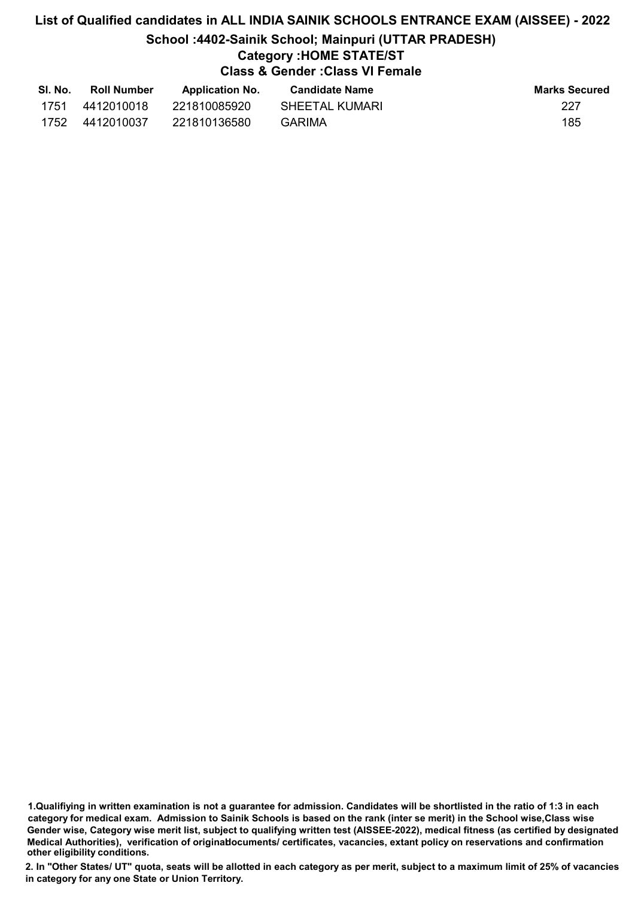# List of Qualified candidates in ALL INDIA SAINIK SCHOOLS ENTRANCE EXAM (AISSEE) - 2022

## School :4402-Sainik School; Mainpuri (UTTAR PRADESH)

### Category :HOME STATE/ST

### Class & Gender :Class VI Female

| Sl. No. | Roll Number | Application No. | Candidate Name | Marks Secured |
|---|---|---|---|---|
| 1751 | 4412010018 | 221810085920 | SHEETAL KUMARI | 227 |
| 1752 | 4412010037 | 221810136580 | GARIMA | 185 |

**1.Qualifiying in written examination is not a guarantee for admission. Candidates will be shortlisted in the ratio of 1:3 in each category for medical exam. Admission to Sainik Schools is based on the rank (inter se merit) in the School wise,Class wise Gender wise, Category wise merit list, subject to qualifying written test (AISSEE-2022), medical fitness (as certified by designated Medical Authorities), verification of originaldocuments/ certificates, vacancies, extant policy on reservations and confirmation other eligibility conditions.**

**2. In "Other States/ UT" quota, seats will be allotted in each category as per merit, subject to a maximum limit of 25% of vacancies in category for any one State or Union Territory.**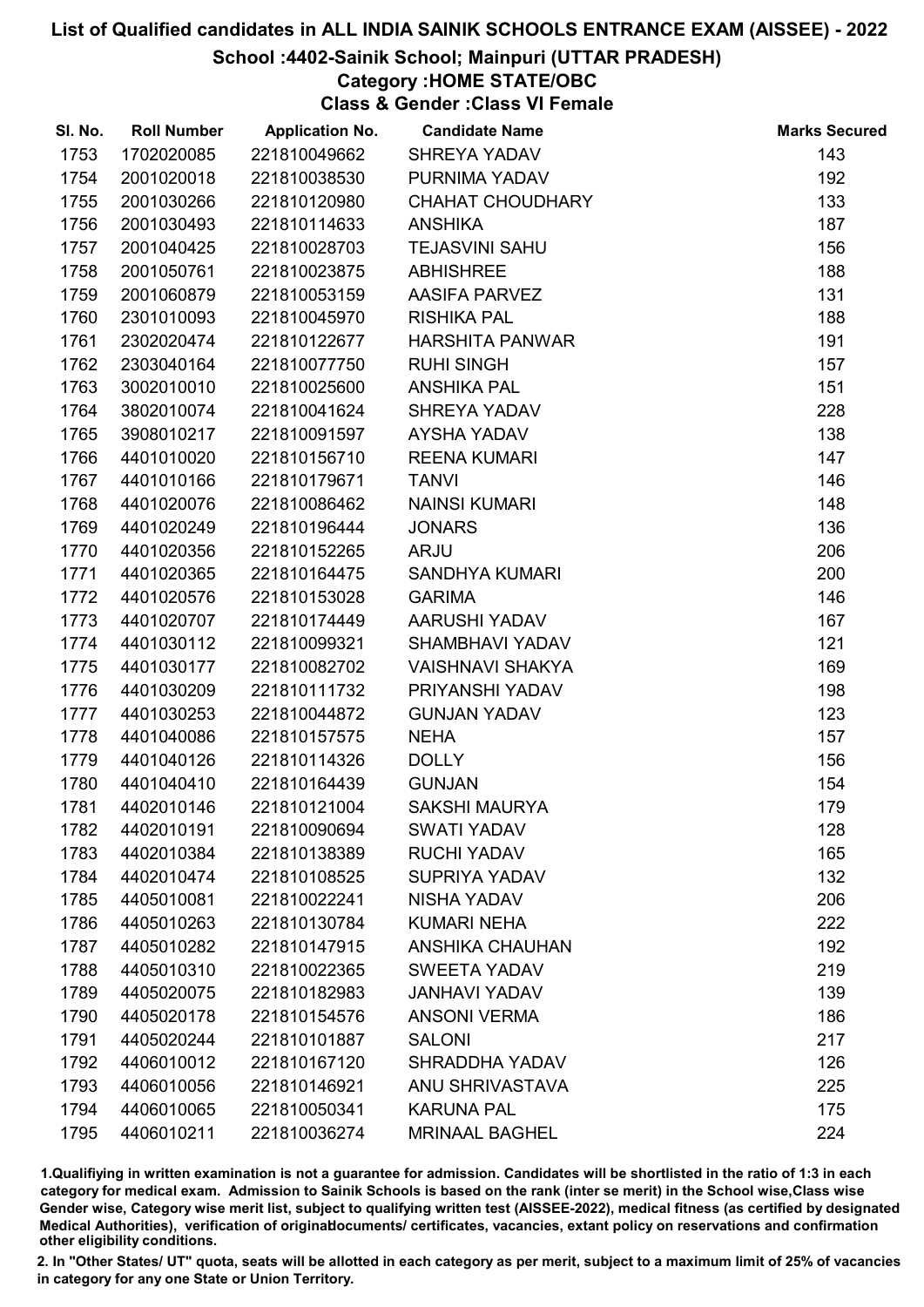# List of Qualified candidates in ALL INDIA SAINIK SCHOOLS ENTRANCE EXAM (AISSEE) - 2022

## School :4402-Sainik School; Mainpuri (UTTAR PRADESH)

### Category :HOME STATE/OBC

### Class & Gender :Class VI Female

| Sl. No. | Roll Number | Application No. | Candidate Name | Marks Secured |
|---|---|---|---|---|
| 1753 | 1702020085 | 221810049662 | SHREYA YADAV | 143 |
| 1754 | 2001020018 | 221810038530 | PURNIMA YADAV | 192 |
| 1755 | 2001030266 | 221810120980 | CHAHAT CHOUDHARY | 133 |
| 1756 | 2001030493 | 221810114633 | ANSHIKA | 187 |
| 1757 | 2001040425 | 221810028703 | TEJASVINI SAHU | 156 |
| 1758 | 2001050761 | 221810023875 | ABHISHREE | 188 |
| 1759 | 2001060879 | 221810053159 | AASIFA PARVEZ | 131 |
| 1760 | 2301010093 | 221810045970 | RISHIKA PAL | 188 |
| 1761 | 2302020474 | 221810122677 | HARSHITA PANWAR | 191 |
| 1762 | 2303040164 | 221810077750 | RUHI SINGH | 157 |
| 1763 | 3002010010 | 221810025600 | ANSHIKA PAL | 151 |
| 1764 | 3802010074 | 221810041624 | SHREYA YADAV | 228 |
| 1765 | 3908010217 | 221810091597 | AYSHA YADAV | 138 |
| 1766 | 4401010020 | 221810156710 | REENA KUMARI | 147 |
| 1767 | 4401010166 | 221810179671 | TANVI | 146 |
| 1768 | 4401020076 | 221810086462 | NAINSI KUMARI | 148 |
| 1769 | 4401020249 | 221810196444 | JONARS | 136 |
| 1770 | 4401020356 | 221810152265 | ARJU | 206 |
| 1771 | 4401020365 | 221810164475 | SANDHYA KUMARI | 200 |
| 1772 | 4401020576 | 221810153028 | GARIMA | 146 |
| 1773 | 4401020707 | 221810174449 | AARUSHI YADAV | 167 |
| 1774 | 4401030112 | 221810099321 | SHAMBHAVI YADAV | 121 |
| 1775 | 4401030177 | 221810082702 | VAISHNAVI SHAKYA | 169 |
| 1776 | 4401030209 | 221810111732 | PRIYANSHI YADAV | 198 |
| 1777 | 4401030253 | 221810044872 | GUNJAN YADAV | 123 |
| 1778 | 4401040086 | 221810157575 | NEHA | 157 |
| 1779 | 4401040126 | 221810114326 | DOLLY | 156 |
| 1780 | 4401040410 | 221810164439 | GUNJAN | 154 |
| 1781 | 4402010146 | 221810121004 | SAKSHI MAURYA | 179 |
| 1782 | 4402010191 | 221810090694 | SWATI YADAV | 128 |
| 1783 | 4402010384 | 221810138389 | RUCHI YADAV | 165 |
| 1784 | 4402010474 | 221810108525 | SUPRIYA YADAV | 132 |
| 1785 | 4405010081 | 221810022241 | NISHA YADAV | 206 |
| 1786 | 4405010263 | 221810130784 | KUMARI NEHA | 222 |
| 1787 | 4405010282 | 221810147915 | ANSHIKA CHAUHAN | 192 |
| 1788 | 4405010310 | 221810022365 | SWEETA YADAV | 219 |
| 1789 | 4405020075 | 221810182983 | JANHAVI YADAV | 139 |
| 1790 | 4405020178 | 221810154576 | ANSONI VERMA | 186 |
| 1791 | 4405020244 | 221810101887 | SALONI | 217 |
| 1792 | 4406010012 | 221810167120 | SHRADDHA YADAV | 126 |
| 1793 | 4406010056 | 221810146921 | ANU SHRIVASTAVA | 225 |
| 1794 | 4406010065 | 221810050341 | KARUNA PAL | 175 |
| 1795 | 4406010211 | 221810036274 | MRINAAL BAGHEL | 224 |

1.Qualifiying in written examination is not a guarantee for admission. Candidates will be shortlisted in the ratio of 1:3 in each category for medical exam. Admission to Sainik Schools is based on the rank (inter se merit) in the School wise,Class wise Gender wise, Category wise merit list, subject to qualifying written test (AISSEE-2022), medical fitness (as certified by designated Medical Authorities), verification of originaldocuments/ certificates, vacancies, extant policy on reservations and confirmation other eligibility conditions.

2. In "Other States/ UT" quota, seats will be allotted in each category as per merit, subject to a maximum limit of 25% of vacancies in category for any one State or Union Territory.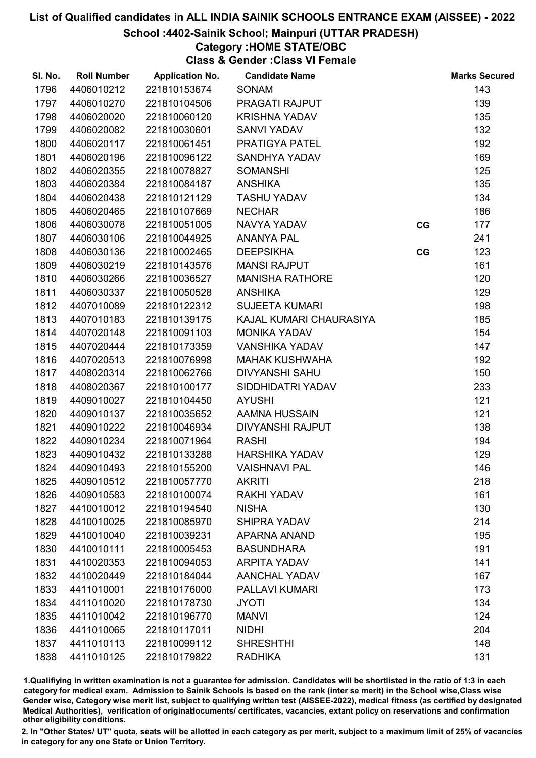# List of Qualified candidates in ALL INDIA SAINIK SCHOOLS ENTRANCE EXAM (AISSEE) - 2022

## School :4402-Sainik School; Mainpuri (UTTAR PRADESH)

### Category :HOME STATE/OBC

### Class & Gender :Class VI Female

| Sl. No. | Roll Number | Application No. | Candidate Name | | Marks Secured |
|---|---|---|---|---|---|
| 1796 | 4406010212 | 221810153674 | SONAM | | 143 |
| 1797 | 4406010270 | 221810104506 | PRAGATI RAJPUT | | 139 |
| 1798 | 4406020020 | 221810060120 | KRISHNA YADAV | | 135 |
| 1799 | 4406020082 | 221810030601 | SANVI YADAV | | 132 |
| 1800 | 4406020117 | 221810061451 | PRATIGYA PATEL | | 192 |
| 1801 | 4406020196 | 221810096122 | SANDHYA YADAV | | 169 |
| 1802 | 4406020355 | 221810078827 | SOMANSHI | | 125 |
| 1803 | 4406020384 | 221810084187 | ANSHIKA | | 135 |
| 1804 | 4406020438 | 221810121129 | TASHU YADAV | | 134 |
| 1805 | 4406020465 | 221810107669 | NECHAR | | 186 |
| 1806 | 4406030078 | 221810051005 | NAVYA YADAV | CG | 177 |
| 1807 | 4406030106 | 221810044925 | ANANYA PAL | | 241 |
| 1808 | 4406030136 | 221810002465 | DEEPSIKHA | CG | 123 |
| 1809 | 4406030219 | 221810143576 | MANSI RAJPUT | | 161 |
| 1810 | 4406030266 | 221810036527 | MANISHA RATHORE | | 120 |
| 1811 | 4406030337 | 221810050528 | ANSHIKA | | 129 |
| 1812 | 4407010089 | 221810122312 | SUJEETA KUMARI | | 198 |
| 1813 | 4407010183 | 221810139175 | KAJAL KUMARI CHAURASIYA | | 185 |
| 1814 | 4407020148 | 221810091103 | MONIKA YADAV | | 154 |
| 1815 | 4407020444 | 221810173359 | VANSHIKA YADAV | | 147 |
| 1816 | 4407020513 | 221810076998 | MAHAK KUSHWAHA | | 192 |
| 1817 | 4408020314 | 221810062766 | DIVYANSHI SAHU | | 150 |
| 1818 | 4408020367 | 221810100177 | SIDDHIDATRI YADAV | | 233 |
| 1819 | 4409010027 | 221810104450 | AYUSHI | | 121 |
| 1820 | 4409010137 | 221810035652 | AAMNA HUSSAIN | | 121 |
| 1821 | 4409010222 | 221810046934 | DIVYANSHI RAJPUT | | 138 |
| 1822 | 4409010234 | 221810071964 | RASHI | | 194 |
| 1823 | 4409010432 | 221810133288 | HARSHIKA YADAV | | 129 |
| 1824 | 4409010493 | 221810155200 | VAISHNAVI PAL | | 146 |
| 1825 | 4409010512 | 221810057770 | AKRITI | | 218 |
| 1826 | 4409010583 | 221810100074 | RAKHI YADAV | | 161 |
| 1827 | 4410010012 | 221810194540 | NISHA | | 130 |
| 1828 | 4410010025 | 221810085970 | SHIPRA YADAV | | 214 |
| 1829 | 4410010040 | 221810039231 | APARNA ANAND | | 195 |
| 1830 | 4410010111 | 221810005453 | BASUNDHARA | | 191 |
| 1831 | 4410020353 | 221810094053 | ARPITA YADAV | | 141 |
| 1832 | 4410020449 | 221810184044 | AANCHAL YADAV | | 167 |
| 1833 | 4411010001 | 221810176000 | PALLAVI KUMARI | | 173 |
| 1834 | 4411010020 | 221810178730 | JYOTI | | 134 |
| 1835 | 4411010042 | 221810196770 | MANVI | | 124 |
| 1836 | 4411010065 | 221810117011 | NIDHI | | 204 |
| 1837 | 4411010113 | 221810099112 | SHRESHTHI | | 148 |
| 1838 | 4411010125 | 221810179822 | RADHIKA | | 131 |

1.Qualifiying in written examination is not a guarantee for admission. Candidates will be shortlisted in the ratio of 1:3 in each category for medical exam. Admission to Sainik Schools is based on the rank (inter se merit) in the School wise,Class wise Gender wise, Category wise merit list, subject to qualifying written test (AISSEE-2022), medical fitness (as certified by designated Medical Authorities), verification of originaldocuments/ certificates, vacancies, extant policy on reservations and confirmation other eligibility conditions.

2. In "Other States/ UT" quota, seats will be allotted in each category as per merit, subject to a maximum limit of 25% of vacancies in category for any one State or Union Territory.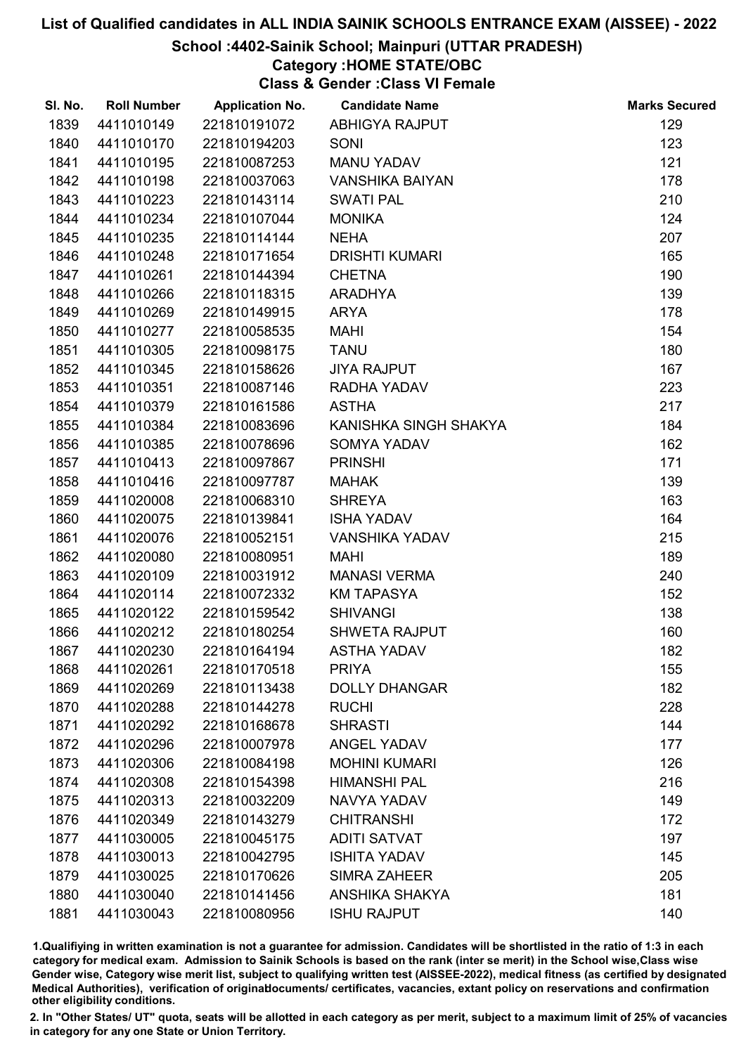# List of Qualified candidates in ALL INDIA SAINIK SCHOOLS ENTRANCE EXAM (AISSEE) - 2022

## School :4402-Sainik School; Mainpuri (UTTAR PRADESH)

### Category :HOME STATE/OBC

### Class & Gender :Class VI Female

| Sl. No. | Roll Number | Application No. | Candidate Name | Marks Secured |
|---|---|---|---|---|
| 1839 | 4411010149 | 221810191072 | ABHIGYA RAJPUT | 129 |
| 1840 | 4411010170 | 221810194203 | SONI | 123 |
| 1841 | 4411010195 | 221810087253 | MANU YADAV | 121 |
| 1842 | 4411010198 | 221810037063 | VANSHIKA BAIYAN | 178 |
| 1843 | 4411010223 | 221810143114 | SWATI PAL | 210 |
| 1844 | 4411010234 | 221810107044 | MONIKA | 124 |
| 1845 | 4411010235 | 221810114144 | NEHA | 207 |
| 1846 | 4411010248 | 221810171654 | DRISHTI KUMARI | 165 |
| 1847 | 4411010261 | 221810144394 | CHETNA | 190 |
| 1848 | 4411010266 | 221810118315 | ARADHYA | 139 |
| 1849 | 4411010269 | 221810149915 | ARYA | 178 |
| 1850 | 4411010277 | 221810058535 | MAHI | 154 |
| 1851 | 4411010305 | 221810098175 | TANU | 180 |
| 1852 | 4411010345 | 221810158626 | JIYA RAJPUT | 167 |
| 1853 | 4411010351 | 221810087146 | RADHA YADAV | 223 |
| 1854 | 4411010379 | 221810161586 | ASTHA | 217 |
| 1855 | 4411010384 | 221810083696 | KANISHKA SINGH SHAKYA | 184 |
| 1856 | 4411010385 | 221810078696 | SOMYA YADAV | 162 |
| 1857 | 4411010413 | 221810097867 | PRINSHI | 171 |
| 1858 | 4411010416 | 221810097787 | MAHAK | 139 |
| 1859 | 4411020008 | 221810068310 | SHREYA | 163 |
| 1860 | 4411020075 | 221810139841 | ISHA YADAV | 164 |
| 1861 | 4411020076 | 221810052151 | VANSHIKA YADAV | 215 |
| 1862 | 4411020080 | 221810080951 | MAHI | 189 |
| 1863 | 4411020109 | 221810031912 | MANASI VERMA | 240 |
| 1864 | 4411020114 | 221810072332 | KM TAPASYA | 152 |
| 1865 | 4411020122 | 221810159542 | SHIVANGI | 138 |
| 1866 | 4411020212 | 221810180254 | SHWETA RAJPUT | 160 |
| 1867 | 4411020230 | 221810164194 | ASTHA YADAV | 182 |
| 1868 | 4411020261 | 221810170518 | PRIYA | 155 |
| 1869 | 4411020269 | 221810113438 | DOLLY DHANGAR | 182 |
| 1870 | 4411020288 | 221810144278 | RUCHI | 228 |
| 1871 | 4411020292 | 221810168678 | SHRASTI | 144 |
| 1872 | 4411020296 | 221810007978 | ANGEL YADAV | 177 |
| 1873 | 4411020306 | 221810084198 | MOHINI KUMARI | 126 |
| 1874 | 4411020308 | 221810154398 | HIMANSHI PAL | 216 |
| 1875 | 4411020313 | 221810032209 | NAVYA YADAV | 149 |
| 1876 | 4411020349 | 221810143279 | CHITRANSHI | 172 |
| 1877 | 4411030005 | 221810045175 | ADITI SATVAT | 197 |
| 1878 | 4411030013 | 221810042795 | ISHITA YADAV | 145 |
| 1879 | 4411030025 | 221810170626 | SIMRA ZAHEER | 205 |
| 1880 | 4411030040 | 221810141456 | ANSHIKA SHAKYA | 181 |
| 1881 | 4411030043 | 221810080956 | ISHU RAJPUT | 140 |

1.Qualifiying in written examination is not a guarantee for admission. Candidates will be shortlisted in the ratio of 1:3 in each category for medical exam. Admission to Sainik Schools is based on the rank (inter se merit) in the School wise,Class wise Gender wise, Category wise merit list, subject to qualifying written test (AISSEE-2022), medical fitness (as certified by designated Medical Authorities), verification of originaldocuments/ certificates, vacancies, extant policy on reservations and confirmation other eligibility conditions.

2. In "Other States/ UT" quota, seats will be allotted in each category as per merit, subject to a maximum limit of 25% of vacancies in category for any one State or Union Territory.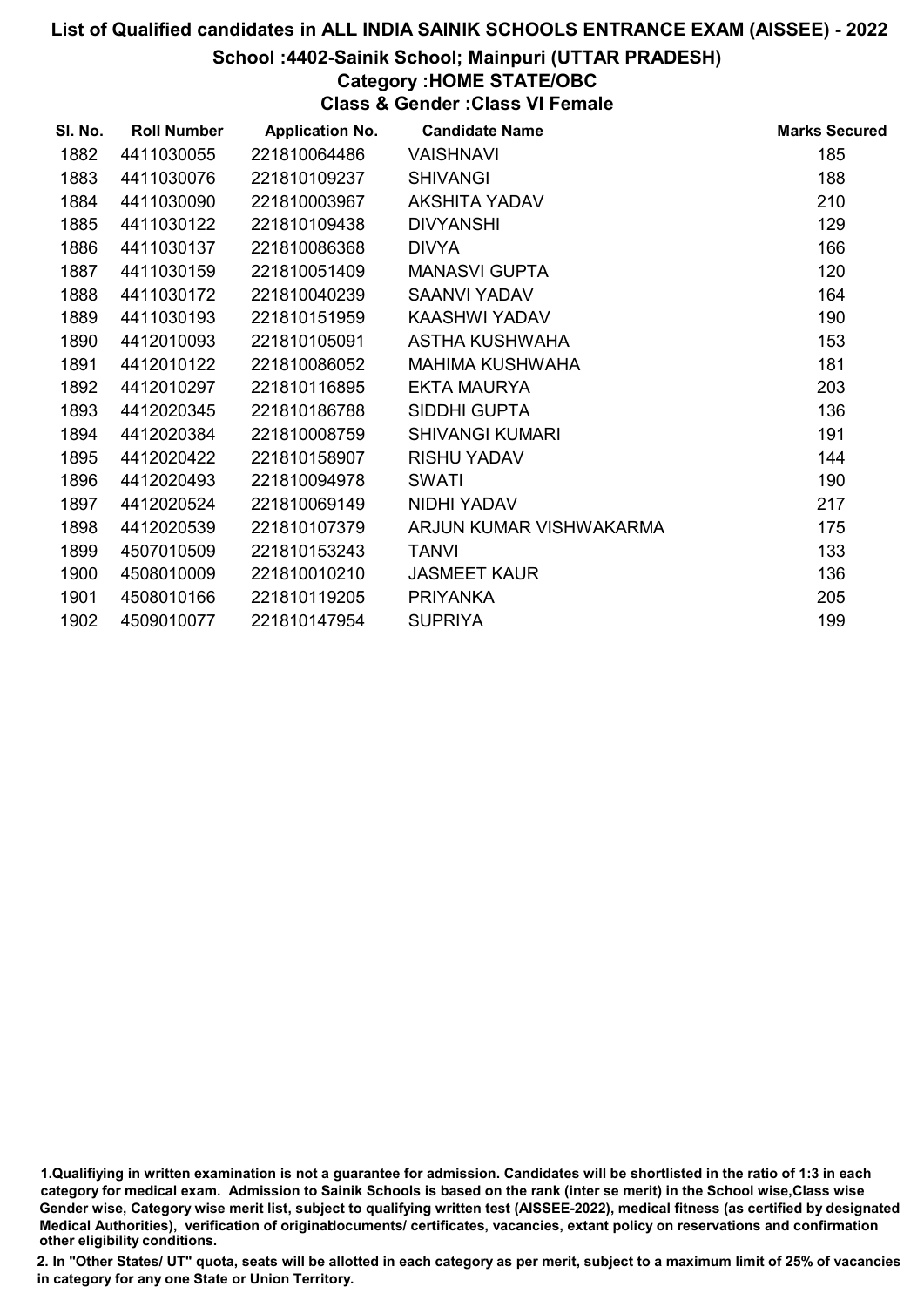# List of Qualified candidates in ALL INDIA SAINIK SCHOOLS ENTRANCE EXAM (AISSEE) - 2022

## School :4402-Sainik School; Mainpuri (UTTAR PRADESH)

### Category :HOME STATE/OBC

### Class & Gender :Class VI Female

| Sl. No. | Roll Number | Application No. | Candidate Name | Marks Secured |
|---|---|---|---|---|
| 1882 | 4411030055 | 221810064486 | VAISHNAVI | 185 |
| 1883 | 4411030076 | 221810109237 | SHIVANGI | 188 |
| 1884 | 4411030090 | 221810003967 | AKSHITA YADAV | 210 |
| 1885 | 4411030122 | 221810109438 | DIVYANSHI | 129 |
| 1886 | 4411030137 | 221810086368 | DIVYA | 166 |
| 1887 | 4411030159 | 221810051409 | MANASVI GUPTA | 120 |
| 1888 | 4411030172 | 221810040239 | SAANVI YADAV | 164 |
| 1889 | 4411030193 | 221810151959 | KAASHWI YADAV | 190 |
| 1890 | 4412010093 | 221810105091 | ASTHA KUSHWAHA | 153 |
| 1891 | 4412010122 | 221810086052 | MAHIMA KUSHWAHA | 181 |
| 1892 | 4412010297 | 221810116895 | EKTA MAURYA | 203 |
| 1893 | 4412020345 | 221810186788 | SIDDHI GUPTA | 136 |
| 1894 | 4412020384 | 221810008759 | SHIVANGI KUMARI | 191 |
| 1895 | 4412020422 | 221810158907 | RISHU YADAV | 144 |
| 1896 | 4412020493 | 221810094978 | SWATI | 190 |
| 1897 | 4412020524 | 221810069149 | NIDHI YADAV | 217 |
| 1898 | 4412020539 | 221810107379 | ARJUN KUMAR VISHWAKARMA | 175 |
| 1899 | 4507010509 | 221810153243 | TANVI | 133 |
| 1900 | 4508010009 | 221810010210 | JASMEET KAUR | 136 |
| 1901 | 4508010166 | 221810119205 | PRIYANKA | 205 |
| 1902 | 4509010077 | 221810147954 | SUPRIYA | 199 |

1.Qualifiying in written examination is not a guarantee for admission. Candidates will be shortlisted in the ratio of 1:3 in each category for medical exam. Admission to Sainik Schools is based on the rank (inter se merit) in the School wise,Class wise Gender wise, Category wise merit list, subject to qualifying written test (AISSEE-2022), medical fitness (as certified by designated Medical Authorities), verification of originaldocuments/ certificates, vacancies, extant policy on reservations and confirmation other eligibility conditions.

2. In "Other States/ UT" quota, seats will be allotted in each category as per merit, subject to a maximum limit of 25% of vacancies in category for any one State or Union Territory.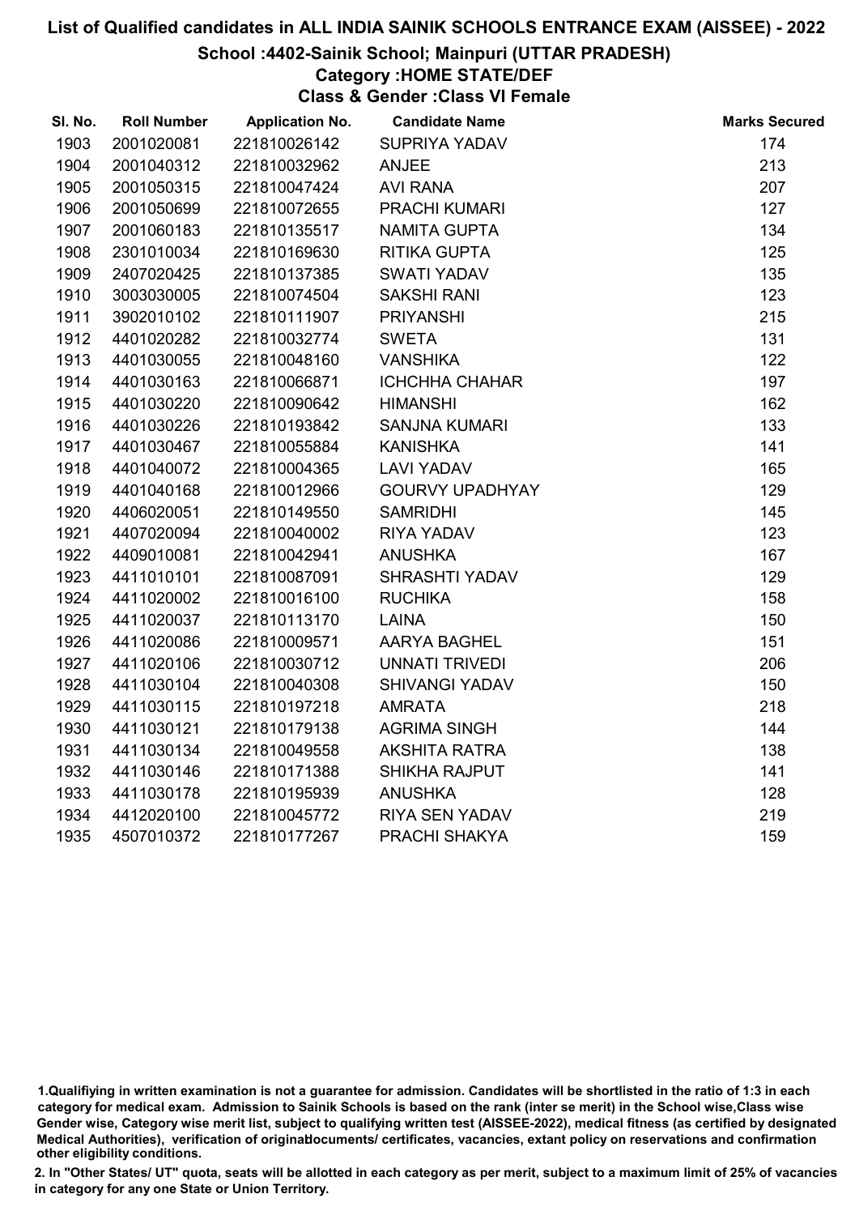# List of Qualified candidates in ALL INDIA SAINIK SCHOOLS ENTRANCE EXAM (AISSEE) - 2022

## School :4402-Sainik School; Mainpuri (UTTAR PRADESH)

### Category :HOME STATE/DEF

### Class & Gender :Class VI Female

| Sl. No. | Roll Number | Application No. | Candidate Name | Marks Secured |
|---|---|---|---|---|
| 1903 | 2001020081 | 221810026142 | SUPRIYA YADAV | 174 |
| 1904 | 2001040312 | 221810032962 | ANJEE | 213 |
| 1905 | 2001050315 | 221810047424 | AVI RANA | 207 |
| 1906 | 2001050699 | 221810072655 | PRACHI KUMARI | 127 |
| 1907 | 2001060183 | 221810135517 | NAMITA GUPTA | 134 |
| 1908 | 2301010034 | 221810169630 | RITIKA GUPTA | 125 |
| 1909 | 2407020425 | 221810137385 | SWATI YADAV | 135 |
| 1910 | 3003030005 | 221810074504 | SAKSHI RANI | 123 |
| 1911 | 3902010102 | 221810111907 | PRIYANSHI | 215 |
| 1912 | 4401020282 | 221810032774 | SWETA | 131 |
| 1913 | 4401030055 | 221810048160 | VANSHIKA | 122 |
| 1914 | 4401030163 | 221810066871 | ICHCHHA CHAHAR | 197 |
| 1915 | 4401030220 | 221810090642 | HIMANSHI | 162 |
| 1916 | 4401030226 | 221810193842 | SANJNA KUMARI | 133 |
| 1917 | 4401030467 | 221810055884 | KANISHKA | 141 |
| 1918 | 4401040072 | 221810004365 | LAVI YADAV | 165 |
| 1919 | 4401040168 | 221810012966 | GOURVY UPADHYAY | 129 |
| 1920 | 4406020051 | 221810149550 | SAMRIDHI | 145 |
| 1921 | 4407020094 | 221810040002 | RIYA YADAV | 123 |
| 1922 | 4409010081 | 221810042941 | ANUSHKA | 167 |
| 1923 | 4411010101 | 221810087091 | SHRASHTI YADAV | 129 |
| 1924 | 4411020002 | 221810016100 | RUCHIKA | 158 |
| 1925 | 4411020037 | 221810113170 | LAINA | 150 |
| 1926 | 4411020086 | 221810009571 | AARYA BAGHEL | 151 |
| 1927 | 4411020106 | 221810030712 | UNNATI TRIVEDI | 206 |
| 1928 | 4411030104 | 221810040308 | SHIVANGI YADAV | 150 |
| 1929 | 4411030115 | 221810197218 | AMRATA | 218 |
| 1930 | 4411030121 | 221810179138 | AGRIMA SINGH | 144 |
| 1931 | 4411030134 | 221810049558 | AKSHITA RATRA | 138 |
| 1932 | 4411030146 | 221810171388 | SHIKHA RAJPUT | 141 |
| 1933 | 4411030178 | 221810195939 | ANUSHKA | 128 |
| 1934 | 4412020100 | 221810045772 | RIYA SEN YADAV | 219 |
| 1935 | 4507010372 | 221810177267 | PRACHI SHAKYA | 159 |

1.Qualifiying in written examination is not a guarantee for admission. Candidates will be shortlisted in the ratio of 1:3 in each category for medical exam. Admission to Sainik Schools is based on the rank (inter se merit) in the School wise,Class wise Gender wise, Category wise merit list, subject to qualifying written test (AISSEE-2022), medical fitness (as certified by designated Medical Authorities), verification of originaldocuments/ certificates, vacancies, extant policy on reservations and confirmation other eligibility conditions.

2. In "Other States/ UT" quota, seats will be allotted in each category as per merit, subject to a maximum limit of 25% of vacancies in category for any one State or Union Territory.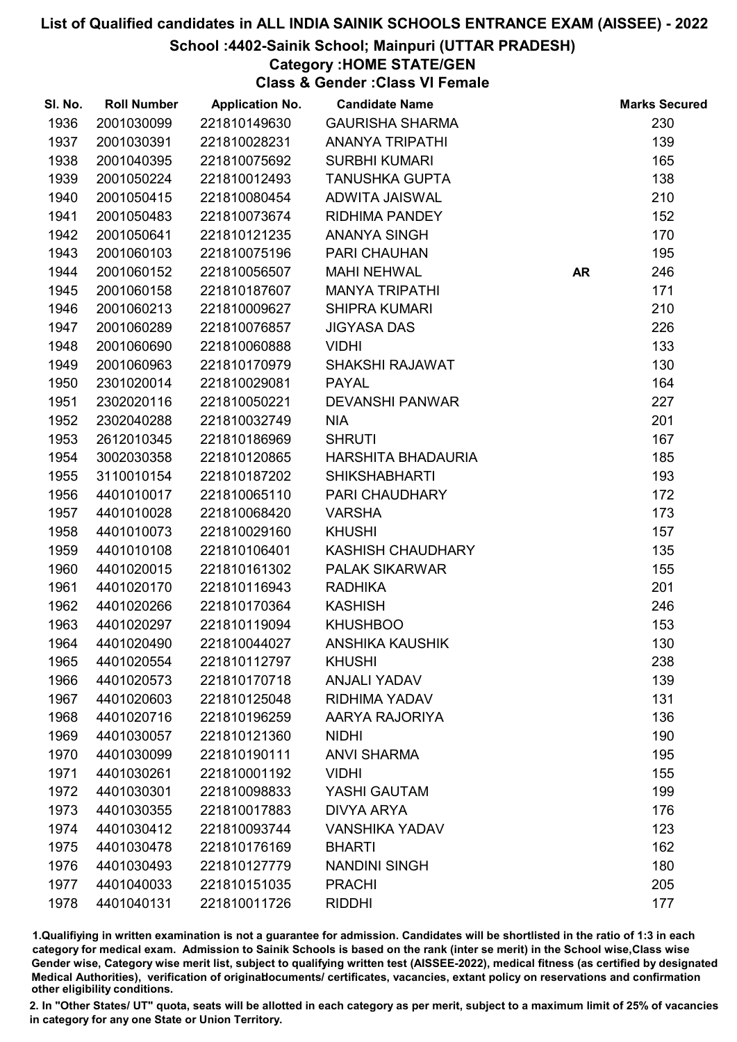# List of Qualified candidates in ALL INDIA SAINIK SCHOOLS ENTRANCE EXAM (AISSEE) - 2022

## School :4402-Sainik School; Mainpuri (UTTAR PRADESH)

### Category :HOME STATE/GEN

### Class & Gender :Class VI Female

| Sl. No. | Roll Number | Application No. | Candidate Name | | Marks Secured |
|---|---|---|---|---|---|
| 1936 | 2001030099 | 221810149630 | GAURISHA SHARMA | | 230 |
| 1937 | 2001030391 | 221810028231 | ANANYA TRIPATHI | | 139 |
| 1938 | 2001040395 | 221810075692 | SURBHI KUMARI | | 165 |
| 1939 | 2001050224 | 221810012493 | TANUSHKA GUPTA | | 138 |
| 1940 | 2001050415 | 221810080454 | ADWITA JAISWAL | | 210 |
| 1941 | 2001050483 | 221810073674 | RIDHIMA PANDEY | | 152 |
| 1942 | 2001050641 | 221810121235 | ANANYA SINGH | | 170 |
| 1943 | 2001060103 | 221810075196 | PARI CHAUHAN | | 195 |
| 1944 | 2001060152 | 221810056507 | MAHI NEHWAL | AR | 246 |
| 1945 | 2001060158 | 221810187607 | MANYA TRIPATHI | | 171 |
| 1946 | 2001060213 | 221810009627 | SHIPRA KUMARI | | 210 |
| 1947 | 2001060289 | 221810076857 | JIGYASA DAS | | 226 |
| 1948 | 2001060690 | 221810060888 | VIDHI | | 133 |
| 1949 | 2001060963 | 221810170979 | SHAKSHI RAJAWAT | | 130 |
| 1950 | 2301020014 | 221810029081 | PAYAL | | 164 |
| 1951 | 2302020116 | 221810050221 | DEVANSHI PANWAR | | 227 |
| 1952 | 2302040288 | 221810032749 | NIA | | 201 |
| 1953 | 2612010345 | 221810186969 | SHRUTI | | 167 |
| 1954 | 3002030358 | 221810120865 | HARSHITA BHADAURIA | | 185 |
| 1955 | 3110010154 | 221810187202 | SHIKSHABHARTI | | 193 |
| 1956 | 4401010017 | 221810065110 | PARI CHAUDHARY | | 172 |
| 1957 | 4401010028 | 221810068420 | VARSHA | | 173 |
| 1958 | 4401010073 | 221810029160 | KHUSHI | | 157 |
| 1959 | 4401010108 | 221810106401 | KASHISH CHAUDHARY | | 135 |
| 1960 | 4401020015 | 221810161302 | PALAK SIKARWAR | | 155 |
| 1961 | 4401020170 | 221810116943 | RADHIKA | | 201 |
| 1962 | 4401020266 | 221810170364 | KASHISH | | 246 |
| 1963 | 4401020297 | 221810119094 | KHUSHBOO | | 153 |
| 1964 | 4401020490 | 221810044027 | ANSHIKA KAUSHIK | | 130 |
| 1965 | 4401020554 | 221810112797 | KHUSHI | | 238 |
| 1966 | 4401020573 | 221810170718 | ANJALI YADAV | | 139 |
| 1967 | 4401020603 | 221810125048 | RIDHIMA YADAV | | 131 |
| 1968 | 4401020716 | 221810196259 | AARYA RAJORIYA | | 136 |
| 1969 | 4401030057 | 221810121360 | NIDHI | | 190 |
| 1970 | 4401030099 | 221810190111 | ANVI SHARMA | | 195 |
| 1971 | 4401030261 | 221810001192 | VIDHI | | 155 |
| 1972 | 4401030301 | 221810098833 | YASHI GAUTAM | | 199 |
| 1973 | 4401030355 | 221810017883 | DIVYA ARYA | | 176 |
| 1974 | 4401030412 | 221810093744 | VANSHIKA YADAV | | 123 |
| 1975 | 4401030478 | 221810176169 | BHARTI | | 162 |
| 1976 | 4401030493 | 221810127779 | NANDINI SINGH | | 180 |
| 1977 | 4401040033 | 221810151035 | PRACHI | | 205 |
| 1978 | 4401040131 | 221810011726 | RIDDHI | | 177 |

1.Qualifiying in written examination is not a guarantee for admission. Candidates will be shortlisted in the ratio of 1:3 in each category for medical exam. Admission to Sainik Schools is based on the rank (inter se merit) in the School wise,Class wise Gender wise, Category wise merit list, subject to qualifying written test (AISSEE-2022), medical fitness (as certified by designated Medical Authorities), verification of originaldocuments/ certificates, vacancies, extant policy on reservations and confirmation other eligibility conditions.

2. In "Other States/ UT" quota, seats will be allotted in each category as per merit, subject to a maximum limit of 25% of vacancies in category for any one State or Union Territory.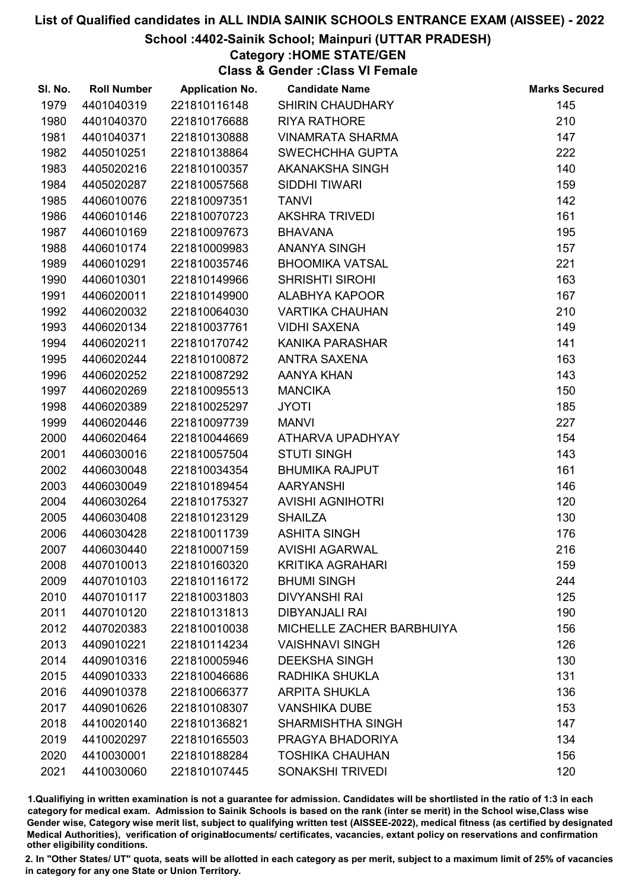# List of Qualified candidates in ALL INDIA SAINIK SCHOOLS ENTRANCE EXAM (AISSEE) - 2022

## School :4402-Sainik School; Mainpuri (UTTAR PRADESH)

### Category :HOME STATE/GEN

### Class & Gender :Class VI Female

| Sl. No. | Roll Number | Application No. | Candidate Name | Marks Secured |
|---|---|---|---|---|
| 1979 | 4401040319 | 221810116148 | SHIRIN CHAUDHARY | 145 |
| 1980 | 4401040370 | 221810176688 | RIYA RATHORE | 210 |
| 1981 | 4401040371 | 221810130888 | VINAMRATA SHARMA | 147 |
| 1982 | 4405010251 | 221810138864 | SWECHCHHA GUPTA | 222 |
| 1983 | 4405020216 | 221810100357 | AKANAKSHA SINGH | 140 |
| 1984 | 4405020287 | 221810057568 | SIDDHI TIWARI | 159 |
| 1985 | 4406010076 | 221810097351 | TANVI | 142 |
| 1986 | 4406010146 | 221810070723 | AKSHRA TRIVEDI | 161 |
| 1987 | 4406010169 | 221810097673 | BHAVANA | 195 |
| 1988 | 4406010174 | 221810009983 | ANANYA SINGH | 157 |
| 1989 | 4406010291 | 221810035746 | BHOOMIKA VATSAL | 221 |
| 1990 | 4406010301 | 221810149966 | SHRISHTI SIROHI | 163 |
| 1991 | 4406020011 | 221810149900 | ALABHYA KAPOOR | 167 |
| 1992 | 4406020032 | 221810064030 | VARTIKA CHAUHAN | 210 |
| 1993 | 4406020134 | 221810037761 | VIDHI SAXENA | 149 |
| 1994 | 4406020211 | 221810170742 | KANIKA PARASHAR | 141 |
| 1995 | 4406020244 | 221810100872 | ANTRA SAXENA | 163 |
| 1996 | 4406020252 | 221810087292 | AANYA KHAN | 143 |
| 1997 | 4406020269 | 221810095513 | MANCIKA | 150 |
| 1998 | 4406020389 | 221810025297 | JYOTI | 185 |
| 1999 | 4406020446 | 221810097739 | MANVI | 227 |
| 2000 | 4406020464 | 221810044669 | ATHARVA UPADHYAY | 154 |
| 2001 | 4406030016 | 221810057504 | STUTI SINGH | 143 |
| 2002 | 4406030048 | 221810034354 | BHUMIKA RAJPUT | 161 |
| 2003 | 4406030049 | 221810189454 | AARYANSHI | 146 |
| 2004 | 4406030264 | 221810175327 | AVISHI AGNIHOTRI | 120 |
| 2005 | 4406030408 | 221810123129 | SHAILZA | 130 |
| 2006 | 4406030428 | 221810011739 | ASHITA SINGH | 176 |
| 2007 | 4406030440 | 221810007159 | AVISHI AGARWAL | 216 |
| 2008 | 4407010013 | 221810160320 | KRITIKA AGRAHARI | 159 |
| 2009 | 4407010103 | 221810116172 | BHUMI SINGH | 244 |
| 2010 | 4407010117 | 221810031803 | DIVYANSHI RAI | 125 |
| 2011 | 4407010120 | 221810131813 | DIBYANJALI RAI | 190 |
| 2012 | 4407020383 | 221810010038 | MICHELLE ZACHER BARBHUIYA | 156 |
| 2013 | 4409010221 | 221810114234 | VAISHNAVI SINGH | 126 |
| 2014 | 4409010316 | 221810005946 | DEEKSHA SINGH | 130 |
| 2015 | 4409010333 | 221810046686 | RADHIKA SHUKLA | 131 |
| 2016 | 4409010378 | 221810066377 | ARPITA SHUKLA | 136 |
| 2017 | 4409010626 | 221810108307 | VANSHIKA DUBE | 153 |
| 2018 | 4410020140 | 221810136821 | SHARMISHTHA SINGH | 147 |
| 2019 | 4410020297 | 221810165503 | PRAGYA BHADORIYA | 134 |
| 2020 | 4410030001 | 221810188284 | TOSHIKA CHAUHAN | 156 |
| 2021 | 4410030060 | 221810107445 | SONAKSHI TRIVEDI | 120 |

1.Qualifying in written examination is not a guarantee for admission. Candidates will be shortlisted in the ratio of 1:3 in each category for medical exam. Admission to Sainik Schools is based on the rank (inter se merit) in the School wise,Class wise Gender wise, Category wise merit list, subject to qualifying written test (AISSEE-2022), medical fitness (as certified by designated Medical Authorities), verification of originaldocuments/ certificates, vacancies, extant policy on reservations and confirmation other eligibility conditions.

2. In "Other States/ UT" quota, seats will be allotted in each category as per merit, subject to a maximum limit of 25% of vacancies in category for any one State or Union Territory.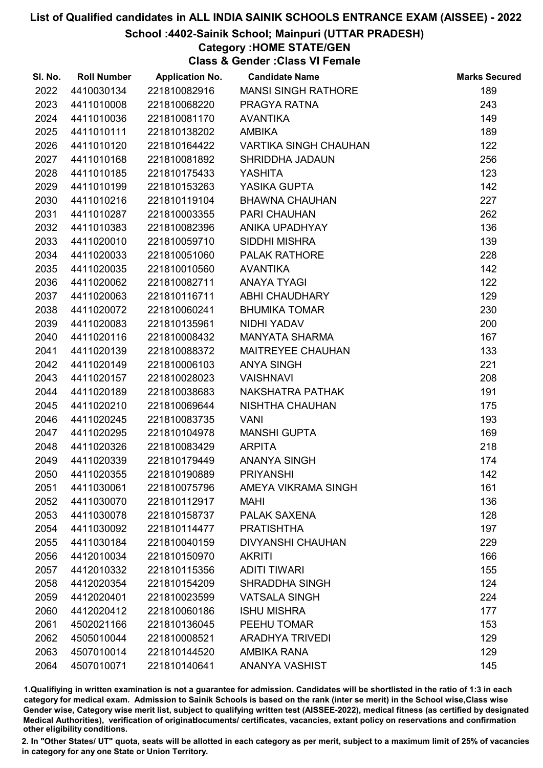# List of Qualified candidates in ALL INDIA SAINIK SCHOOLS ENTRANCE EXAM (AISSEE) - 2022

## School :4402-Sainik School; Mainpuri (UTTAR PRADESH)

### Category :HOME STATE/GEN

### Class & Gender :Class VI Female

| Sl. No. | Roll Number | Application No. | Candidate Name | Marks Secured |
|---|---|---|---|---|
| 2022 | 4410030134 | 221810082916 | MANSI SINGH RATHORE | 189 |
| 2023 | 4411010008 | 221810068220 | PRAGYA RATNA | 243 |
| 2024 | 4411010036 | 221810081170 | AVANTIKA | 149 |
| 2025 | 4411010111 | 221810138202 | AMBIKA | 189 |
| 2026 | 4411010120 | 221810164422 | VARTIKA SINGH CHAUHAN | 122 |
| 2027 | 4411010168 | 221810081892 | SHRIDDHA JADAUN | 256 |
| 2028 | 4411010185 | 221810175433 | YASHITA | 123 |
| 2029 | 4411010199 | 221810153263 | YASIKA GUPTA | 142 |
| 2030 | 4411010216 | 221810119104 | BHAWNA CHAUHAN | 227 |
| 2031 | 4411010287 | 221810003355 | PARI CHAUHAN | 262 |
| 2032 | 4411010383 | 221810082396 | ANIKA UPADHYAY | 136 |
| 2033 | 4411020010 | 221810059710 | SIDDHI MISHRA | 139 |
| 2034 | 4411020033 | 221810051060 | PALAK RATHORE | 228 |
| 2035 | 4411020035 | 221810010560 | AVANTIKA | 142 |
| 2036 | 4411020062 | 221810082711 | ANAYA TYAGI | 122 |
| 2037 | 4411020063 | 221810116711 | ABHI CHAUDHARY | 129 |
| 2038 | 4411020072 | 221810060241 | BHUMIKA TOMAR | 230 |
| 2039 | 4411020083 | 221810135961 | NIDHI YADAV | 200 |
| 2040 | 4411020116 | 221810008432 | MANYATA SHARMA | 167 |
| 2041 | 4411020139 | 221810088372 | MAITREYEE CHAUHAN | 133 |
| 2042 | 4411020149 | 221810006103 | ANYA SINGH | 221 |
| 2043 | 4411020157 | 221810028023 | VAISHNAVI | 208 |
| 2044 | 4411020189 | 221810038683 | NAKSHATRA PATHAK | 191 |
| 2045 | 4411020210 | 221810069644 | NISHTHA CHAUHAN | 175 |
| 2046 | 4411020245 | 221810083735 | VANI | 193 |
| 2047 | 4411020295 | 221810104978 | MANSHI GUPTA | 169 |
| 2048 | 4411020326 | 221810083429 | ARPITA | 218 |
| 2049 | 4411020339 | 221810179449 | ANANYA SINGH | 174 |
| 2050 | 4411020355 | 221810190889 | PRIYANSHI | 142 |
| 2051 | 4411030061 | 221810075796 | AMEYA VIKRAMA SINGH | 161 |
| 2052 | 4411030070 | 221810112917 | MAHI | 136 |
| 2053 | 4411030078 | 221810158737 | PALAK SAXENA | 128 |
| 2054 | 4411030092 | 221810114477 | PRATISHTHA | 197 |
| 2055 | 4411030184 | 221810040159 | DIVYANSHI CHAUHAN | 229 |
| 2056 | 4412010034 | 221810150970 | AKRITI | 166 |
| 2057 | 4412010332 | 221810115356 | ADITI TIWARI | 155 |
| 2058 | 4412020354 | 221810154209 | SHRADDHA SINGH | 124 |
| 2059 | 4412020401 | 221810023599 | VATSALA SINGH | 224 |
| 2060 | 4412020412 | 221810060186 | ISHU MISHRA | 177 |
| 2061 | 4502021166 | 221810136045 | PEEHU TOMAR | 153 |
| 2062 | 4505010044 | 221810008521 | ARADHYA TRIVEDI | 129 |
| 2063 | 4507010014 | 221810144520 | AMBIKA RANA | 129 |
| 2064 | 4507010071 | 221810140641 | ANANYA VASHIST | 145 |

1.Qualifiying in written examination is not a guarantee for admission. Candidates will be shortlisted in the ratio of 1:3 in each category for medical exam. Admission to Sainik Schools is based on the rank (inter se merit) in the School wise,Class wise Gender wise, Category wise merit list, subject to qualifying written test (AISSEE-2022), medical fitness (as certified by designated Medical Authorities), verification of originaldocuments/ certificates, vacancies, extant policy on reservations and confirmation other eligibility conditions.

2. In "Other States/ UT" quota, seats will be allotted in each category as per merit, subject to a maximum limit of 25% of vacancies in category for any one State or Union Territory.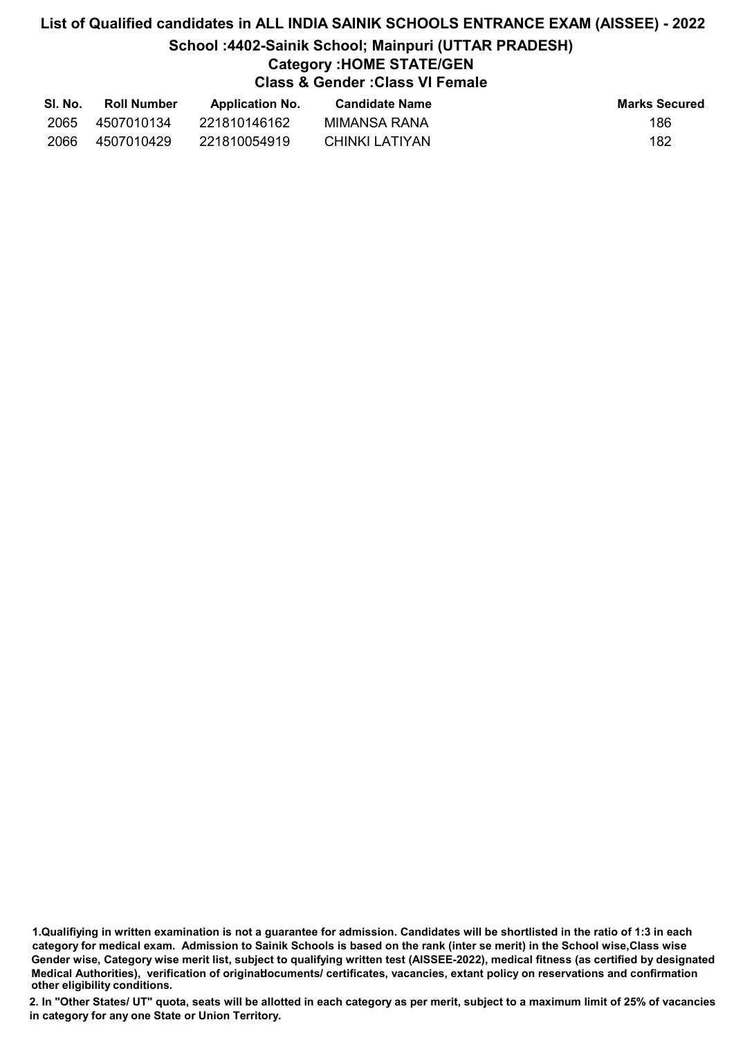# List of Qualified candidates in ALL INDIA SAINIK SCHOOLS ENTRANCE EXAM (AISSEE) - 2022

## School :4402-Sainik School; Mainpuri (UTTAR PRADESH)

### Category :HOME STATE/GEN

### Class & Gender :Class VI Female

| Sl. No. | Roll Number | Application No. | Candidate Name | Marks Secured |
|---|---|---|---|---|
| 2065 | 4507010134 | 221810146162 | MIMANSA RANA | 186 |
| 2066 | 4507010429 | 221810054919 | CHINKI LATIYAN | 182 |

1.Qualifiying in written examination is not a guarantee for admission. Candidates will be shortlisted in the ratio of 1:3 in each category for medical exam. Admission to Sainik Schools is based on the rank (inter se merit) in the School wise,Class wise Gender wise, Category wise merit list, subject to qualifying written test (AISSEE-2022), medical fitness (as certified by designated Medical Authorities), verification of originaldocuments/ certificates, vacancies, extant policy on reservations and confirmation other eligibility conditions.

2. In "Other States/ UT" quota, seats will be allotted in each category as per merit, subject to a maximum limit of 25% of vacancies in category for any one State or Union Territory.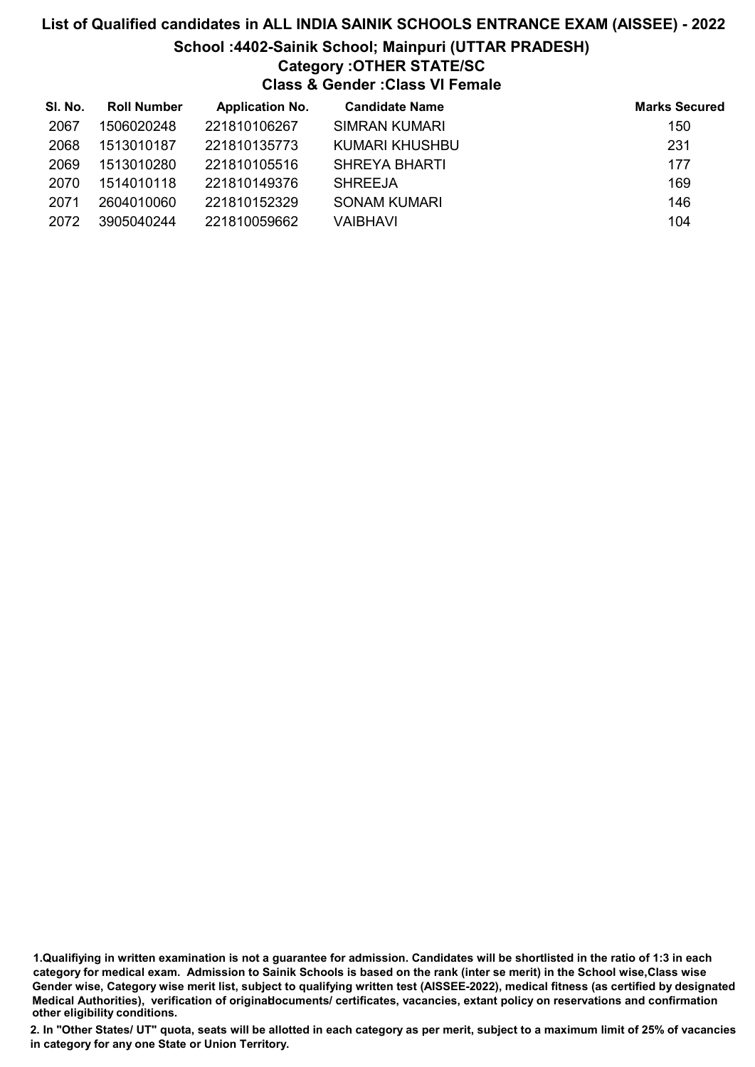# List of Qualified candidates in ALL INDIA SAINIK SCHOOLS ENTRANCE EXAM (AISSEE) - 2022

## School :4402-Sainik School; Mainpuri (UTTAR PRADESH)

### Category :OTHER STATE/SC

### Class & Gender :Class VI Female

| Sl. No. | Roll Number | Application No. | Candidate Name | Marks Secured |
|---|---|---|---|---|
| 2067 | 1506020248 | 221810106267 | SIMRAN KUMARI | 150 |
| 2068 | 1513010187 | 221810135773 | KUMARI KHUSHBU | 231 |
| 2069 | 1513010280 | 221810105516 | SHREYA BHARTI | 177 |
| 2070 | 1514010118 | 221810149376 | SHREEJA | 169 |
| 2071 | 2604010060 | 221810152329 | SONAM KUMARI | 146 |
| 2072 | 3905040244 | 221810059662 | VAIBHAVI | 104 |

**1.Qualifiying in written examination is not a guarantee for admission. Candidates will be shortlisted in the ratio of 1:3 in each category for medical exam. Admission to Sainik Schools is based on the rank (inter se merit) in the School wise,Class wise Gender wise, Category wise merit list, subject to qualifying written test (AISSEE-2022), medical fitness (as certified by designated Medical Authorities), verification of originaldocuments/ certificates, vacancies, extant policy on reservations and confirmation other eligibility conditions.**

**2. In "Other States/ UT" quota, seats will be allotted in each category as per merit, subject to a maximum limit of 25% of vacancies in category for any one State or Union Territory.**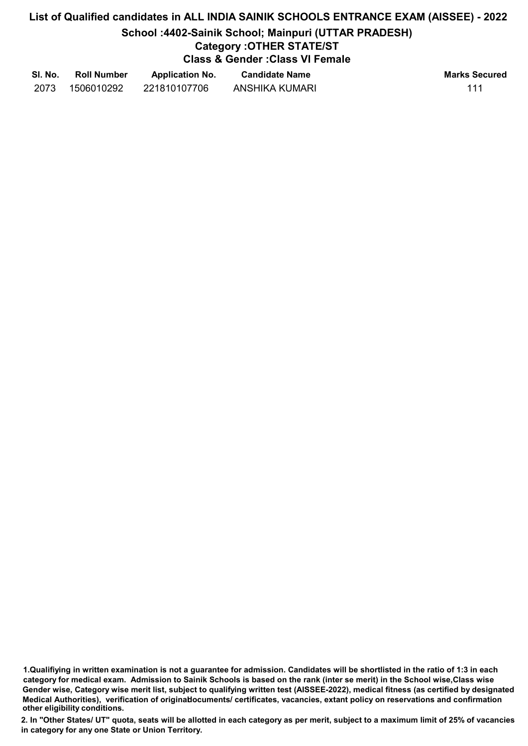# List of Qualified candidates in ALL INDIA SAINIK SCHOOLS ENTRANCE EXAM (AISSEE) - 2022

## School :4402-Sainik School; Mainpuri (UTTAR PRADESH)

## Category :OTHER STATE/ST

## Class & Gender :Class VI Female

| Sl. No. | Roll Number | Application No. | Candidate Name | Marks Secured |
|---|---|---|---|---|
| 2073 | 1506010292 | 221810107706 | ANSHIKA KUMARI | 111 |

**1.Qualifiying in written examination is not a guarantee for admission. Candidates will be shortlisted in the ratio of 1:3 in each category for medical exam. Admission to Sainik Schools is based on the rank (inter se merit) in the School wise,Class wise Gender wise, Category wise merit list, subject to qualifying written test (AISSEE-2022), medical fitness (as certified by designated Medical Authorities), verification of originaldocuments/ certificates, vacancies, extant policy on reservations and confirmation other eligibility conditions.**

**2. In "Other States/ UT" quota, seats will be allotted in each category as per merit, subject to a maximum limit of 25% of vacancies in category for any one State or Union Territory.**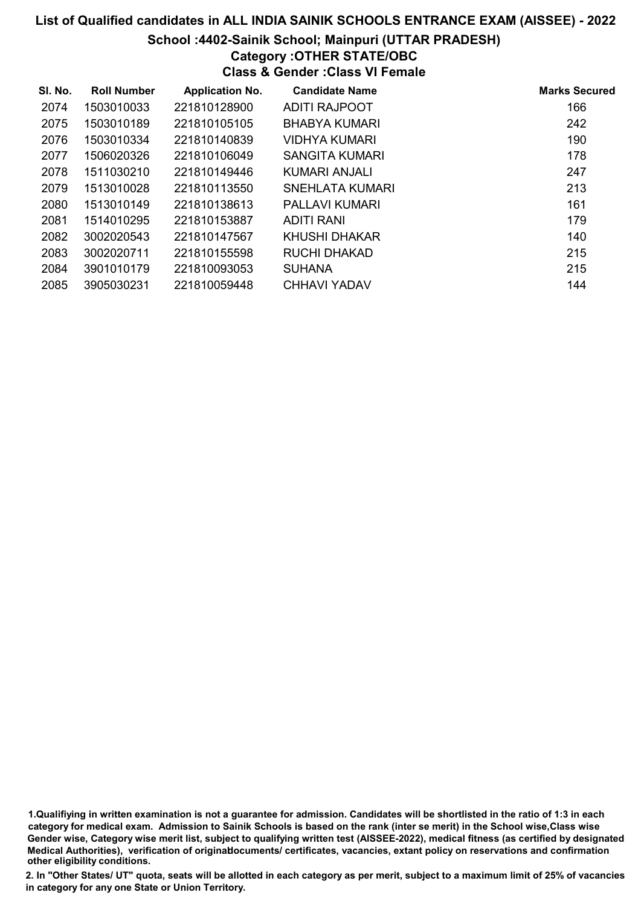# List of Qualified candidates in ALL INDIA SAINIK SCHOOLS ENTRANCE EXAM (AISSEE) - 2022

## School :4402-Sainik School; Mainpuri (UTTAR PRADESH)

### Category :OTHER STATE/OBC

### Class & Gender :Class VI Female

| Sl. No. | Roll Number | Application No. | Candidate Name | Marks Secured |
|---|---|---|---|---|
| 2074 | 1503010033 | 221810128900 | ADITI RAJPOOT | 166 |
| 2075 | 1503010189 | 221810105105 | BHABYA KUMARI | 242 |
| 2076 | 1503010334 | 221810140839 | VIDHYA KUMARI | 190 |
| 2077 | 1506020326 | 221810106049 | SANGITA KUMARI | 178 |
| 2078 | 1511030210 | 221810149446 | KUMARI ANJALI | 247 |
| 2079 | 1513010028 | 221810113550 | SNEHLATA KUMARI | 213 |
| 2080 | 1513010149 | 221810138613 | PALLAVI KUMARI | 161 |
| 2081 | 1514010295 | 221810153887 | ADITI RANI | 179 |
| 2082 | 3002020543 | 221810147567 | KHUSHI DHAKAR | 140 |
| 2083 | 3002020711 | 221810155598 | RUCHI DHAKAD | 215 |
| 2084 | 3901010179 | 221810093053 | SUHANA | 215 |
| 2085 | 3905030231 | 221810059448 | CHHAVI YADAV | 144 |

1.Qualifiying in written examination is not a guarantee for admission. Candidates will be shortlisted in the ratio of 1:3 in each category for medical exam. Admission to Sainik Schools is based on the rank (inter se merit) in the School wise,Class wise Gender wise, Category wise merit list, subject to qualifying written test (AISSEE-2022), medical fitness (as certified by designated Medical Authorities), verification of originaldocuments/ certificates, vacancies, extant policy on reservations and confirmation other eligibility conditions.

2. In "Other States/ UT" quota, seats will be allotted in each category as per merit, subject to a maximum limit of 25% of vacancies in category for any one State or Union Territory.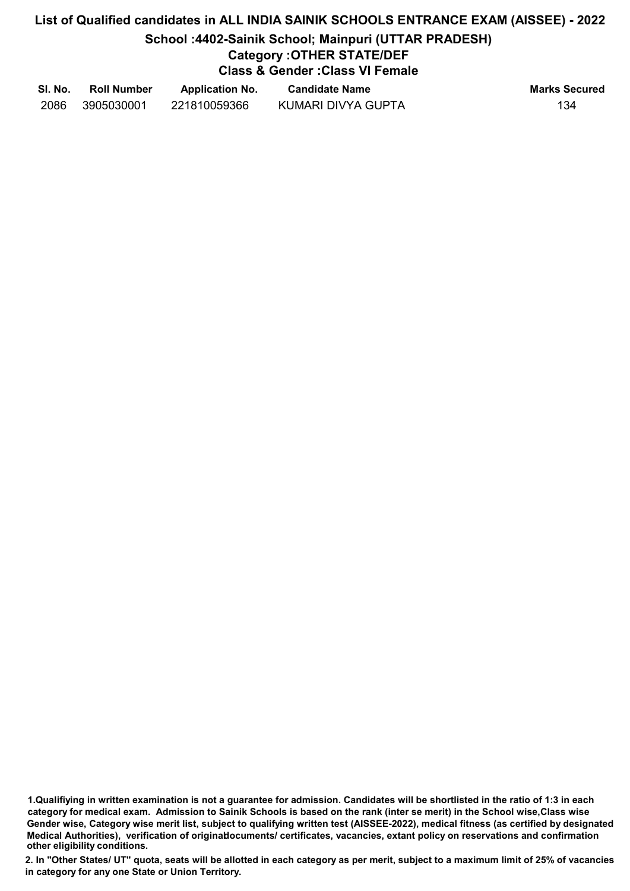# List of Qualified candidates in ALL INDIA SAINIK SCHOOLS ENTRANCE EXAM (AISSEE) - 2022

## School :4402-Sainik School; Mainpuri (UTTAR PRADESH)

### Category :OTHER STATE/DEF

### Class & Gender :Class VI Female

| Sl. No. | Roll Number | Application No. | Candidate Name | Marks Secured |
|---|---|---|---|---|
| 2086 | 3905030001 | 221810059366 | KUMARI DIVYA GUPTA | 134 |

**1.Qualifiying in written examination is not a guarantee for admission. Candidates will be shortlisted in the ratio of 1:3 in each category for medical exam. Admission to Sainik Schools is based on the rank (inter se merit) in the School wise,Class wise Gender wise, Category wise merit list, subject to qualifying written test (AISSEE-2022), medical fitness (as certified by designated Medical Authorities), verification of originaldocuments/ certificates, vacancies, extant policy on reservations and confirmation other eligibility conditions.**

**2. In "Other States/ UT" quota, seats will be allotted in each category as per merit, subject to a maximum limit of 25% of vacancies in category for any one State or Union Territory.**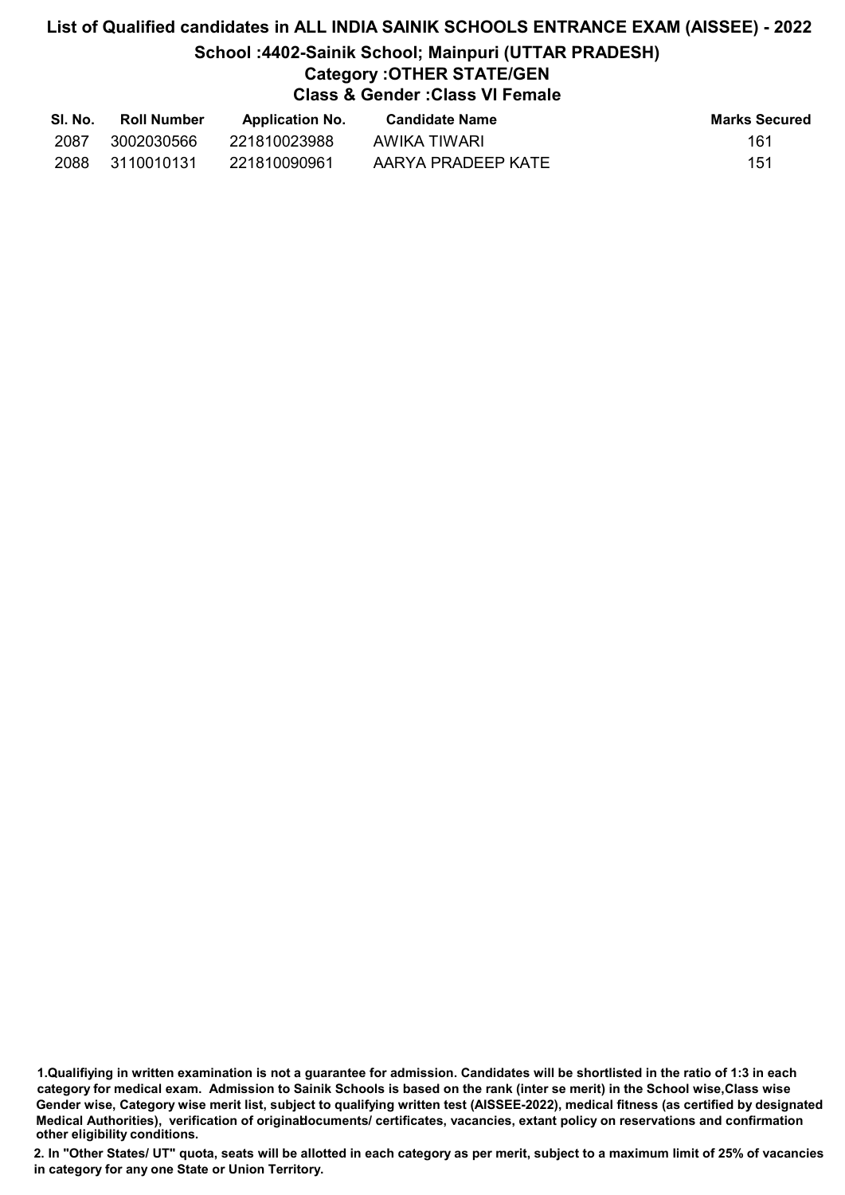# List of Qualified candidates in ALL INDIA SAINIK SCHOOLS ENTRANCE EXAM (AISSEE) - 2022

## School :4402-Sainik School; Mainpuri (UTTAR PRADESH)

### Category :OTHER STATE/GEN

### Class & Gender :Class VI Female

| Sl. No. | Roll Number | Application No. | Candidate Name | Marks Secured |
|---|---|---|---|---|
| 2087 | 3002030566 | 221810023988 | AWIKA TIWARI | 161 |
| 2088 | 3110010131 | 221810090961 | AARYA PRADEEP KATE | 151 |

1.Qualifiying in written examination is not a guarantee for admission. Candidates will be shortlisted in the ratio of 1:3 in each category for medical exam. Admission to Sainik Schools is based on the rank (inter se merit) in the School wise,Class wise Gender wise, Category wise merit list, subject to qualifying written test (AISSEE-2022), medical fitness (as certified by designated Medical Authorities), verification of originaldocuments/ certificates, vacancies, extant policy on reservations and confirmation other eligibility conditions.

2. In "Other States/ UT" quota, seats will be allotted in each category as per merit, subject to a maximum limit of 25% of vacancies in category for any one State or Union Territory.